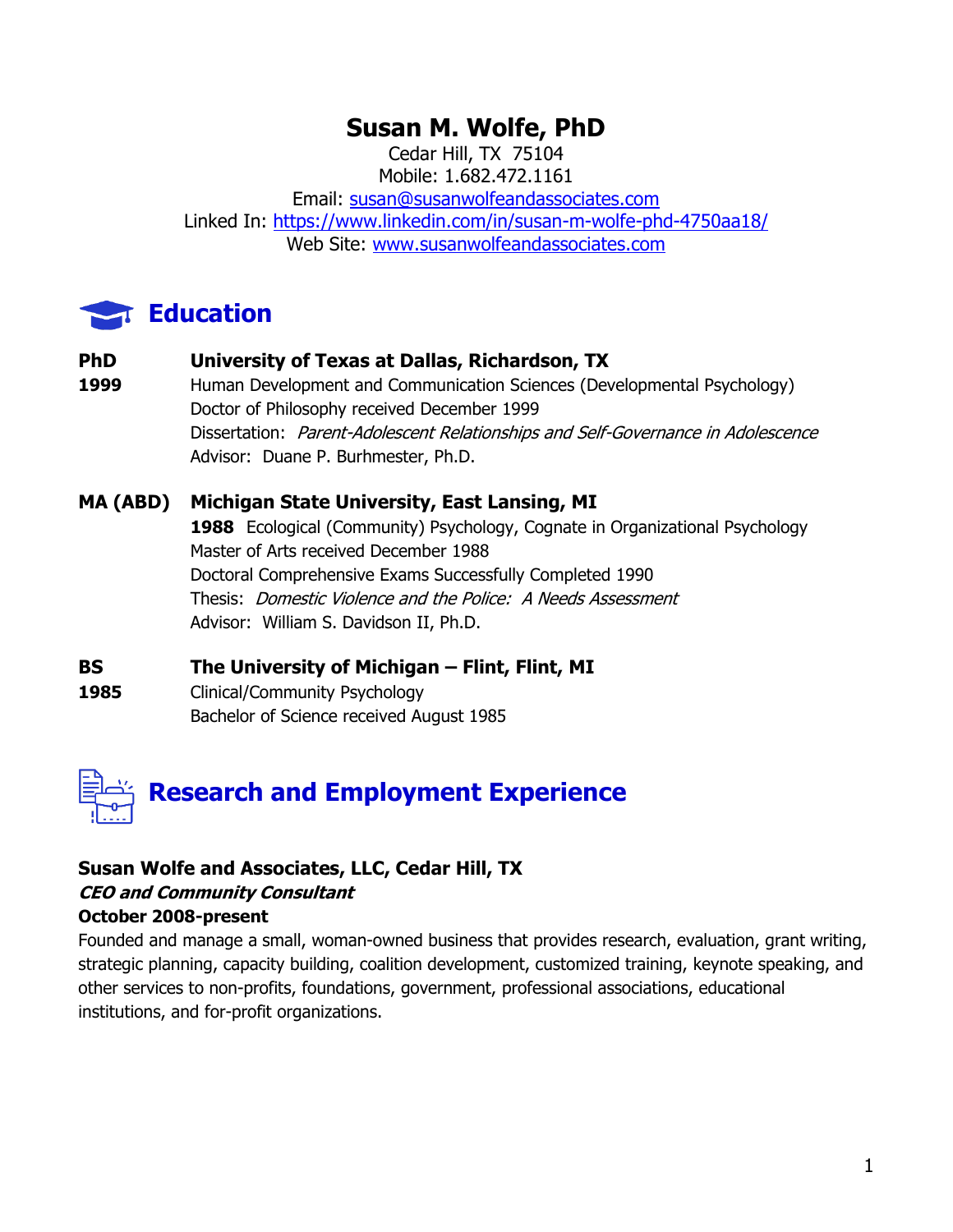# Susan M. Wolfe, PhD

Cedar Hill, TX 75104
Mobile: 1.682.472.1161
Email: susan@susanwolfeandassociates.com
Linked In: https://www.linkedin.com/in/susan-m-wolfe-phd-4750aa18/
Web Site: www.susanwolfeandassociates.com

## Education

**PhD 1999** **University of Texas at Dallas, Richardson, TX**
Human Development and Communication Sciences (Developmental Psychology)
Doctor of Philosophy received December 1999
Dissertation: *Parent-Adolescent Relationships and Self-Governance in Adolescence*
Advisor: Duane P. Burhmester, Ph.D.

**MA (ABD)** **Michigan State University, East Lansing, MI**
**1988** Ecological (Community) Psychology, Cognate in Organizational Psychology
Master of Arts received December 1988
Doctoral Comprehensive Exams Successfully Completed 1990
Thesis: *Domestic Violence and the Police: A Needs Assessment*
Advisor: William S. Davidson II, Ph.D.

**BS 1985** **The University of Michigan – Flint, Flint, MI**
Clinical/Community Psychology
Bachelor of Science received August 1985

## Research and Employment Experience

**Susan Wolfe and Associates, LLC, Cedar Hill, TX**
***CEO and Community Consultant***
**October 2008-present**
Founded and manage a small, woman-owned business that provides research, evaluation, grant writing, strategic planning, capacity building, coalition development, customized training, keynote speaking, and other services to non-profits, foundations, government, professional associations, educational institutions, and for-profit organizations.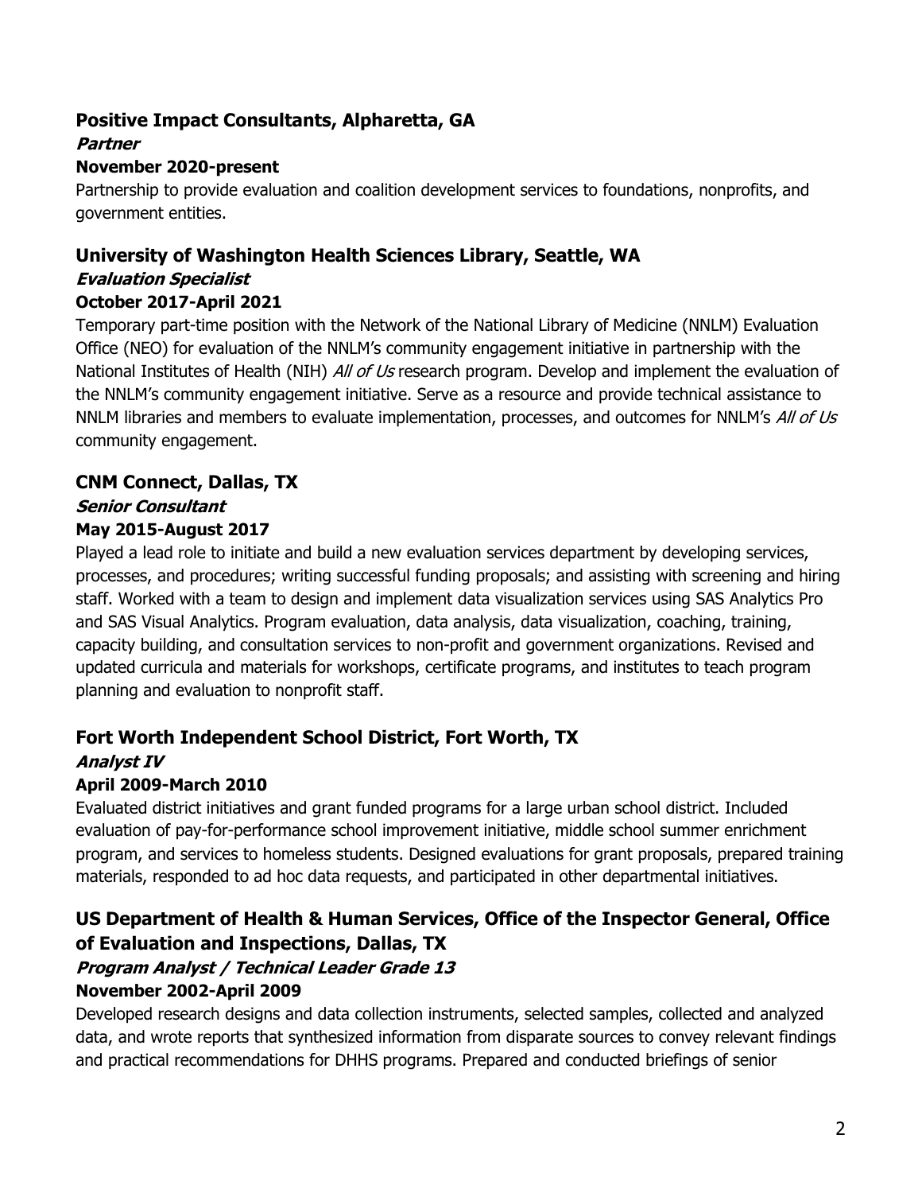**Positive Impact Consultants, Alpharetta, GA**
***Partner***
**November 2020-present**

Partnership to provide evaluation and coalition development services to foundations, nonprofits, and government entities.

**University of Washington Health Sciences Library, Seattle, WA**
***Evaluation Specialist***
**October 2017-April 2021**

Temporary part-time position with the Network of the National Library of Medicine (NNLM) Evaluation Office (NEO) for evaluation of the NNLM's community engagement initiative in partnership with the National Institutes of Health (NIH) *All of Us* research program. Develop and implement the evaluation of the NNLM's community engagement initiative. Serve as a resource and provide technical assistance to NNLM libraries and members to evaluate implementation, processes, and outcomes for NNLM's *All of Us* community engagement.

**CNM Connect, Dallas, TX**
***Senior Consultant***
**May 2015-August 2017**

Played a lead role to initiate and build a new evaluation services department by developing services, processes, and procedures; writing successful funding proposals; and assisting with screening and hiring staff. Worked with a team to design and implement data visualization services using SAS Analytics Pro and SAS Visual Analytics. Program evaluation, data analysis, data visualization, coaching, training, capacity building, and consultation services to non-profit and government organizations. Revised and updated curricula and materials for workshops, certificate programs, and institutes to teach program planning and evaluation to nonprofit staff.

**Fort Worth Independent School District, Fort Worth, TX**
***Analyst IV***
**April 2009-March 2010**

Evaluated district initiatives and grant funded programs for a large urban school district. Included evaluation of pay-for-performance school improvement initiative, middle school summer enrichment program, and services to homeless students. Designed evaluations for grant proposals, prepared training materials, responded to ad hoc data requests, and participated in other departmental initiatives.

**US Department of Health & Human Services, Office of the Inspector General, Office of Evaluation and Inspections, Dallas, TX**
***Program Analyst / Technical Leader Grade 13***
**November 2002-April 2009**

Developed research designs and data collection instruments, selected samples, collected and analyzed data, and wrote reports that synthesized information from disparate sources to convey relevant findings and practical recommendations for DHHS programs. Prepared and conducted briefings of senior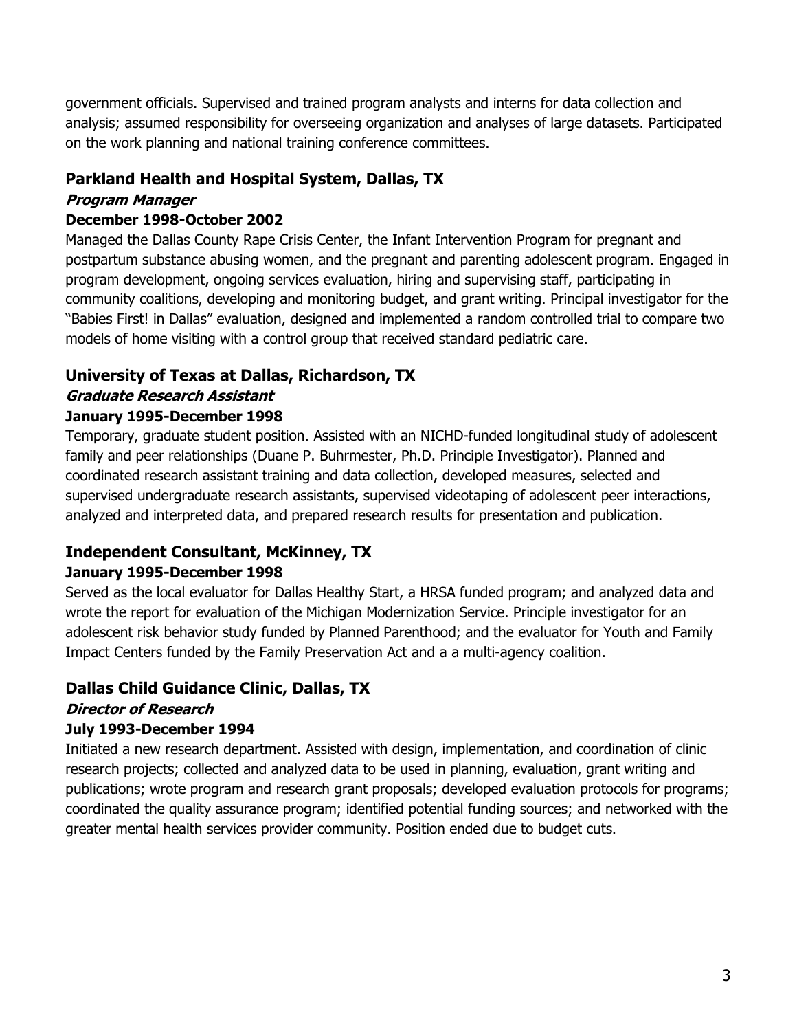government officials. Supervised and trained program analysts and interns for data collection and analysis; assumed responsibility for overseeing organization and analyses of large datasets. Participated on the work planning and national training conference committees.

### Parkland Health and Hospital System, Dallas, TX

***Program Manager***

**December 1998-October 2002**

Managed the Dallas County Rape Crisis Center, the Infant Intervention Program for pregnant and postpartum substance abusing women, and the pregnant and parenting adolescent program. Engaged in program development, ongoing services evaluation, hiring and supervising staff, participating in community coalitions, developing and monitoring budget, and grant writing. Principal investigator for the "Babies First! in Dallas" evaluation, designed and implemented a random controlled trial to compare two models of home visiting with a control group that received standard pediatric care.

### University of Texas at Dallas, Richardson, TX

***Graduate Research Assistant***

**January 1995-December 1998**

Temporary, graduate student position. Assisted with an NICHD-funded longitudinal study of adolescent family and peer relationships (Duane P. Buhrmester, Ph.D. Principle Investigator). Planned and coordinated research assistant training and data collection, developed measures, selected and supervised undergraduate research assistants, supervised videotaping of adolescent peer interactions, analyzed and interpreted data, and prepared research results for presentation and publication.

### Independent Consultant, McKinney, TX

**January 1995-December 1998**

Served as the local evaluator for Dallas Healthy Start, a HRSA funded program; and analyzed data and wrote the report for evaluation of the Michigan Modernization Service. Principle investigator for an adolescent risk behavior study funded by Planned Parenthood; and the evaluator for Youth and Family Impact Centers funded by the Family Preservation Act and a a multi-agency coalition.

### Dallas Child Guidance Clinic, Dallas, TX

***Director of Research***

**July 1993-December 1994**

Initiated a new research department. Assisted with design, implementation, and coordination of clinic research projects; collected and analyzed data to be used in planning, evaluation, grant writing and publications; wrote program and research grant proposals; developed evaluation protocols for programs; coordinated the quality assurance program; identified potential funding sources; and networked with the greater mental health services provider community. Position ended due to budget cuts.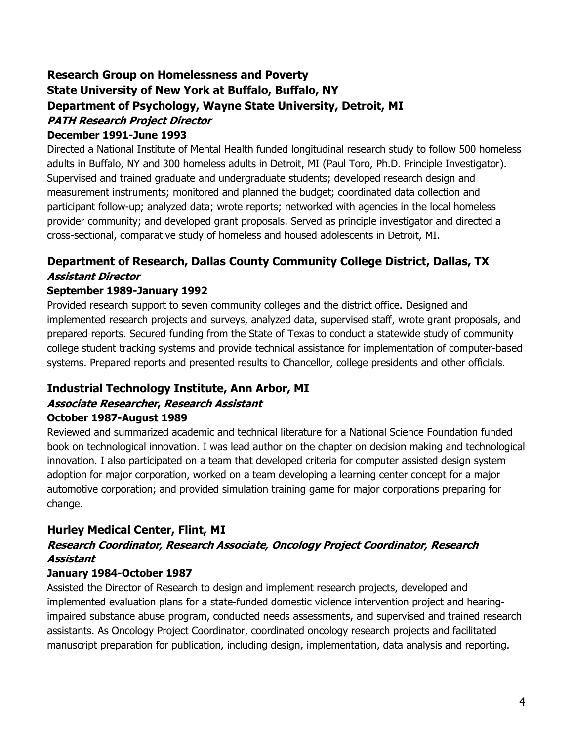**Research Group on Homelessness and Poverty**
**State University of New York at Buffalo, Buffalo, NY**
**Department of Psychology, Wayne State University, Detroit, MI**
***PATH Research Project Director***
**December 1991-June 1993**

Directed a National Institute of Mental Health funded longitudinal research study to follow 500 homeless adults in Buffalo, NY and 300 homeless adults in Detroit, MI (Paul Toro, Ph.D. Principle Investigator). Supervised and trained graduate and undergraduate students; developed research design and measurement instruments; monitored and planned the budget; coordinated data collection and participant follow-up; analyzed data; wrote reports; networked with agencies in the local homeless provider community; and developed grant proposals. Served as principle investigator and directed a cross-sectional, comparative study of homeless and housed adolescents in Detroit, MI.

**Department of Research, Dallas County Community College District, Dallas, TX**
***Assistant Director***
**September 1989-January 1992**

Provided research support to seven community colleges and the district office. Designed and implemented research projects and surveys, analyzed data, supervised staff, wrote grant proposals, and prepared reports. Secured funding from the State of Texas to conduct a statewide study of community college student tracking systems and provide technical assistance for implementation of computer-based systems. Prepared reports and presented results to Chancellor, college presidents and other officials.

**Industrial Technology Institute, Ann Arbor, MI**
***Associate Researcher, Research Assistant***
**October 1987-August 1989**

Reviewed and summarized academic and technical literature for a National Science Foundation funded book on technological innovation. I was lead author on the chapter on decision making and technological innovation. I also participated on a team that developed criteria for computer assisted design system adoption for major corporation, worked on a team developing a learning center concept for a major automotive corporation; and provided simulation training game for major corporations preparing for change.

**Hurley Medical Center, Flint, MI**
***Research Coordinator, Research Associate, Oncology Project Coordinator, Research Assistant***
**January 1984-October 1987**

Assisted the Director of Research to design and implement research projects, developed and implemented evaluation plans for a state-funded domestic violence intervention project and hearing-impaired substance abuse program, conducted needs assessments, and supervised and trained research assistants. As Oncology Project Coordinator, coordinated oncology research projects and facilitated manuscript preparation for publication, including design, implementation, data analysis and reporting.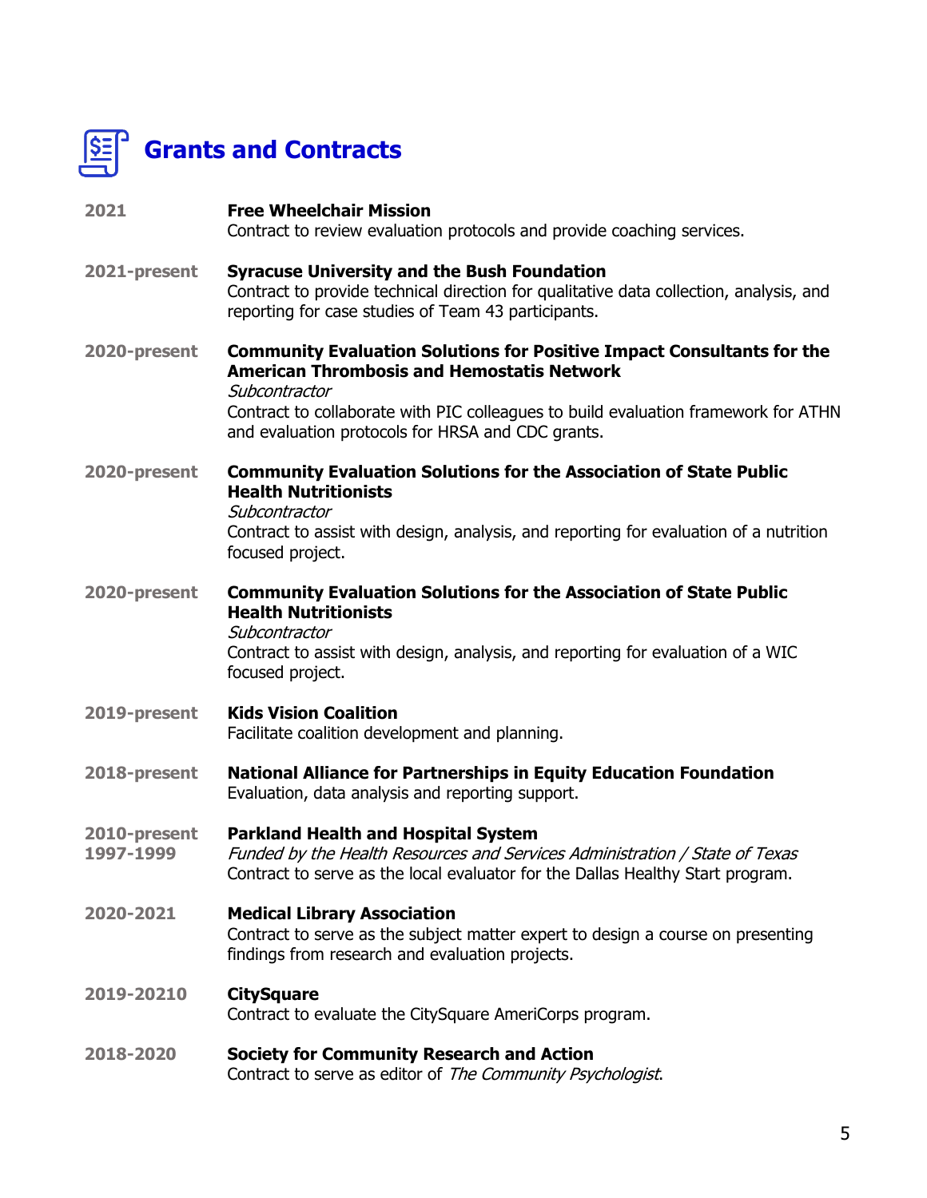## Grants and Contracts

**2021** — **Free Wheelchair Mission**
Contract to review evaluation protocols and provide coaching services.

**2021-present** — **Syracuse University and the Bush Foundation**
Contract to provide technical direction for qualitative data collection, analysis, and reporting for case studies of Team 43 participants.

**2020-present** — **Community Evaluation Solutions for Positive Impact Consultants for the American Thrombosis and Hemostatis Network**
*Subcontractor*
Contract to collaborate with PIC colleagues to build evaluation framework for ATHN and evaluation protocols for HRSA and CDC grants.

**2020-present** — **Community Evaluation Solutions for the Association of State Public Health Nutritionists**
*Subcontractor*
Contract to assist with design, analysis, and reporting for evaluation of a nutrition focused project.

**2020-present** — **Community Evaluation Solutions for the Association of State Public Health Nutritionists**
*Subcontractor*
Contract to assist with design, analysis, and reporting for evaluation of a WIC focused project.

**2019-present** — **Kids Vision Coalition**
Facilitate coalition development and planning.

**2018-present** — **National Alliance for Partnerships in Equity Education Foundation**
Evaluation, data analysis and reporting support.

**2010-present, 1997-1999** — **Parkland Health and Hospital System**
*Funded by the Health Resources and Services Administration / State of Texas*
Contract to serve as the local evaluator for the Dallas Healthy Start program.

**2020-2021** — **Medical Library Association**
Contract to serve as the subject matter expert to design a course on presenting findings from research and evaluation projects.

**2019-20210** — **CitySquare**
Contract to evaluate the CitySquare AmeriCorps program.

**2018-2020** — **Society for Community Research and Action**
Contract to serve as editor of *The Community Psychologist*.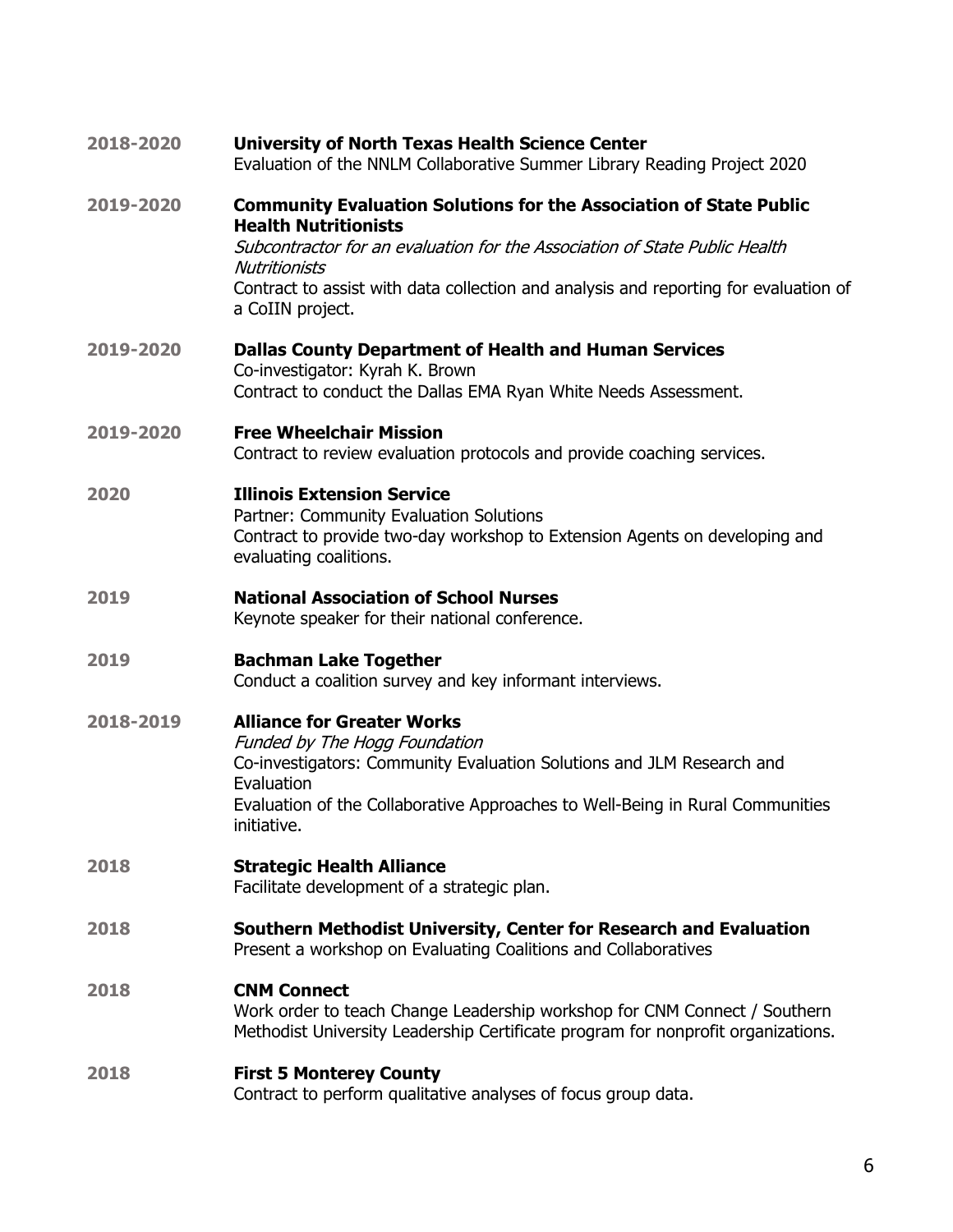**2018-2020** **University of North Texas Health Science Center**
Evaluation of the NNLM Collaborative Summer Library Reading Project 2020

**2019-2020** **Community Evaluation Solutions for the Association of State Public Health Nutritionists**
*Subcontractor for an evaluation for the Association of State Public Health Nutritionists*
Contract to assist with data collection and analysis and reporting for evaluation of a CoIIN project.

**2019-2020** **Dallas County Department of Health and Human Services**
Co-investigator: Kyrah K. Brown
Contract to conduct the Dallas EMA Ryan White Needs Assessment.

**2019-2020** **Free Wheelchair Mission**
Contract to review evaluation protocols and provide coaching services.

**2020** **Illinois Extension Service**
Partner: Community Evaluation Solutions
Contract to provide two-day workshop to Extension Agents on developing and evaluating coalitions.

**2019** **National Association of School Nurses**
Keynote speaker for their national conference.

**2019** **Bachman Lake Together**
Conduct a coalition survey and key informant interviews.

**2018-2019** **Alliance for Greater Works**
*Funded by The Hogg Foundation*
Co-investigators: Community Evaluation Solutions and JLM Research and Evaluation
Evaluation of the Collaborative Approaches to Well-Being in Rural Communities initiative.

**2018** **Strategic Health Alliance**
Facilitate development of a strategic plan.

**2018** **Southern Methodist University, Center for Research and Evaluation**
Present a workshop on Evaluating Coalitions and Collaboratives

**2018** **CNM Connect**
Work order to teach Change Leadership workshop for CNM Connect / Southern Methodist University Leadership Certificate program for nonprofit organizations.

**2018** **First 5 Monterey County**
Contract to perform qualitative analyses of focus group data.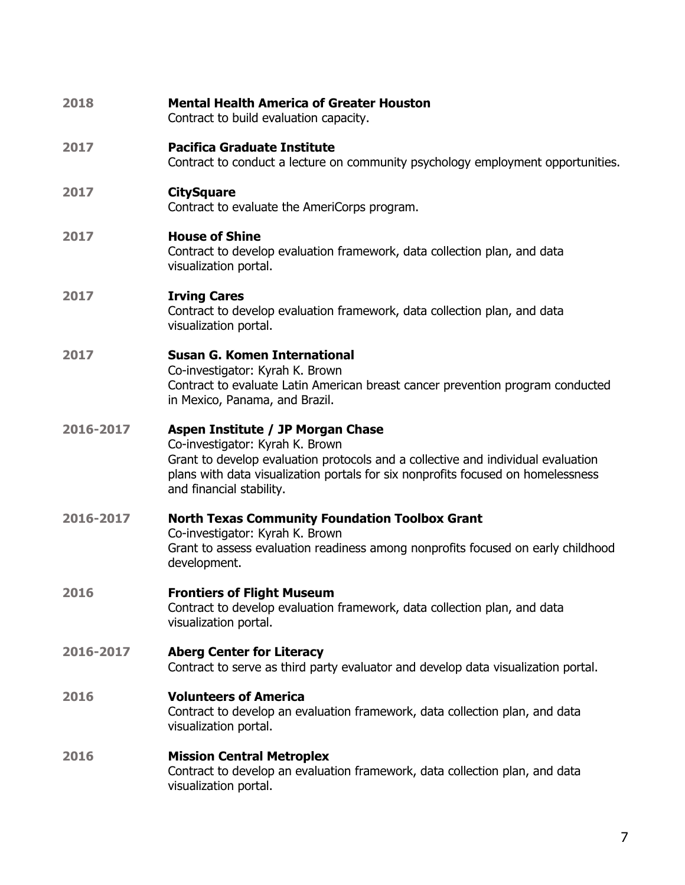**2018** **Mental Health America of Greater Houston**
Contract to build evaluation capacity.

**2017** **Pacifica Graduate Institute**
Contract to conduct a lecture on community psychology employment opportunities.

**2017** **CitySquare**
Contract to evaluate the AmeriCorps program.

**2017** **House of Shine**
Contract to develop evaluation framework, data collection plan, and data visualization portal.

**2017** **Irving Cares**
Contract to develop evaluation framework, data collection plan, and data visualization portal.

**2017** **Susan G. Komen International**
Co-investigator: Kyrah K. Brown
Contract to evaluate Latin American breast cancer prevention program conducted in Mexico, Panama, and Brazil.

**2016-2017** **Aspen Institute / JP Morgan Chase**
Co-investigator: Kyrah K. Brown
Grant to develop evaluation protocols and a collective and individual evaluation plans with data visualization portals for six nonprofits focused on homelessness and financial stability.

**2016-2017** **North Texas Community Foundation Toolbox Grant**
Co-investigator: Kyrah K. Brown
Grant to assess evaluation readiness among nonprofits focused on early childhood development.

**2016** **Frontiers of Flight Museum**
Contract to develop evaluation framework, data collection plan, and data visualization portal.

**2016-2017** **Aberg Center for Literacy**
Contract to serve as third party evaluator and develop data visualization portal.

**2016** **Volunteers of America**
Contract to develop an evaluation framework, data collection plan, and data visualization portal.

**2016** **Mission Central Metroplex**
Contract to develop an evaluation framework, data collection plan, and data visualization portal.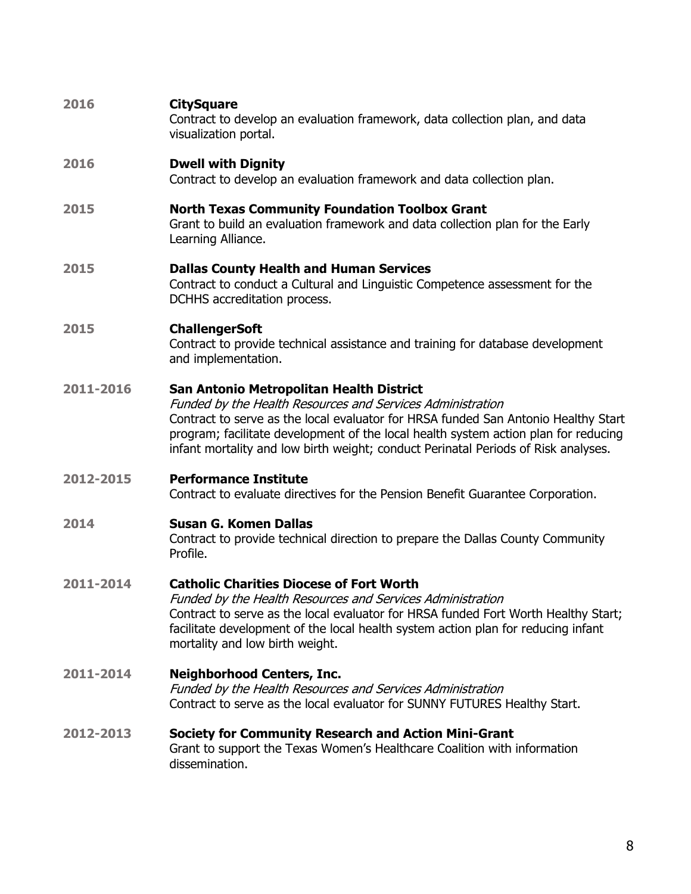**2016** **CitySquare**
Contract to develop an evaluation framework, data collection plan, and data visualization portal.

**2016** **Dwell with Dignity**
Contract to develop an evaluation framework and data collection plan.

**2015** **North Texas Community Foundation Toolbox Grant**
Grant to build an evaluation framework and data collection plan for the Early Learning Alliance.

**2015** **Dallas County Health and Human Services**
Contract to conduct a Cultural and Linguistic Competence assessment for the DCHHS accreditation process.

**2015** **ChallengerSoft**
Contract to provide technical assistance and training for database development and implementation.

**2011-2016** **San Antonio Metropolitan Health District**
*Funded by the Health Resources and Services Administration*
Contract to serve as the local evaluator for HRSA funded San Antonio Healthy Start program; facilitate development of the local health system action plan for reducing infant mortality and low birth weight; conduct Perinatal Periods of Risk analyses.

**2012-2015** **Performance Institute**
Contract to evaluate directives for the Pension Benefit Guarantee Corporation.

**2014** **Susan G. Komen Dallas**
Contract to provide technical direction to prepare the Dallas County Community Profile.

**2011-2014** **Catholic Charities Diocese of Fort Worth**
*Funded by the Health Resources and Services Administration*
Contract to serve as the local evaluator for HRSA funded Fort Worth Healthy Start; facilitate development of the local health system action plan for reducing infant mortality and low birth weight.

**2011-2014** **Neighborhood Centers, Inc.**
*Funded by the Health Resources and Services Administration*
Contract to serve as the local evaluator for SUNNY FUTURES Healthy Start.

**2012-2013** **Society for Community Research and Action Mini-Grant**
Grant to support the Texas Women's Healthcare Coalition with information dissemination.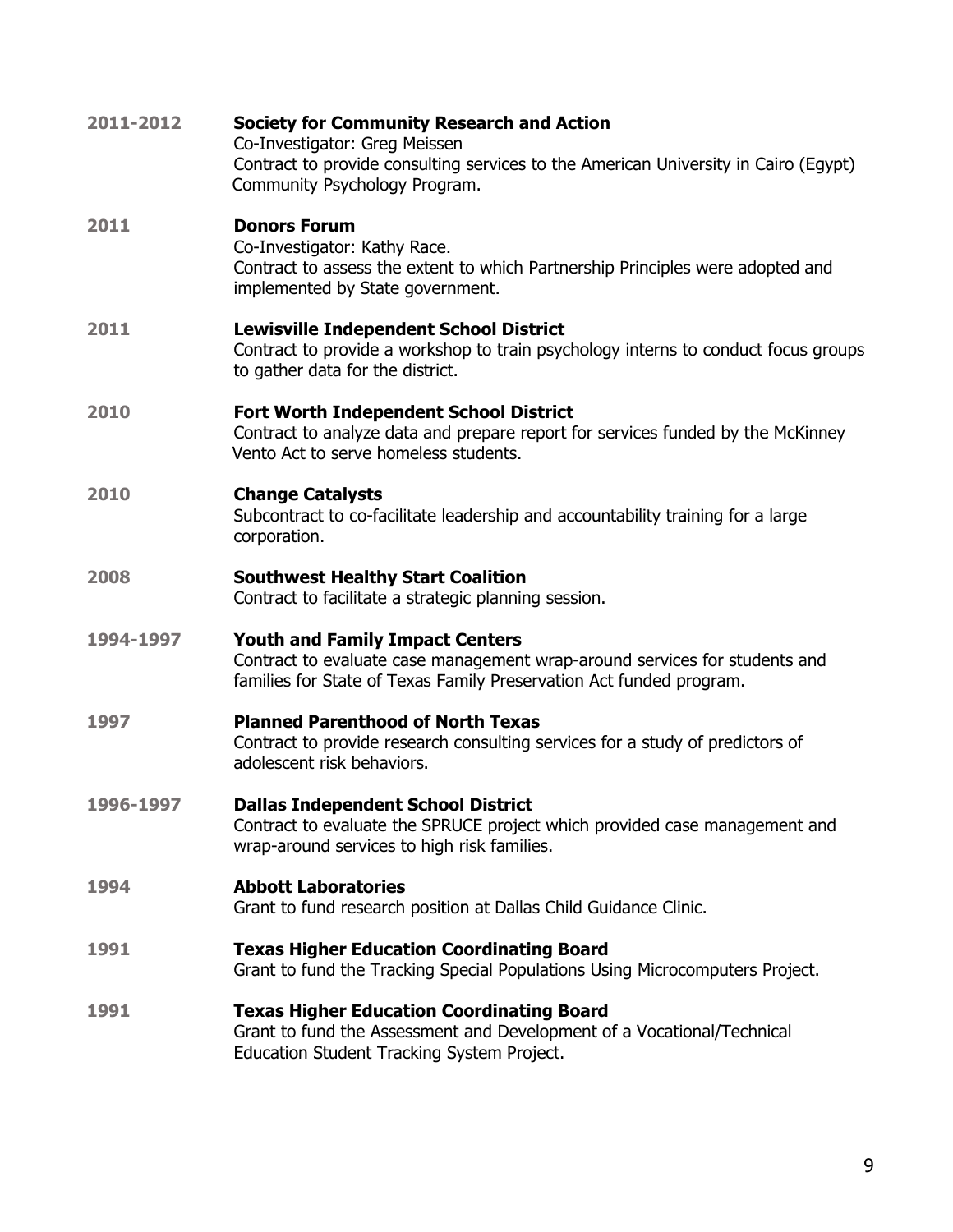**2011-2012** **Society for Community Research and Action**
Co-Investigator: Greg Meissen
Contract to provide consulting services to the American University in Cairo (Egypt) Community Psychology Program.

**2011** **Donors Forum**
Co-Investigator: Kathy Race.
Contract to assess the extent to which Partnership Principles were adopted and implemented by State government.

**2011** **Lewisville Independent School District**
Contract to provide a workshop to train psychology interns to conduct focus groups to gather data for the district.

**2010** **Fort Worth Independent School District**
Contract to analyze data and prepare report for services funded by the McKinney Vento Act to serve homeless students.

**2010** **Change Catalysts**
Subcontract to co-facilitate leadership and accountability training for a large corporation.

**2008** **Southwest Healthy Start Coalition**
Contract to facilitate a strategic planning session.

**1994-1997** **Youth and Family Impact Centers**
Contract to evaluate case management wrap-around services for students and families for State of Texas Family Preservation Act funded program.

**1997** **Planned Parenthood of North Texas**
Contract to provide research consulting services for a study of predictors of adolescent risk behaviors.

**1996-1997** **Dallas Independent School District**
Contract to evaluate the SPRUCE project which provided case management and wrap-around services to high risk families.

**1994** **Abbott Laboratories**
Grant to fund research position at Dallas Child Guidance Clinic.

**1991** **Texas Higher Education Coordinating Board**
Grant to fund the Tracking Special Populations Using Microcomputers Project.

**1991** **Texas Higher Education Coordinating Board**
Grant to fund the Assessment and Development of a Vocational/Technical Education Student Tracking System Project.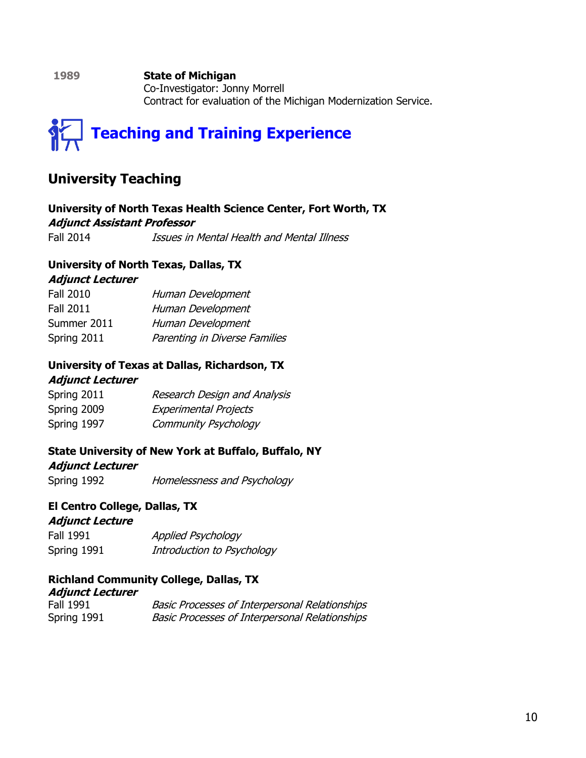**1989** **State of Michigan**
Co-Investigator: Jonny Morrell
Contract for evaluation of the Michigan Modernization Service.

# Teaching and Training Experience

## University Teaching

**University of North Texas Health Science Center, Fort Worth, TX**
***Adjunct Assistant Professor***

Fall 2014 *Issues in Mental Health and Mental Illness*

**University of North Texas, Dallas, TX**
***Adjunct Lecturer***

Fall 2010 *Human Development*
Fall 2011 *Human Development*
Summer 2011 *Human Development*
Spring 2011 *Parenting in Diverse Families*

**University of Texas at Dallas, Richardson, TX**
***Adjunct Lecturer***

Spring 2011 *Research Design and Analysis*
Spring 2009 *Experimental Projects*
Spring 1997 *Community Psychology*

**State University of New York at Buffalo, Buffalo, NY**
***Adjunct Lecturer***

Spring 1992 *Homelessness and Psychology*

**El Centro College, Dallas, TX**
***Adjunct Lecture***

Fall 1991 *Applied Psychology*
Spring 1991 *Introduction to Psychology*

**Richland Community College, Dallas, TX**
***Adjunct Lecturer***

Fall 1991 *Basic Processes of Interpersonal Relationships*
Spring 1991 *Basic Processes of Interpersonal Relationships*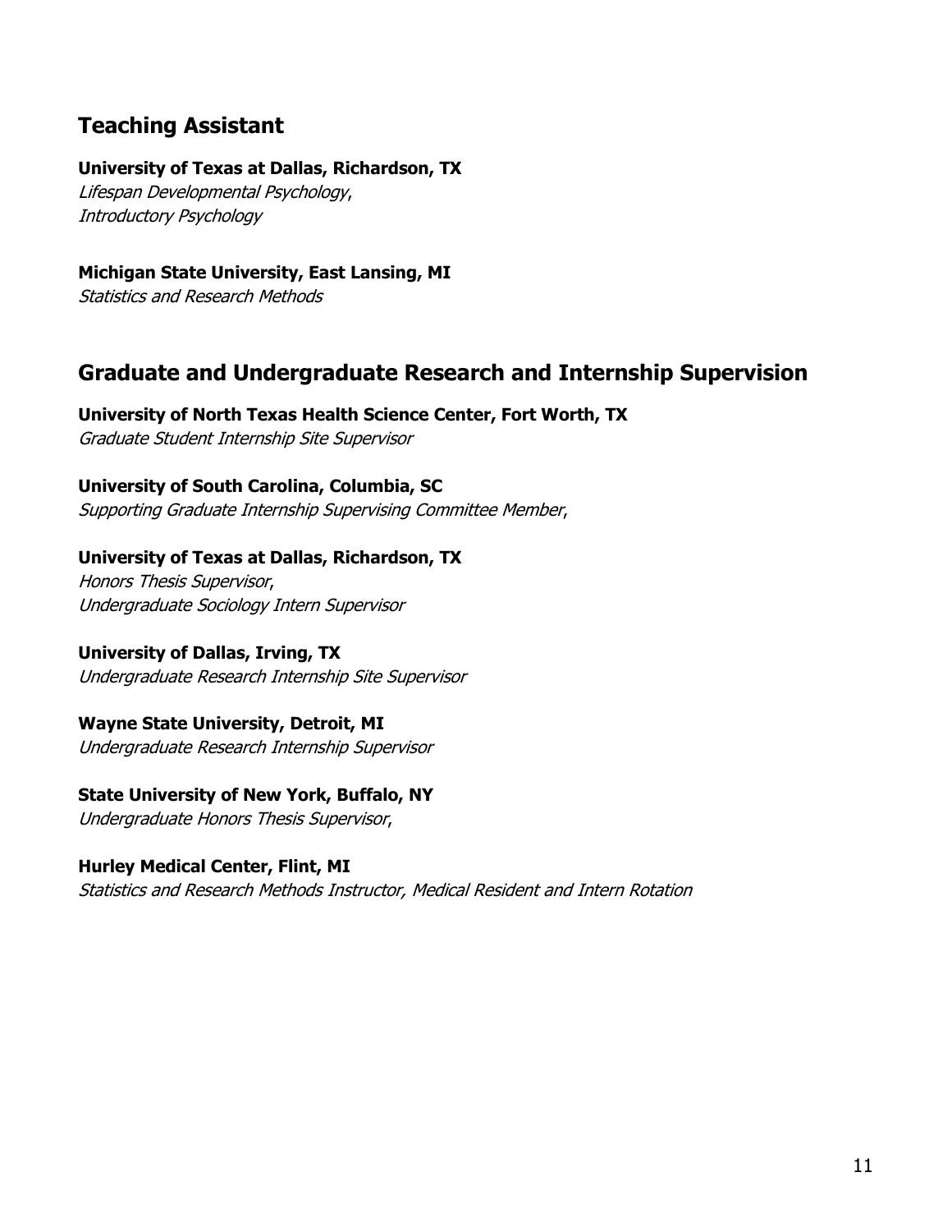## Teaching Assistant

**University of Texas at Dallas, Richardson, TX**
*Lifespan Developmental Psychology*,
*Introductory Psychology*

**Michigan State University, East Lansing, MI**
*Statistics and Research Methods*

## Graduate and Undergraduate Research and Internship Supervision

**University of North Texas Health Science Center, Fort Worth, TX**
*Graduate Student Internship Site Supervisor*

**University of South Carolina, Columbia, SC**
*Supporting Graduate Internship Supervising Committee Member*,

**University of Texas at Dallas, Richardson, TX**
*Honors Thesis Supervisor*,
*Undergraduate Sociology Intern Supervisor*

**University of Dallas, Irving, TX**
*Undergraduate Research Internship Site Supervisor*

**Wayne State University, Detroit, MI**
*Undergraduate Research Internship Supervisor*

**State University of New York, Buffalo, NY**
*Undergraduate Honors Thesis Supervisor*,

**Hurley Medical Center, Flint, MI**
*Statistics and Research Methods Instructor, Medical Resident and Intern Rotation*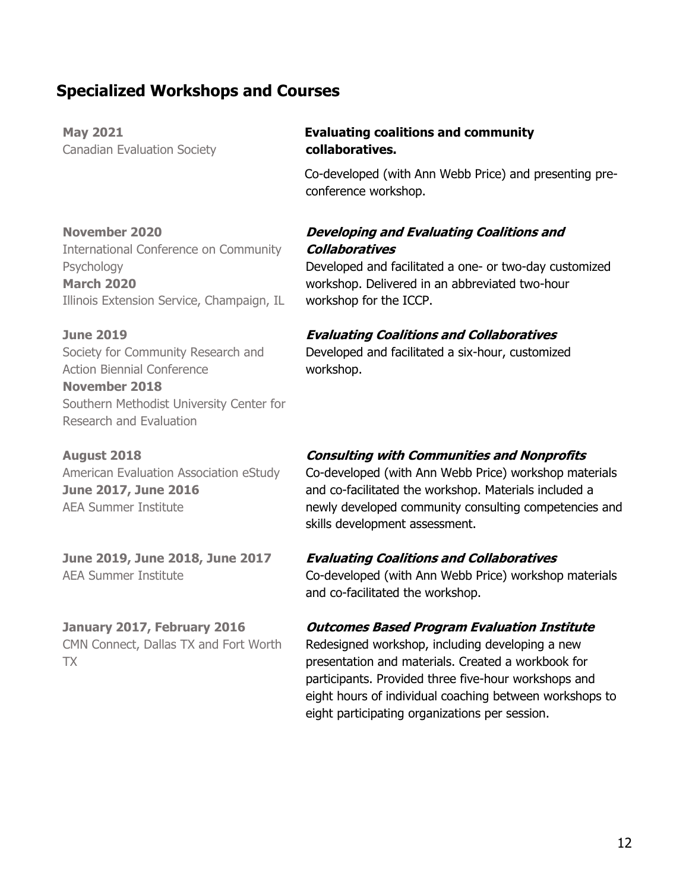## Specialized Workshops and Courses

**May 2021**
Canadian Evaluation Society

**Evaluating coalitions and community collaboratives.**

Co-developed (with Ann Webb Price) and presenting pre-conference workshop.

**November 2020**
International Conference on Community Psychology
**March 2020**
Illinois Extension Service, Champaign, IL

***Developing and Evaluating Coalitions and Collaboratives***
Developed and facilitated a one- or two-day customized workshop. Delivered in an abbreviated two-hour workshop for the ICCP.

**June 2019**
Society for Community Research and Action Biennial Conference
**November 2018**
Southern Methodist University Center for Research and Evaluation

***Evaluating Coalitions and Collaboratives***
Developed and facilitated a six-hour, customized workshop.

**August 2018**
American Evaluation Association eStudy
**June 2017, June 2016**
AEA Summer Institute

***Consulting with Communities and Nonprofits***
Co-developed (with Ann Webb Price) workshop materials and co-facilitated the workshop. Materials included a newly developed community consulting competencies and skills development assessment.

**June 2019, June 2018, June 2017**
AEA Summer Institute

***Evaluating Coalitions and Collaboratives***
Co-developed (with Ann Webb Price) workshop materials and co-facilitated the workshop.

**January 2017, February 2016**
CMN Connect, Dallas TX and Fort Worth TX

***Outcomes Based Program Evaluation Institute***
Redesigned workshop, including developing a new presentation and materials. Created a workbook for participants. Provided three five-hour workshops and eight hours of individual coaching between workshops to eight participating organizations per session.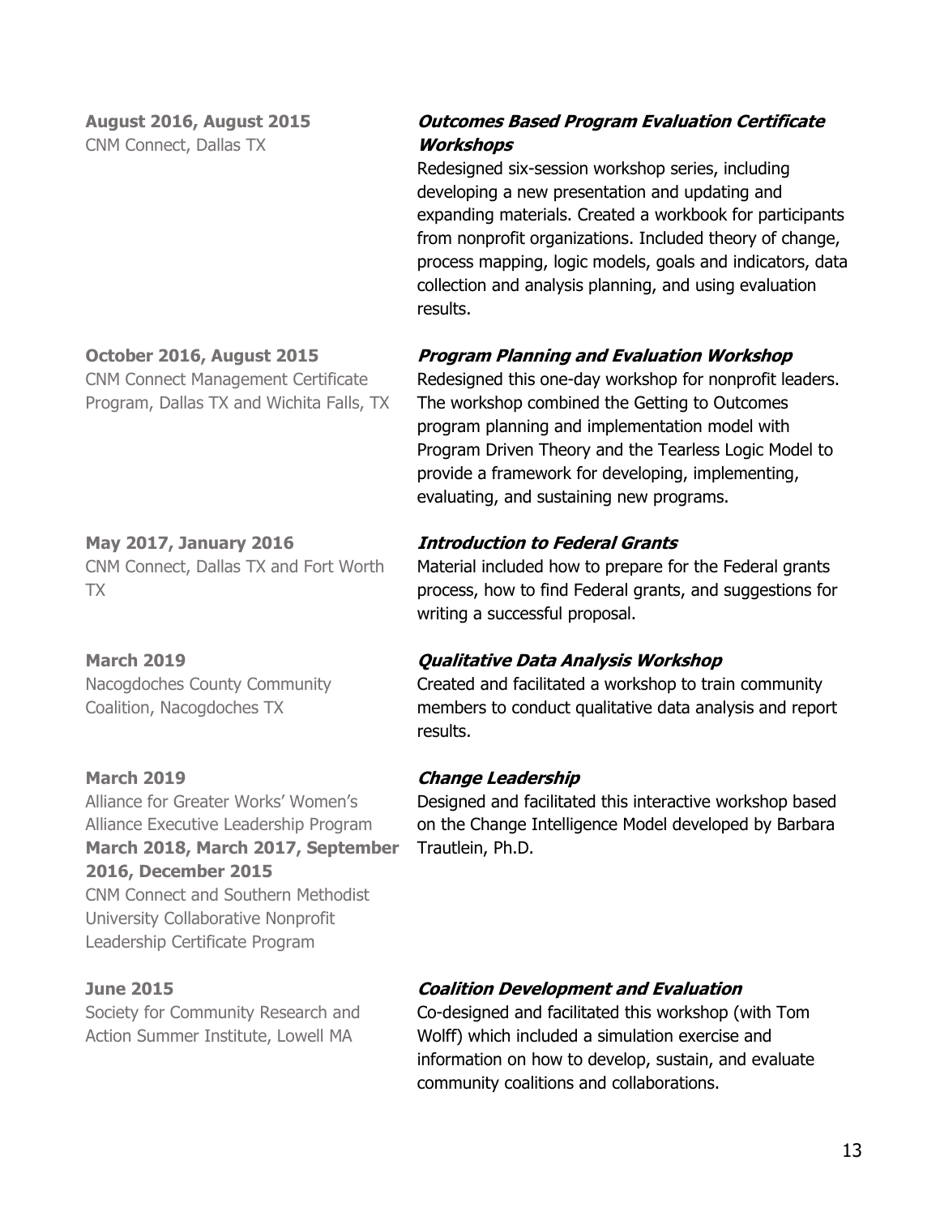**August 2016, August 2015**
CNM Connect, Dallas TX

***Outcomes Based Program Evaluation Certificate Workshops***
Redesigned six-session workshop series, including developing a new presentation and updating and expanding materials. Created a workbook for participants from nonprofit organizations. Included theory of change, process mapping, logic models, goals and indicators, data collection and analysis planning, and using evaluation results.

**October 2016, August 2015**
CNM Connect Management Certificate Program, Dallas TX and Wichita Falls, TX

***Program Planning and Evaluation Workshop***
Redesigned this one-day workshop for nonprofit leaders. The workshop combined the Getting to Outcomes program planning and implementation model with Program Driven Theory and the Tearless Logic Model to provide a framework for developing, implementing, evaluating, and sustaining new programs.

**May 2017, January 2016**
CNM Connect, Dallas TX and Fort Worth TX

***Introduction to Federal Grants***
Material included how to prepare for the Federal grants process, how to find Federal grants, and suggestions for writing a successful proposal.

**March 2019**
Nacogdoches County Community Coalition, Nacogdoches TX

***Qualitative Data Analysis Workshop***
Created and facilitated a workshop to train community members to conduct qualitative data analysis and report results.

**March 2019**
Alliance for Greater Works' Women's Alliance Executive Leadership Program
**March 2018, March 2017, September 2016, December 2015**
CNM Connect and Southern Methodist University Collaborative Nonprofit Leadership Certificate Program

***Change Leadership***
Designed and facilitated this interactive workshop based on the Change Intelligence Model developed by Barbara Trautlein, Ph.D.

**June 2015**
Society for Community Research and Action Summer Institute, Lowell MA

***Coalition Development and Evaluation***
Co-designed and facilitated this workshop (with Tom Wolff) which included a simulation exercise and information on how to develop, sustain, and evaluate community coalitions and collaborations.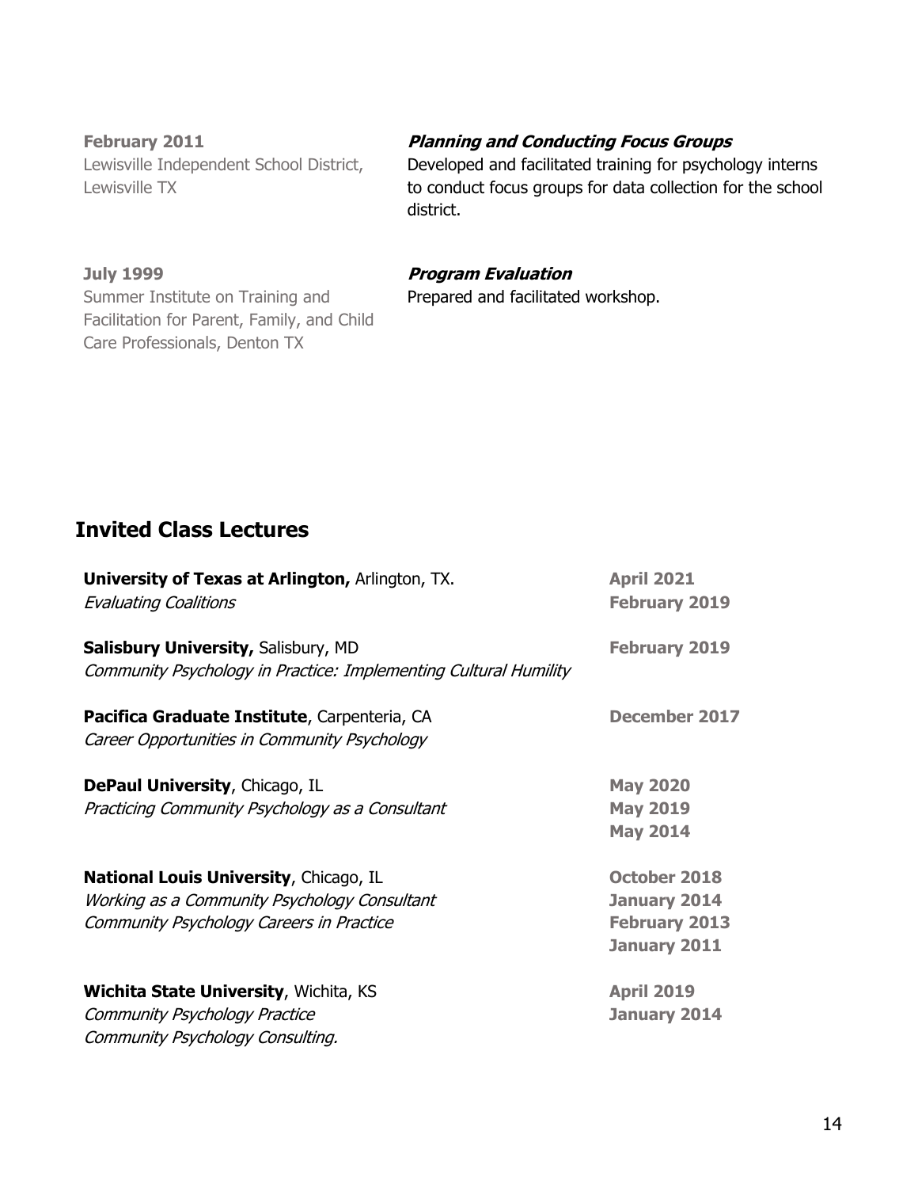**February 2011**
Lewisville Independent School District, Lewisville TX

***Planning and Conducting Focus Groups***
Developed and facilitated training for psychology interns to conduct focus groups for data collection for the school district.

**July 1999**
Summer Institute on Training and Facilitation for Parent, Family, and Child Care Professionals, Denton TX

***Program Evaluation***
Prepared and facilitated workshop.

## Invited Class Lectures

**University of Texas at Arlington,** Arlington, TX.
*Evaluating Coalitions*
**April 2021**
**February 2019**

**Salisbury University,** Salisbury, MD
*Community Psychology in Practice: Implementing Cultural Humility*
**February 2019**

**Pacifica Graduate Institute**, Carpenteria, CA
*Career Opportunities in Community Psychology*
**December 2017**

**DePaul University**, Chicago, IL
*Practicing Community Psychology as a Consultant*
**May 2020**
**May 2019**
**May 2014**

**National Louis University**, Chicago, IL
*Working as a Community Psychology Consultant*
*Community Psychology Careers in Practice*
**October 2018**
**January 2014**
**February 2013**
**January 2011**

**Wichita State University**, Wichita, KS
*Community Psychology Practice*
*Community Psychology Consulting.*
**April 2019**
**January 2014**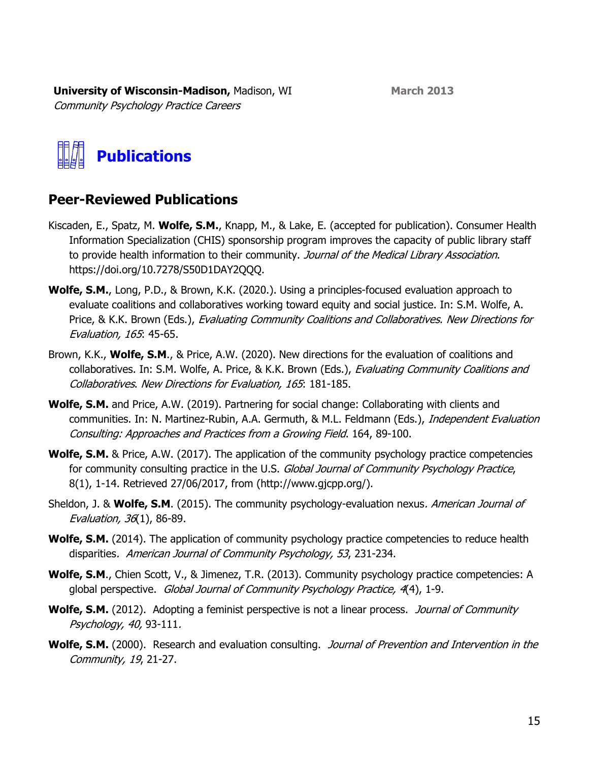**University of Wisconsin-Madison,** Madison, WI **March 2013**
*Community Psychology Practice Careers*

# Publications

## Peer-Reviewed Publications

Kiscaden, E., Spatz, M. **Wolfe, S.M.**, Knapp, M., & Lake, E. (accepted for publication). Consumer Health Information Specialization (CHIS) sponsorship program improves the capacity of public library staff to provide health information to their community. *Journal of the Medical Library Association*. https://doi.org/10.7278/S50D1DAY2QQQ.

**Wolfe, S.M.**, Long, P.D., & Brown, K.K. (2020.). Using a principles-focused evaluation approach to evaluate coalitions and collaboratives working toward equity and social justice. In: S.M. Wolfe, A. Price, & K.K. Brown (Eds.), *Evaluating Community Coalitions and Collaboratives*. *New Directions for Evaluation, 165*: 45-65.

Brown, K.K., **Wolfe, S.M**., & Price, A.W. (2020). New directions for the evaluation of coalitions and collaboratives. In: S.M. Wolfe, A. Price, & K.K. Brown (Eds.), *Evaluating Community Coalitions and Collaboratives*. *New Directions for Evaluation, 165*: 181-185.

**Wolfe, S.M.** and Price, A.W. (2019). Partnering for social change: Collaborating with clients and communities. In: N. Martinez-Rubin, A.A. Germuth, & M.L. Feldmann (Eds.), *Independent Evaluation Consulting: Approaches and Practices from a Growing Field*. 164, 89-100.

**Wolfe, S.M.** & Price, A.W. (2017). The application of the community psychology practice competencies for community consulting practice in the U.S. *Global Journal of Community Psychology Practice*, 8(1), 1-14. Retrieved 27/06/2017, from (http://www.gjcpp.org/).

Sheldon, J. & **Wolfe, S.M**. (2015). The community psychology-evaluation nexus*. American Journal of Evaluation, 36*(1), 86-89.

**Wolfe, S.M.** (2014). The application of community psychology practice competencies to reduce health disparities*. American Journal of Community Psychology, 53*, 231-234.

**Wolfe, S.M**., Chien Scott, V., & Jimenez, T.R. (2013). Community psychology practice competencies: A global perspective. *Global Journal of Community Psychology Practice, 4*(4), 1-9.

**Wolfe, S.M.** (2012). Adopting a feminist perspective is not a linear process. *Journal of Community Psychology, 40,* 93-111*.*

**Wolfe, S.M.** (2000). Research and evaluation consulting. *Journal of Prevention and Intervention in the Community, 19*, 21-27.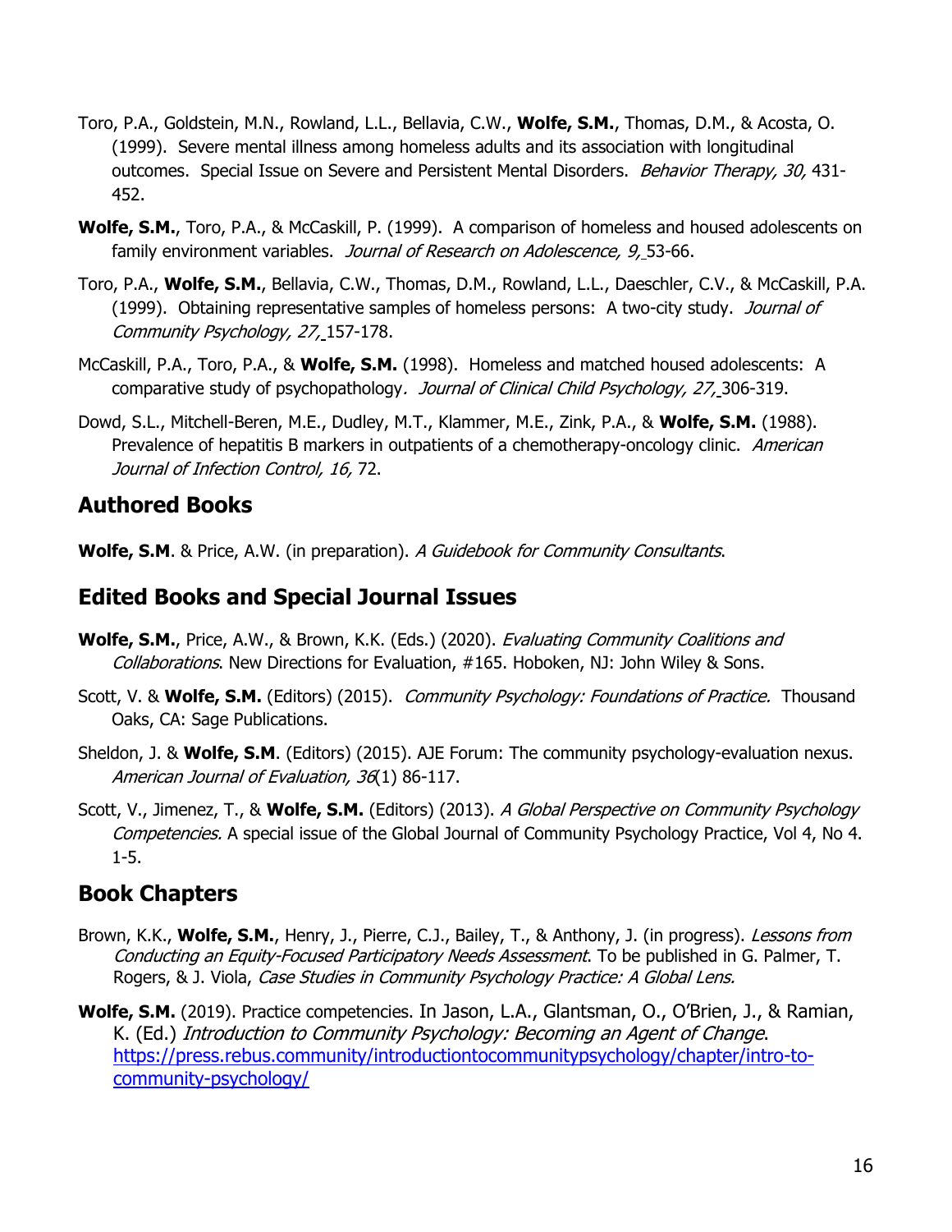Toro, P.A., Goldstein, M.N., Rowland, L.L., Bellavia, C.W., **Wolfe, S.M.**, Thomas, D.M., & Acosta, O. (1999). Severe mental illness among homeless adults and its association with longitudinal outcomes. Special Issue on Severe and Persistent Mental Disorders. *Behavior Therapy, 30,* 431-452.

**Wolfe, S.M.**, Toro, P.A., & McCaskill, P. (1999). A comparison of homeless and housed adolescents on family environment variables. *Journal of Research on Adolescence, 9,* 53-66.

Toro, P.A., **Wolfe, S.M.**, Bellavia, C.W., Thomas, D.M., Rowland, L.L., Daeschler, C.V., & McCaskill, P.A. (1999). Obtaining representative samples of homeless persons: A two-city study. *Journal of Community Psychology, 27,* 157-178.

McCaskill, P.A., Toro, P.A., & **Wolfe, S.M.** (1998). Homeless and matched housed adolescents: A comparative study of psychopathology. *Journal of Clinical Child Psychology, 27,* 306-319.

Dowd, S.L., Mitchell-Beren, M.E., Dudley, M.T., Klammer, M.E., Zink, P.A., & **Wolfe, S.M.** (1988). Prevalence of hepatitis B markers in outpatients of a chemotherapy-oncology clinic. *American Journal of Infection Control, 16,* 72.

## Authored Books

**Wolfe, S.M**. & Price, A.W. (in preparation). *A Guidebook for Community Consultants*.

## Edited Books and Special Journal Issues

**Wolfe, S.M.**, Price, A.W., & Brown, K.K. (Eds.) (2020). *Evaluating Community Coalitions and Collaborations*. New Directions for Evaluation, #165. Hoboken, NJ: John Wiley & Sons.

Scott, V. & **Wolfe, S.M.** (Editors) (2015). *Community Psychology: Foundations of Practice.* Thousand Oaks, CA: Sage Publications.

Sheldon, J. & **Wolfe, S.M**. (Editors) (2015). AJE Forum: The community psychology-evaluation nexus. *American Journal of Evaluation, 36*(1) 86-117.

Scott, V., Jimenez, T., & **Wolfe, S.M.** (Editors) (2013). *A Global Perspective on Community Psychology Competencies.* A special issue of the Global Journal of Community Psychology Practice, Vol 4, No 4. 1-5.

## Book Chapters

Brown, K.K., **Wolfe, S.M.**, Henry, J., Pierre, C.J., Bailey, T., & Anthony, J. (in progress). *Lessons from Conducting an Equity-Focused Participatory Needs Assessment*. To be published in G. Palmer, T. Rogers, & J. Viola, *Case Studies in Community Psychology Practice: A Global Lens.*

**Wolfe, S.M.** (2019). Practice competencies. In Jason, L.A., Glantsman, O., O'Brien, J., & Ramian, K. (Ed.) *Introduction to Community Psychology: Becoming an Agent of Change*. https://press.rebus.community/introductiontocommunitypsychology/chapter/intro-to-community-psychology/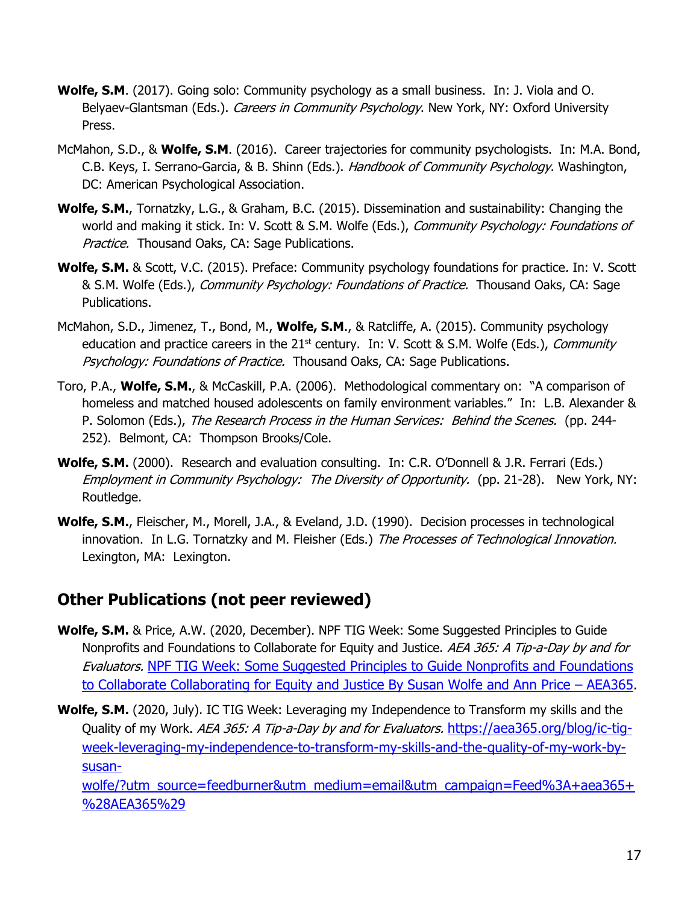**Wolfe, S.M**. (2017). Going solo: Community psychology as a small business. In: J. Viola and O. Belyaev-Glantsman (Eds.). *Careers in Community Psychology*. New York, NY: Oxford University Press.

McMahon, S.D., & **Wolfe, S.M**. (2016). Career trajectories for community psychologists. In: M.A. Bond, C.B. Keys, I. Serrano-Garcia, & B. Shinn (Eds.). *Handbook of Community Psychology*. Washington, DC: American Psychological Association.

**Wolfe, S.M.**, Tornatzky, L.G., & Graham, B.C. (2015). Dissemination and sustainability: Changing the world and making it stick. In: V. Scott & S.M. Wolfe (Eds.), *Community Psychology: Foundations of Practice.* Thousand Oaks, CA: Sage Publications.

**Wolfe, S.M.** & Scott, V.C. (2015). Preface: Community psychology foundations for practice. In: V. Scott & S.M. Wolfe (Eds.), *Community Psychology: Foundations of Practice.* Thousand Oaks, CA: Sage Publications.

McMahon, S.D., Jimenez, T., Bond, M., **Wolfe, S.M**., & Ratcliffe, A. (2015). Community psychology education and practice careers in the 21st century. In: V. Scott & S.M. Wolfe (Eds.), *Community Psychology: Foundations of Practice.* Thousand Oaks, CA: Sage Publications.

Toro, P.A., **Wolfe, S.M.**, & McCaskill, P.A. (2006). Methodological commentary on: "A comparison of homeless and matched housed adolescents on family environment variables." In: L.B. Alexander & P. Solomon (Eds.), *The Research Process in the Human Services: Behind the Scenes.* (pp. 244-252). Belmont, CA: Thompson Brooks/Cole.

**Wolfe, S.M.** (2000). Research and evaluation consulting. In: C.R. O'Donnell & J.R. Ferrari (Eds.) *Employment in Community Psychology: The Diversity of Opportunity.* (pp. 21-28). New York, NY: Routledge.

**Wolfe, S.M.**, Fleischer, M., Morell, J.A., & Eveland, J.D. (1990). Decision processes in technological innovation. In L.G. Tornatzky and M. Fleisher (Eds.) *The Processes of Technological Innovation.* Lexington, MA: Lexington.

## Other Publications (not peer reviewed)

**Wolfe, S.M.** & Price, A.W. (2020, December). NPF TIG Week: Some Suggested Principles to Guide Nonprofits and Foundations to Collaborate for Equity and Justice. *AEA 365: A Tip-a-Day by and for Evaluators.* NPF TIG Week: Some Suggested Principles to Guide Nonprofits and Foundations to Collaborate Collaborating for Equity and Justice By Susan Wolfe and Ann Price – AEA365.

**Wolfe, S.M.** (2020, July). IC TIG Week: Leveraging my Independence to Transform my skills and the Quality of my Work. *AEA 365: A Tip-a-Day by and for Evaluators.* https://aea365.org/blog/ic-tig-week-leveraging-my-independence-to-transform-my-skills-and-the-quality-of-my-work-by-susan-wolfe/?utm_source=feedburner&utm_medium=email&utm_campaign=Feed%3A+aea365+%28AEA365%29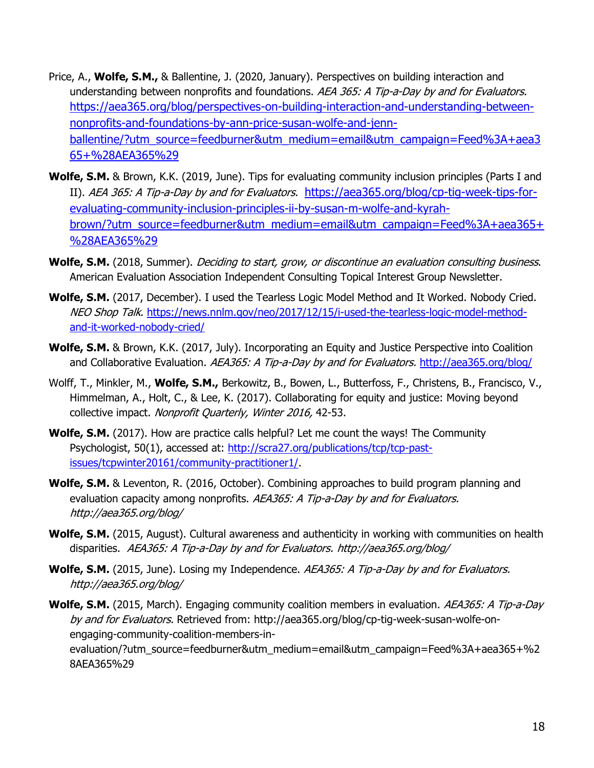Price, A., **Wolfe, S.M.,** & Ballentine, J. (2020, January). Perspectives on building interaction and understanding between nonprofits and foundations. *AEA 365: A Tip-a-Day by and for Evaluators.* https://aea365.org/blog/perspectives-on-building-interaction-and-understanding-between-nonprofits-and-foundations-by-ann-price-susan-wolfe-and-jenn-ballentine/?utm_source=feedburner&utm_medium=email&utm_campaign=Feed%3A+aea365+%28AEA365%29

**Wolfe, S.M.** & Brown, K.K. (2019, June). Tips for evaluating community inclusion principles (Parts I and II). *AEA 365: A Tip-a-Day by and for Evaluators.* https://aea365.org/blog/cp-tig-week-tips-for-evaluating-community-inclusion-principles-ii-by-susan-m-wolfe-and-kyrah-brown/?utm_source=feedburner&utm_medium=email&utm_campaign=Feed%3A+aea365+%28AEA365%29

**Wolfe, S.M.** (2018, Summer). *Deciding to start, grow, or discontinue an evaluation consulting business*. American Evaluation Association Independent Consulting Topical Interest Group Newsletter.

**Wolfe, S.M.** (2017, December). I used the Tearless Logic Model Method and It Worked. Nobody Cried. *NEO Shop Talk*. https://news.nnlm.gov/neo/2017/12/15/i-used-the-tearless-logic-model-method-and-it-worked-nobody-cried/

**Wolfe, S.M.** & Brown, K.K. (2017, July). Incorporating an Equity and Justice Perspective into Coalition and Collaborative Evaluation. *AEA365: A Tip-a-Day by and for Evaluators.* http://aea365.org/blog/

Wolff, T., Minkler, M., **Wolfe, S.M.,** Berkowitz, B., Bowen, L., Butterfoss, F., Christens, B., Francisco, V., Himmelman, A., Holt, C., & Lee, K. (2017). Collaborating for equity and justice: Moving beyond collective impact. *Nonprofit Quarterly, Winter 2016,* 42-53.

**Wolfe, S.M.** (2017). How are practice calls helpful? Let me count the ways! The Community Psychologist, 50(1), accessed at: http://scra27.org/publications/tcp/tcp-past-issues/tcpwinter20161/community-practitioner1/.

**Wolfe, S.M.** & Leventon, R. (2016, October). Combining approaches to build program planning and evaluation capacity among nonprofits. *AEA365: A Tip-a-Day by and for Evaluators. http://aea365.org/blog/*

**Wolfe, S.M.** (2015, August). Cultural awareness and authenticity in working with communities on health disparities. *AEA365: A Tip-a-Day by and for Evaluators. http://aea365.org/blog/*

**Wolfe, S.M.** (2015, June). Losing my Independence. *AEA365: A Tip-a-Day by and for Evaluators. http://aea365.org/blog/*

**Wolfe, S.M.** (2015, March). Engaging community coalition members in evaluation. *AEA365: A Tip-a-Day by and for Evaluators.* Retrieved from: http://aea365.org/blog/cp-tig-week-susan-wolfe-on-engaging-community-coalition-members-in-evaluation/?utm_source=feedburner&utm_medium=email&utm_campaign=Feed%3A+aea365+%28AEA365%29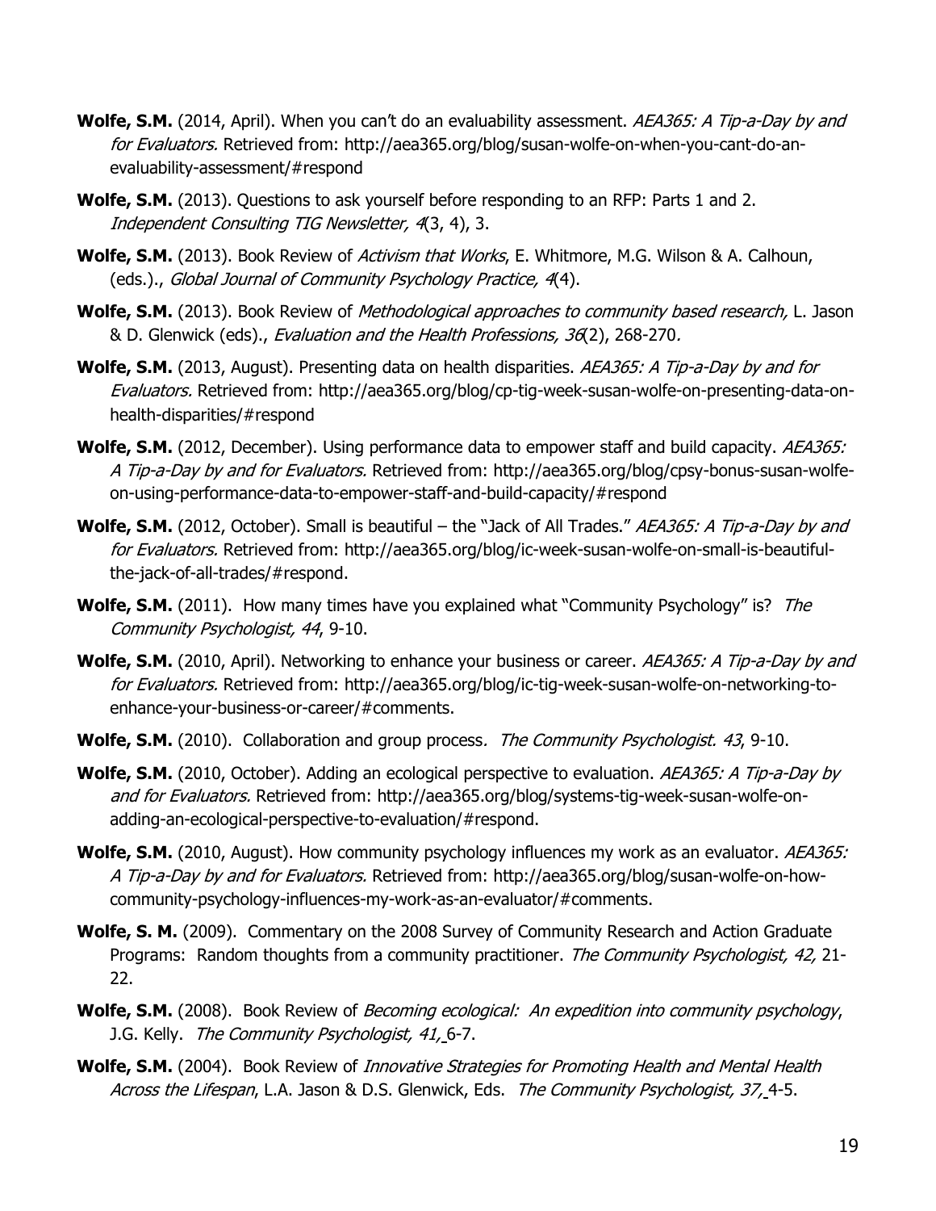**Wolfe, S.M.** (2014, April). When you can't do an evaluability assessment. *AEA365: A Tip-a-Day by and for Evaluators.* Retrieved from: http://aea365.org/blog/susan-wolfe-on-when-you-cant-do-an-evaluability-assessment/#respond

**Wolfe, S.M.** (2013). Questions to ask yourself before responding to an RFP: Parts 1 and 2. *Independent Consulting TIG Newsletter, 4*(3, 4), 3.

**Wolfe, S.M.** (2013). Book Review of *Activism that Works*, E. Whitmore, M.G. Wilson & A. Calhoun, (eds.)., *Global Journal of Community Psychology Practice, 4*(4).

**Wolfe, S.M.** (2013). Book Review of *Methodological approaches to community based research,* L. Jason & D. Glenwick (eds)., *Evaluation and the Health Professions, 36*(2), 268-270.

**Wolfe, S.M.** (2013, August). Presenting data on health disparities. *AEA365: A Tip-a-Day by and for Evaluators.* Retrieved from: http://aea365.org/blog/cp-tig-week-susan-wolfe-on-presenting-data-on-health-disparities/#respond

**Wolfe, S.M.** (2012, December). Using performance data to empower staff and build capacity. *AEA365: A Tip-a-Day by and for Evaluators.* Retrieved from: http://aea365.org/blog/cpsy-bonus-susan-wolfe-on-using-performance-data-to-empower-staff-and-build-capacity/#respond

**Wolfe, S.M.** (2012, October). Small is beautiful – the "Jack of All Trades." *AEA365: A Tip-a-Day by and for Evaluators.* Retrieved from: http://aea365.org/blog/ic-week-susan-wolfe-on-small-is-beautiful-the-jack-of-all-trades/#respond.

**Wolfe, S.M.** (2011). How many times have you explained what "Community Psychology" is? *The Community Psychologist, 44*, 9-10.

**Wolfe, S.M.** (2010, April). Networking to enhance your business or career. *AEA365: A Tip-a-Day by and for Evaluators.* Retrieved from: http://aea365.org/blog/ic-tig-week-susan-wolfe-on-networking-to-enhance-your-business-or-career/#comments.

**Wolfe, S.M.** (2010). Collaboration and group process. *The Community Psychologist. 43*, 9-10.

**Wolfe, S.M.** (2010, October). Adding an ecological perspective to evaluation. *AEA365: A Tip-a-Day by and for Evaluators.* Retrieved from: http://aea365.org/blog/systems-tig-week-susan-wolfe-on-adding-an-ecological-perspective-to-evaluation/#respond.

**Wolfe, S.M.** (2010, August). How community psychology influences my work as an evaluator. *AEA365: A Tip-a-Day by and for Evaluators.* Retrieved from: http://aea365.org/blog/susan-wolfe-on-how-community-psychology-influences-my-work-as-an-evaluator/#comments.

**Wolfe, S. M.** (2009). Commentary on the 2008 Survey of Community Research and Action Graduate Programs: Random thoughts from a community practitioner. *The Community Psychologist, 42,* 21-22.

**Wolfe, S.M.** (2008). Book Review of *Becoming ecological: An expedition into community psychology*, J.G. Kelly. *The Community Psychologist, 41,* 6-7.

**Wolfe, S.M.** (2004). Book Review of *Innovative Strategies for Promoting Health and Mental Health Across the Lifespan*, L.A. Jason & D.S. Glenwick, Eds. *The Community Psychologist, 37,* 4-5.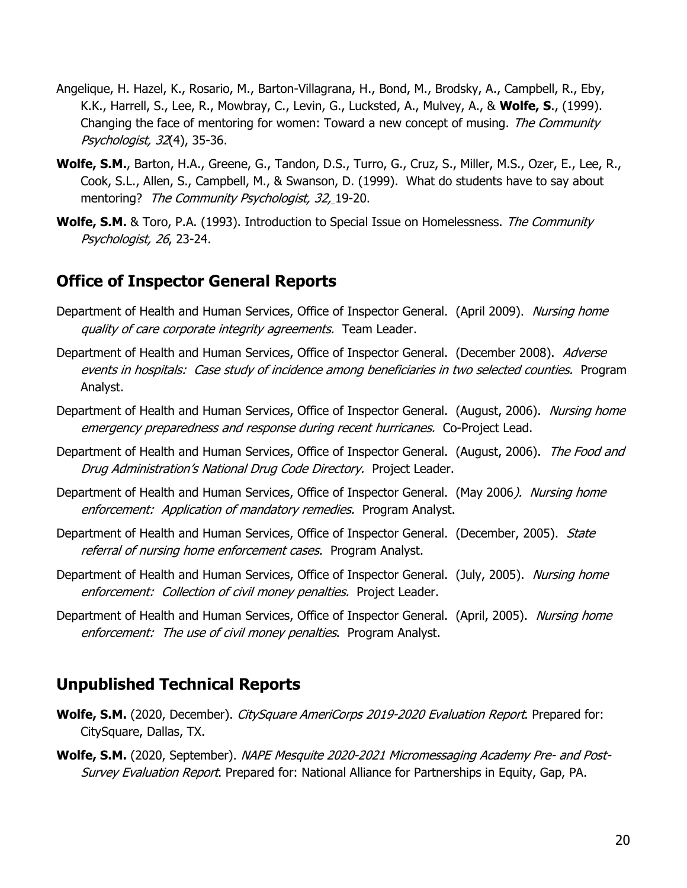Angelique, H. Hazel, K., Rosario, M., Barton-Villagrana, H., Bond, M., Brodsky, A., Campbell, R., Eby, K.K., Harrell, S., Lee, R., Mowbray, C., Levin, G., Lucksted, A., Mulvey, A., & **Wolfe, S**., (1999). Changing the face of mentoring for women: Toward a new concept of musing. *The Community Psychologist, 32*(4), 35-36.

**Wolfe, S.M.**, Barton, H.A., Greene, G., Tandon, D.S., Turro, G., Cruz, S., Miller, M.S., Ozer, E., Lee, R., Cook, S.L., Allen, S., Campbell, M., & Swanson, D. (1999). What do students have to say about mentoring? *The Community Psychologist, 32,* 19-20.

**Wolfe, S.M.** & Toro, P.A. (1993). Introduction to Special Issue on Homelessness. *The Community Psychologist, 26*, 23-24.

## Office of Inspector General Reports

Department of Health and Human Services, Office of Inspector General. (April 2009). *Nursing home quality of care corporate integrity agreements.* Team Leader.

Department of Health and Human Services, Office of Inspector General. (December 2008). *Adverse events in hospitals: Case study of incidence among beneficiaries in two selected counties.* Program Analyst.

Department of Health and Human Services, Office of Inspector General. (August, 2006). *Nursing home emergency preparedness and response during recent hurricanes.* Co-Project Lead.

Department of Health and Human Services, Office of Inspector General. (August, 2006). *The Food and Drug Administration's National Drug Code Directory.* Project Leader.

Department of Health and Human Services, Office of Inspector General. (May 2006*). Nursing home enforcement: Application of mandatory remedies.* Program Analyst.

Department of Health and Human Services, Office of Inspector General. (December, 2005). *State referral of nursing home enforcement cases.* Program Analyst.

Department of Health and Human Services, Office of Inspector General. (July, 2005). *Nursing home enforcement: Collection of civil money penalties.* Project Leader.

Department of Health and Human Services, Office of Inspector General. (April, 2005). *Nursing home enforcement: The use of civil money penalties*. Program Analyst.

## Unpublished Technical Reports

**Wolfe, S.M.** (2020, December). *CitySquare AmeriCorps 2019-2020 Evaluation Report*. Prepared for: CitySquare, Dallas, TX.

**Wolfe, S.M.** (2020, September). *NAPE Mesquite 2020-2021 Micromessaging Academy Pre- and Post-Survey Evaluation Report*. Prepared for: National Alliance for Partnerships in Equity, Gap, PA.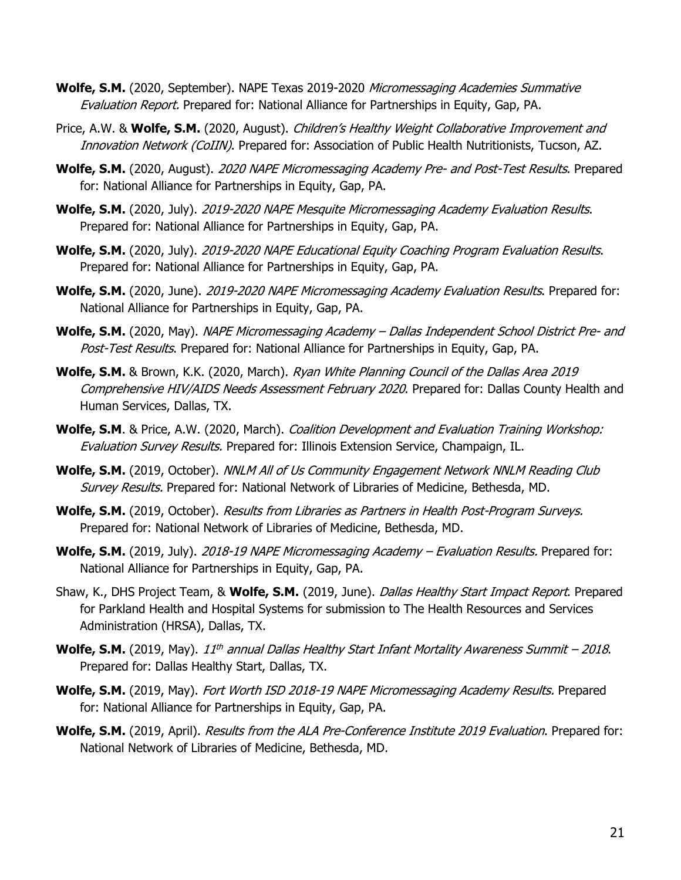**Wolfe, S.M.** (2020, September). NAPE Texas 2019-2020 *Micromessaging Academies Summative Evaluation Report.* Prepared for: National Alliance for Partnerships in Equity, Gap, PA.

Price, A.W. & **Wolfe, S.M.** (2020, August). *Children's Healthy Weight Collaborative Improvement and Innovation Network (CoIIN)*. Prepared for: Association of Public Health Nutritionists, Tucson, AZ.

**Wolfe, S.M.** (2020, August). *2020 NAPE Micromessaging Academy Pre- and Post-Test Results*. Prepared for: National Alliance for Partnerships in Equity, Gap, PA.

**Wolfe, S.M.** (2020, July). *2019-2020 NAPE Mesquite Micromessaging Academy Evaluation Results*. Prepared for: National Alliance for Partnerships in Equity, Gap, PA.

**Wolfe, S.M.** (2020, July). *2019-2020 NAPE Educational Equity Coaching Program Evaluation Results*. Prepared for: National Alliance for Partnerships in Equity, Gap, PA.

**Wolfe, S.M.** (2020, June). *2019-2020 NAPE Micromessaging Academy Evaluation Results*. Prepared for: National Alliance for Partnerships in Equity, Gap, PA.

**Wolfe, S.M.** (2020, May). *NAPE Micromessaging Academy – Dallas Independent School District Pre- and Post-Test Results*. Prepared for: National Alliance for Partnerships in Equity, Gap, PA.

**Wolfe, S.M.** & Brown, K.K. (2020, March). *Ryan White Planning Council of the Dallas Area 2019 Comprehensive HIV/AIDS Needs Assessment February 2020*. Prepared for: Dallas County Health and Human Services, Dallas, TX.

**Wolfe, S.M**. & Price, A.W. (2020, March). *Coalition Development and Evaluation Training Workshop: Evaluation Survey Results.* Prepared for: Illinois Extension Service, Champaign, IL.

**Wolfe, S.M.** (2019, October). *NNLM All of Us Community Engagement Network NNLM Reading Club Survey Results.* Prepared for: National Network of Libraries of Medicine, Bethesda, MD.

**Wolfe, S.M.** (2019, October). *Results from Libraries as Partners in Health Post-Program Surveys.* Prepared for: National Network of Libraries of Medicine, Bethesda, MD.

**Wolfe, S.M.** (2019, July). *2018-19 NAPE Micromessaging Academy – Evaluation Results.* Prepared for: National Alliance for Partnerships in Equity, Gap, PA.

Shaw, K., DHS Project Team, & **Wolfe, S.M.** (2019, June). *Dallas Healthy Start Impact Report*. Prepared for Parkland Health and Hospital Systems for submission to The Health Resources and Services Administration (HRSA), Dallas, TX.

**Wolfe, S.M.** (2019, May). *11th annual Dallas Healthy Start Infant Mortality Awareness Summit – 2018*. Prepared for: Dallas Healthy Start, Dallas, TX.

**Wolfe, S.M.** (2019, May). *Fort Worth ISD 2018-19 NAPE Micromessaging Academy Results.* Prepared for: National Alliance for Partnerships in Equity, Gap, PA.

**Wolfe, S.M.** (2019, April). *Results from the ALA Pre-Conference Institute 2019 Evaluation*. Prepared for: National Network of Libraries of Medicine, Bethesda, MD.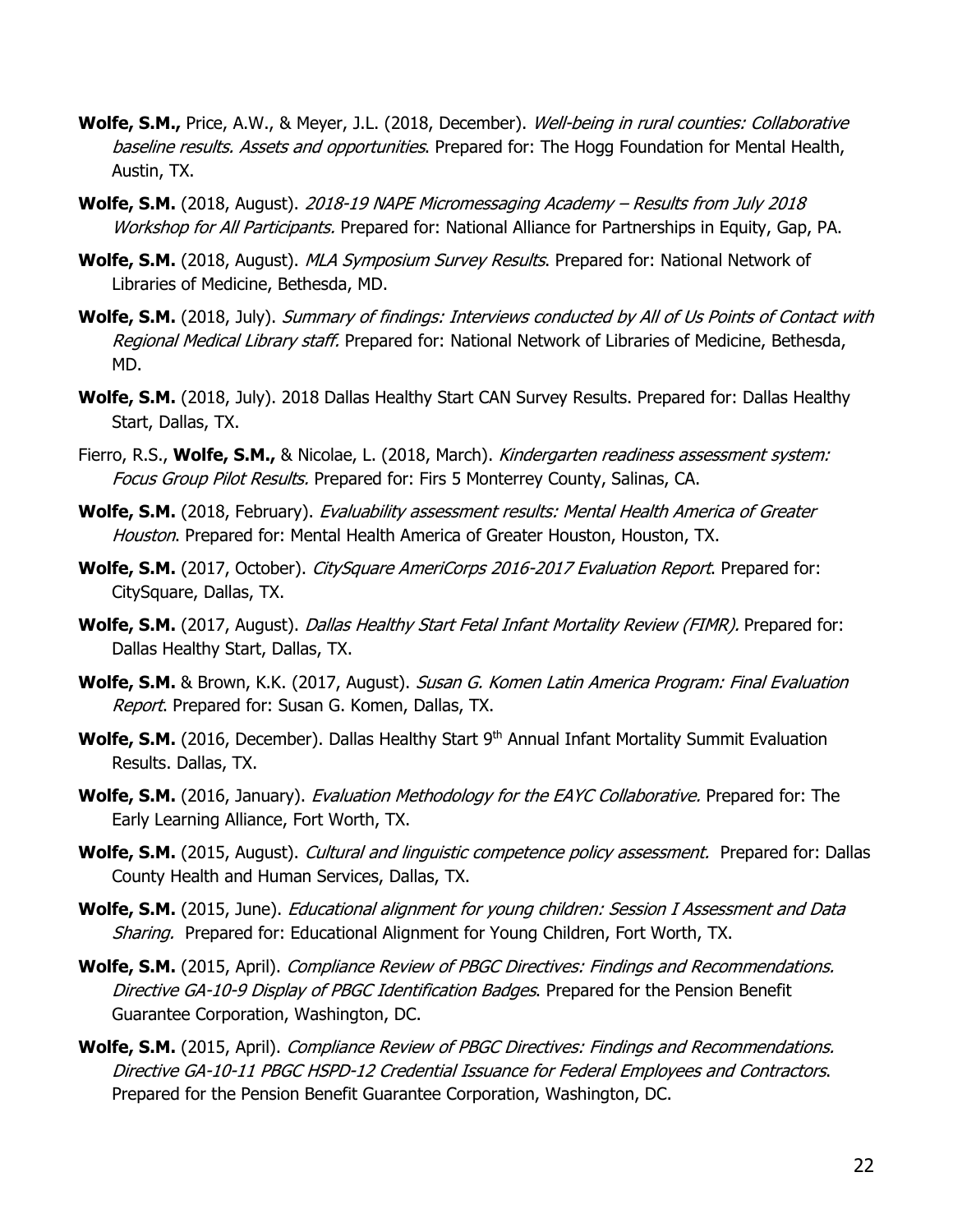**Wolfe, S.M.,** Price, A.W., & Meyer, J.L. (2018, December). *Well-being in rural counties: Collaborative baseline results. Assets and opportunities*. Prepared for: The Hogg Foundation for Mental Health, Austin, TX.

**Wolfe, S.M.** (2018, August). *2018-19 NAPE Micromessaging Academy – Results from July 2018 Workshop for All Participants.* Prepared for: National Alliance for Partnerships in Equity, Gap, PA.

**Wolfe, S.M.** (2018, August). *MLA Symposium Survey Results*. Prepared for: National Network of Libraries of Medicine, Bethesda, MD.

**Wolfe, S.M.** (2018, July). *Summary of findings: Interviews conducted by All of Us Points of Contact with Regional Medical Library staff.* Prepared for: National Network of Libraries of Medicine, Bethesda, MD.

**Wolfe, S.M.** (2018, July). 2018 Dallas Healthy Start CAN Survey Results. Prepared for: Dallas Healthy Start, Dallas, TX.

Fierro, R.S., **Wolfe, S.M.,** & Nicolae, L. (2018, March). *Kindergarten readiness assessment system: Focus Group Pilot Results.* Prepared for: Firs 5 Monterrey County, Salinas, CA.

**Wolfe, S.M.** (2018, February). *Evaluability assessment results: Mental Health America of Greater Houston*. Prepared for: Mental Health America of Greater Houston, Houston, TX.

**Wolfe, S.M.** (2017, October). *CitySquare AmeriCorps 2016-2017 Evaluation Report*. Prepared for: CitySquare, Dallas, TX.

**Wolfe, S.M.** (2017, August). *Dallas Healthy Start Fetal Infant Mortality Review (FIMR).* Prepared for: Dallas Healthy Start, Dallas, TX.

**Wolfe, S.M.** & Brown, K.K. (2017, August). *Susan G. Komen Latin America Program: Final Evaluation Report*. Prepared for: Susan G. Komen, Dallas, TX.

**Wolfe, S.M.** (2016, December). Dallas Healthy Start 9th Annual Infant Mortality Summit Evaluation Results. Dallas, TX.

**Wolfe, S.M.** (2016, January). *Evaluation Methodology for the EAYC Collaborative.* Prepared for: The Early Learning Alliance, Fort Worth, TX.

**Wolfe, S.M.** (2015, August). *Cultural and linguistic competence policy assessment.* Prepared for: Dallas County Health and Human Services, Dallas, TX.

**Wolfe, S.M.** (2015, June). *Educational alignment for young children: Session I Assessment and Data Sharing.* Prepared for: Educational Alignment for Young Children, Fort Worth, TX.

**Wolfe, S.M.** (2015, April). *Compliance Review of PBGC Directives: Findings and Recommendations. Directive GA-10-9 Display of PBGC Identification Badges*. Prepared for the Pension Benefit Guarantee Corporation, Washington, DC.

**Wolfe, S.M.** (2015, April). *Compliance Review of PBGC Directives: Findings and Recommendations. Directive GA-10-11 PBGC HSPD-12 Credential Issuance for Federal Employees and Contractors*. Prepared for the Pension Benefit Guarantee Corporation, Washington, DC.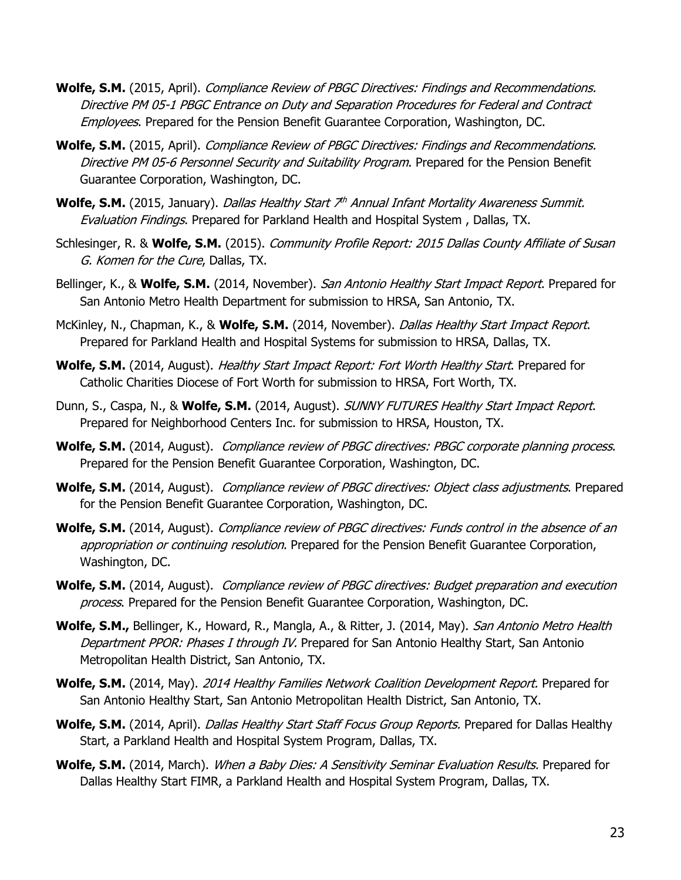**Wolfe, S.M.** (2015, April). *Compliance Review of PBGC Directives: Findings and Recommendations. Directive PM 05-1 PBGC Entrance on Duty and Separation Procedures for Federal and Contract Employees*. Prepared for the Pension Benefit Guarantee Corporation, Washington, DC.

**Wolfe, S.M.** (2015, April). *Compliance Review of PBGC Directives: Findings and Recommendations. Directive PM 05-6 Personnel Security and Suitability Program*. Prepared for the Pension Benefit Guarantee Corporation, Washington, DC.

**Wolfe, S.M.** (2015, January). *Dallas Healthy Start 7th Annual Infant Mortality Awareness Summit. Evaluation Findings*. Prepared for Parkland Health and Hospital System , Dallas, TX.

Schlesinger, R. & **Wolfe, S.M.** (2015). *Community Profile Report: 2015 Dallas County Affiliate of Susan G. Komen for the Cure*, Dallas, TX.

Bellinger, K., & **Wolfe, S.M.** (2014, November). *San Antonio Healthy Start Impact Report*. Prepared for San Antonio Metro Health Department for submission to HRSA, San Antonio, TX.

McKinley, N., Chapman, K., & **Wolfe, S.M.** (2014, November). *Dallas Healthy Start Impact Report*. Prepared for Parkland Health and Hospital Systems for submission to HRSA, Dallas, TX.

**Wolfe, S.M.** (2014, August). *Healthy Start Impact Report: Fort Worth Healthy Start*. Prepared for Catholic Charities Diocese of Fort Worth for submission to HRSA, Fort Worth, TX.

Dunn, S., Caspa, N., & **Wolfe, S.M.** (2014, August). *SUNNY FUTURES Healthy Start Impact Report*. Prepared for Neighborhood Centers Inc. for submission to HRSA, Houston, TX.

**Wolfe, S.M.** (2014, August). *Compliance review of PBGC directives: PBGC corporate planning process*. Prepared for the Pension Benefit Guarantee Corporation, Washington, DC.

**Wolfe, S.M.** (2014, August). *Compliance review of PBGC directives: Object class adjustments*. Prepared for the Pension Benefit Guarantee Corporation, Washington, DC.

**Wolfe, S.M.** (2014, August). *Compliance review of PBGC directives: Funds control in the absence of an appropriation or continuing resolution*. Prepared for the Pension Benefit Guarantee Corporation, Washington, DC.

**Wolfe, S.M.** (2014, August). *Compliance review of PBGC directives: Budget preparation and execution process*. Prepared for the Pension Benefit Guarantee Corporation, Washington, DC.

**Wolfe, S.M.,** Bellinger, K., Howard, R., Mangla, A., & Ritter, J. (2014, May). *San Antonio Metro Health Department PPOR: Phases I through IV.* Prepared for San Antonio Healthy Start, San Antonio Metropolitan Health District, San Antonio, TX.

**Wolfe, S.M.** (2014, May). *2014 Healthy Families Network Coalition Development Report.* Prepared for San Antonio Healthy Start, San Antonio Metropolitan Health District, San Antonio, TX.

**Wolfe, S.M.** (2014, April). *Dallas Healthy Start Staff Focus Group Reports.* Prepared for Dallas Healthy Start, a Parkland Health and Hospital System Program, Dallas, TX.

**Wolfe, S.M.** (2014, March). *When a Baby Dies: A Sensitivity Seminar Evaluation Results.* Prepared for Dallas Healthy Start FIMR, a Parkland Health and Hospital System Program, Dallas, TX.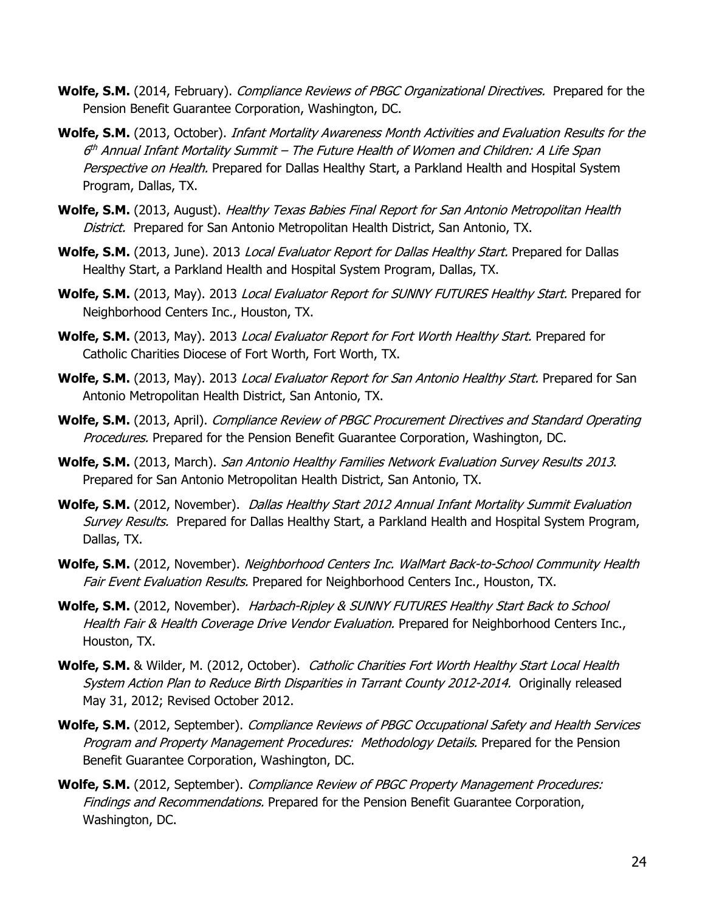**Wolfe, S.M.** (2014, February). *Compliance Reviews of PBGC Organizational Directives.* Prepared for the Pension Benefit Guarantee Corporation, Washington, DC.

**Wolfe, S.M.** (2013, October). *Infant Mortality Awareness Month Activities and Evaluation Results for the 6th Annual Infant Mortality Summit – The Future Health of Women and Children: A Life Span Perspective on Health.* Prepared for Dallas Healthy Start, a Parkland Health and Hospital System Program, Dallas, TX.

**Wolfe, S.M.** (2013, August). *Healthy Texas Babies Final Report for San Antonio Metropolitan Health District.* Prepared for San Antonio Metropolitan Health District, San Antonio, TX.

**Wolfe, S.M.** (2013, June). 2013 *Local Evaluator Report for Dallas Healthy Start.* Prepared for Dallas Healthy Start, a Parkland Health and Hospital System Program, Dallas, TX.

**Wolfe, S.M.** (2013, May). 2013 *Local Evaluator Report for SUNNY FUTURES Healthy Start.* Prepared for Neighborhood Centers Inc., Houston, TX.

**Wolfe, S.M.** (2013, May). 2013 *Local Evaluator Report for Fort Worth Healthy Start.* Prepared for Catholic Charities Diocese of Fort Worth, Fort Worth, TX.

**Wolfe, S.M.** (2013, May). 2013 *Local Evaluator Report for San Antonio Healthy Start.* Prepared for San Antonio Metropolitan Health District, San Antonio, TX.

**Wolfe, S.M.** (2013, April). *Compliance Review of PBGC Procurement Directives and Standard Operating Procedures.* Prepared for the Pension Benefit Guarantee Corporation, Washington, DC.

**Wolfe, S.M.** (2013, March). *San Antonio Healthy Families Network Evaluation Survey Results 2013*. Prepared for San Antonio Metropolitan Health District, San Antonio, TX.

**Wolfe, S.M.** (2012, November). *Dallas Healthy Start 2012 Annual Infant Mortality Summit Evaluation Survey Results.* Prepared for Dallas Healthy Start, a Parkland Health and Hospital System Program, Dallas, TX.

**Wolfe, S.M.** (2012, November). *Neighborhood Centers Inc. WalMart Back-to-School Community Health Fair Event Evaluation Results.* Prepared for Neighborhood Centers Inc., Houston, TX.

**Wolfe, S.M.** (2012, November). *Harbach-Ripley & SUNNY FUTURES Healthy Start Back to School Health Fair & Health Coverage Drive Vendor Evaluation.* Prepared for Neighborhood Centers Inc., Houston, TX.

**Wolfe, S.M.** & Wilder, M. (2012, October). *Catholic Charities Fort Worth Healthy Start Local Health System Action Plan to Reduce Birth Disparities in Tarrant County 2012-2014.* Originally released May 31, 2012; Revised October 2012.

**Wolfe, S.M.** (2012, September). *Compliance Reviews of PBGC Occupational Safety and Health Services Program and Property Management Procedures: Methodology Details.* Prepared for the Pension Benefit Guarantee Corporation, Washington, DC.

**Wolfe, S.M.** (2012, September). *Compliance Review of PBGC Property Management Procedures: Findings and Recommendations.* Prepared for the Pension Benefit Guarantee Corporation, Washington, DC.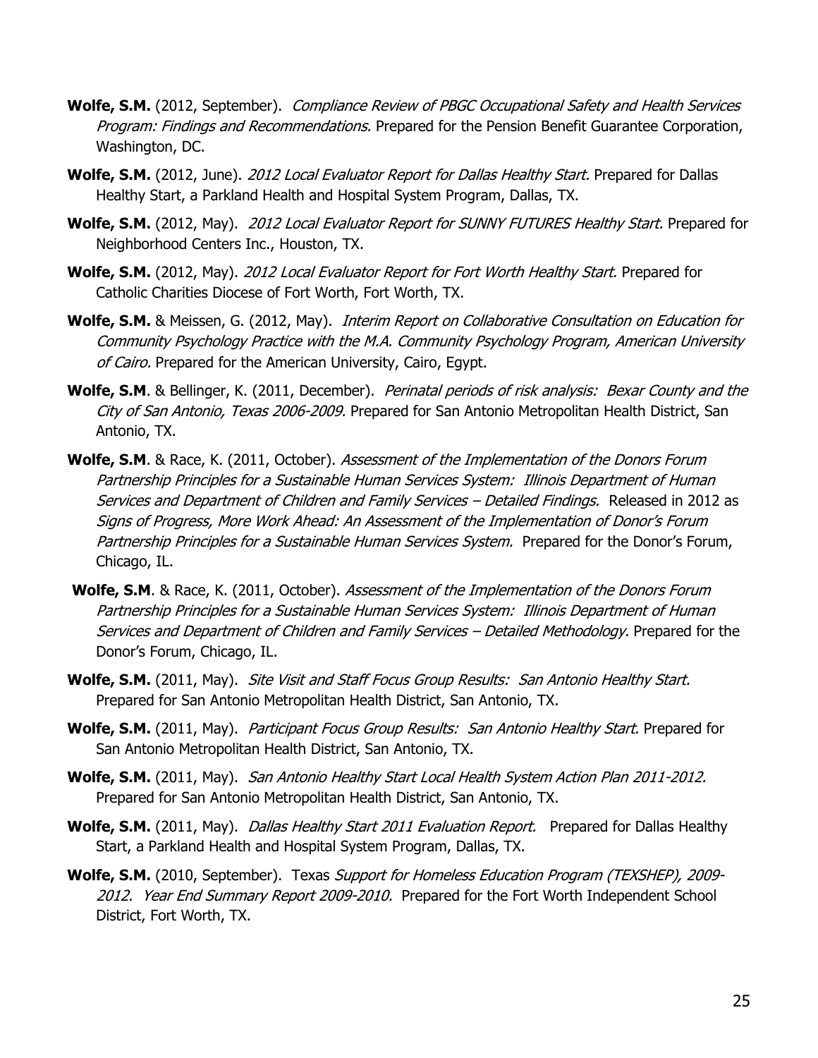**Wolfe, S.M.** (2012, September). *Compliance Review of PBGC Occupational Safety and Health Services Program: Findings and Recommendations.* Prepared for the Pension Benefit Guarantee Corporation, Washington, DC.

**Wolfe, S.M.** (2012, June). *2012 Local Evaluator Report for Dallas Healthy Start.* Prepared for Dallas Healthy Start, a Parkland Health and Hospital System Program, Dallas, TX.

**Wolfe, S.M.** (2012, May). *2012 Local Evaluator Report for SUNNY FUTURES Healthy Start.* Prepared for Neighborhood Centers Inc., Houston, TX.

**Wolfe, S.M.** (2012, May). *2012 Local Evaluator Report for Fort Worth Healthy Start.* Prepared for Catholic Charities Diocese of Fort Worth, Fort Worth, TX.

**Wolfe, S.M.** & Meissen, G. (2012, May). *Interim Report on Collaborative Consultation on Education for Community Psychology Practice with the M.A. Community Psychology Program, American University of Cairo.* Prepared for the American University, Cairo, Egypt.

**Wolfe, S.M**. & Bellinger, K. (2011, December). *Perinatal periods of risk analysis: Bexar County and the City of San Antonio, Texas 2006-2009.* Prepared for San Antonio Metropolitan Health District, San Antonio, TX.

**Wolfe, S.M**. & Race, K. (2011, October). *Assessment of the Implementation of the Donors Forum Partnership Principles for a Sustainable Human Services System: Illinois Department of Human Services and Department of Children and Family Services – Detailed Findings.* Released in 2012 as *Signs of Progress, More Work Ahead: An Assessment of the Implementation of Donor's Forum Partnership Principles for a Sustainable Human Services System.* Prepared for the Donor's Forum, Chicago, IL.

**Wolfe, S.M**. & Race, K. (2011, October). *Assessment of the Implementation of the Donors Forum Partnership Principles for a Sustainable Human Services System: Illinois Department of Human Services and Department of Children and Family Services – Detailed Methodology.* Prepared for the Donor's Forum, Chicago, IL.

**Wolfe, S.M.** (2011, May). *Site Visit and Staff Focus Group Results: San Antonio Healthy Start.* Prepared for San Antonio Metropolitan Health District, San Antonio, TX.

**Wolfe, S.M.** (2011, May). *Participant Focus Group Results: San Antonio Healthy Start.* Prepared for San Antonio Metropolitan Health District, San Antonio, TX.

**Wolfe, S.M.** (2011, May). *San Antonio Healthy Start Local Health System Action Plan 2011-2012.* Prepared for San Antonio Metropolitan Health District, San Antonio, TX.

**Wolfe, S.M.** (2011, May). *Dallas Healthy Start 2011 Evaluation Report.* Prepared for Dallas Healthy Start, a Parkland Health and Hospital System Program, Dallas, TX.

**Wolfe, S.M.** (2010, September). Texas *Support for Homeless Education Program (TEXSHEP), 2009-2012. Year End Summary Report 2009-2010.* Prepared for the Fort Worth Independent School District, Fort Worth, TX.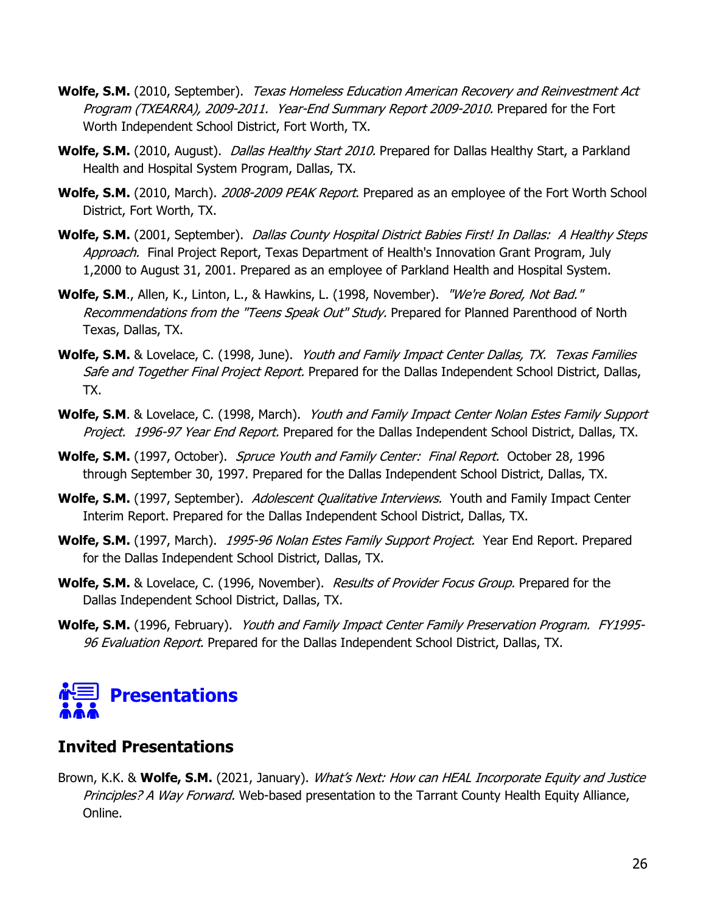**Wolfe, S.M.** (2010, September). *Texas Homeless Education American Recovery and Reinvestment Act Program (TXEARRA), 2009-2011. Year-End Summary Report 2009-2010.* Prepared for the Fort Worth Independent School District, Fort Worth, TX.

**Wolfe, S.M.** (2010, August). *Dallas Healthy Start 2010.* Prepared for Dallas Healthy Start, a Parkland Health and Hospital System Program, Dallas, TX.

**Wolfe, S.M.** (2010, March). *2008-2009 PEAK Report.* Prepared as an employee of the Fort Worth School District, Fort Worth, TX.

**Wolfe, S.M.** (2001, September). *Dallas County Hospital District Babies First! In Dallas: A Healthy Steps Approach.* Final Project Report, Texas Department of Health's Innovation Grant Program, July 1,2000 to August 31, 2001. Prepared as an employee of Parkland Health and Hospital System.

**Wolfe, S.M**., Allen, K., Linton, L., & Hawkins, L. (1998, November). *"We're Bored, Not Bad." Recommendations from the "Teens Speak Out" Study.* Prepared for Planned Parenthood of North Texas, Dallas, TX.

**Wolfe, S.M.** & Lovelace, C. (1998, June). *Youth and Family Impact Center Dallas, TX. Texas Families Safe and Together Final Project Report.* Prepared for the Dallas Independent School District, Dallas, TX.

**Wolfe, S.M**. & Lovelace, C. (1998, March). *Youth and Family Impact Center Nolan Estes Family Support Project. 1996-97 Year End Report.* Prepared for the Dallas Independent School District, Dallas, TX.

**Wolfe, S.M.** (1997, October). *Spruce Youth and Family Center: Final Report.* October 28, 1996 through September 30, 1997. Prepared for the Dallas Independent School District, Dallas, TX.

**Wolfe, S.M.** (1997, September). *Adolescent Qualitative Interviews.* Youth and Family Impact Center Interim Report. Prepared for the Dallas Independent School District, Dallas, TX.

**Wolfe, S.M.** (1997, March). *1995-96 Nolan Estes Family Support Project.* Year End Report. Prepared for the Dallas Independent School District, Dallas, TX.

**Wolfe, S.M.** & Lovelace, C. (1996, November). *Results of Provider Focus Group.* Prepared for the Dallas Independent School District, Dallas, TX.

**Wolfe, S.M.** (1996, February). *Youth and Family Impact Center Family Preservation Program. FY1995-96 Evaluation Report.* Prepared for the Dallas Independent School District, Dallas, TX.

# Presentations

## Invited Presentations

Brown, K.K. & **Wolfe, S.M.** (2021, January). *What's Next: How can HEAL Incorporate Equity and Justice Principles? A Way Forward.* Web-based presentation to the Tarrant County Health Equity Alliance, Online.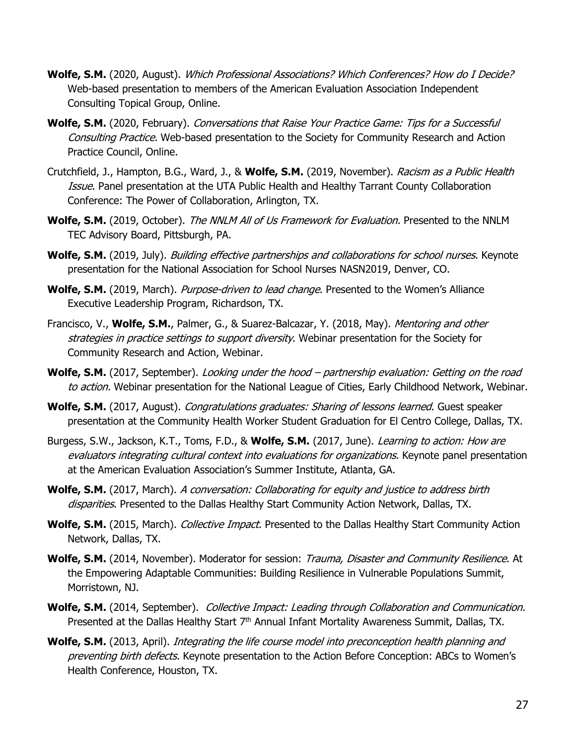**Wolfe, S.M.** (2020, August). *Which Professional Associations? Which Conferences? How do I Decide?* Web-based presentation to members of the American Evaluation Association Independent Consulting Topical Group, Online.

**Wolfe, S.M.** (2020, February). *Conversations that Raise Your Practice Game: Tips for a Successful Consulting Practice.* Web-based presentation to the Society for Community Research and Action Practice Council, Online.

Crutchfield, J., Hampton, B.G., Ward, J., & **Wolfe, S.M.** (2019, November). *Racism as a Public Health Issue*. Panel presentation at the UTA Public Health and Healthy Tarrant County Collaboration Conference: The Power of Collaboration, Arlington, TX.

**Wolfe, S.M.** (2019, October). *The NNLM All of Us Framework for Evaluation.* Presented to the NNLM TEC Advisory Board, Pittsburgh, PA.

**Wolfe, S.M.** (2019, July). *Building effective partnerships and collaborations for school nurses*. Keynote presentation for the National Association for School Nurses NASN2019, Denver, CO.

**Wolfe, S.M.** (2019, March). *Purpose-driven to lead change*. Presented to the Women's Alliance Executive Leadership Program, Richardson, TX.

Francisco, V., **Wolfe, S.M.**, Palmer, G., & Suarez-Balcazar, Y. (2018, May). *Mentoring and other strategies in practice settings to support diversity*. Webinar presentation for the Society for Community Research and Action, Webinar.

**Wolfe, S.M.** (2017, September). *Looking under the hood – partnership evaluation: Getting on the road to action.* Webinar presentation for the National League of Cities, Early Childhood Network, Webinar.

**Wolfe, S.M.** (2017, August). *Congratulations graduates: Sharing of lessons learned*. Guest speaker presentation at the Community Health Worker Student Graduation for El Centro College, Dallas, TX.

Burgess, S.W., Jackson, K.T., Toms, F.D., & **Wolfe, S.M.** (2017, June). *Learning to action: How are evaluators integrating cultural context into evaluations for organizations.* Keynote panel presentation at the American Evaluation Association's Summer Institute, Atlanta, GA.

**Wolfe, S.M.** (2017, March). *A conversation: Collaborating for equity and justice to address birth disparities*. Presented to the Dallas Healthy Start Community Action Network, Dallas, TX.

**Wolfe, S.M.** (2015, March). *Collective Impact*. Presented to the Dallas Healthy Start Community Action Network, Dallas, TX.

**Wolfe, S.M.** (2014, November). Moderator for session: *Trauma, Disaster and Community Resilience*. At the Empowering Adaptable Communities: Building Resilience in Vulnerable Populations Summit, Morristown, NJ.

**Wolfe, S.M.** (2014, September). *Collective Impact: Leading through Collaboration and Communication.* Presented at the Dallas Healthy Start 7th Annual Infant Mortality Awareness Summit, Dallas, TX.

**Wolfe, S.M.** (2013, April). *Integrating the life course model into preconception health planning and preventing birth defects.* Keynote presentation to the Action Before Conception: ABCs to Women's Health Conference, Houston, TX.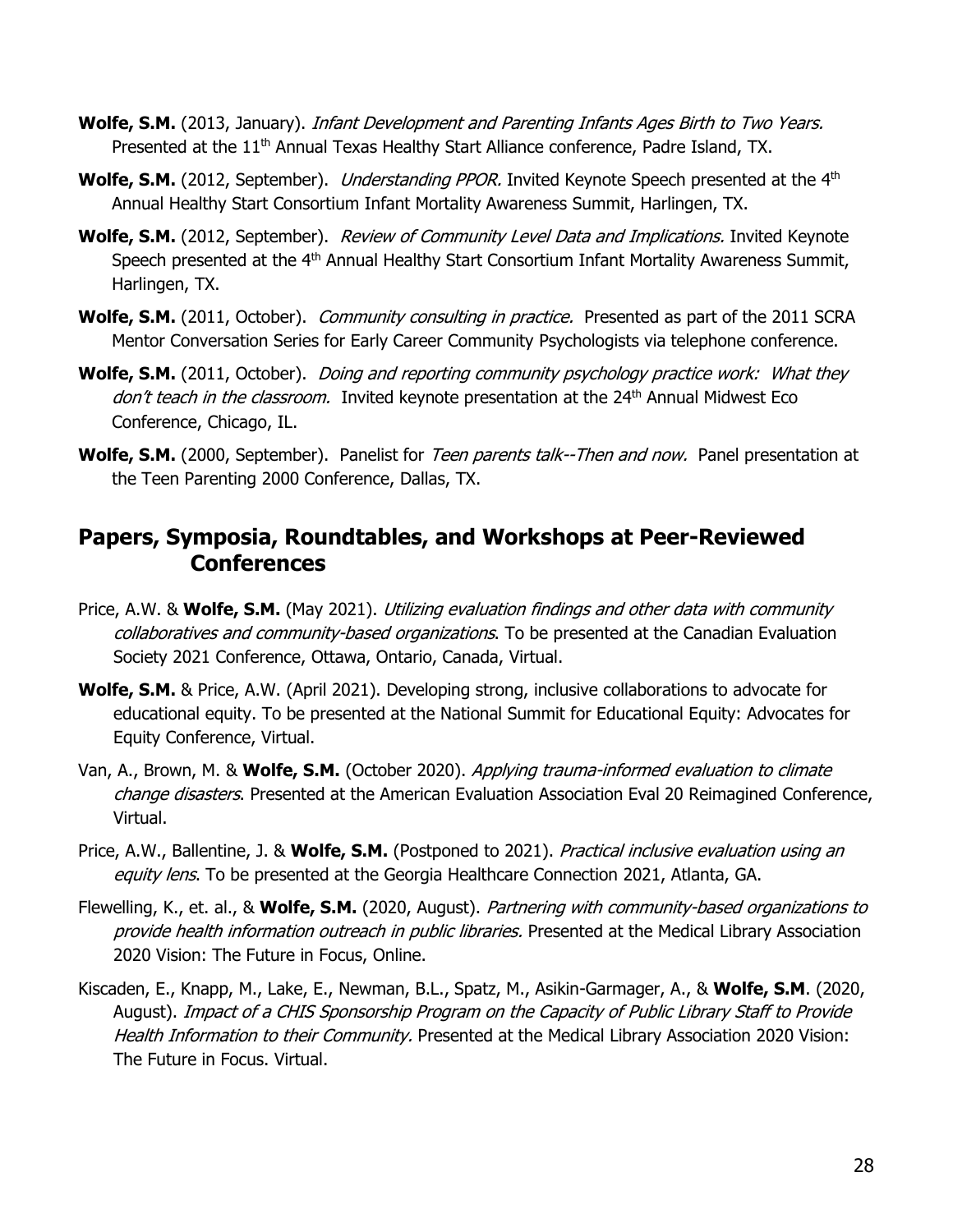**Wolfe, S.M.** (2013, January). *Infant Development and Parenting Infants Ages Birth to Two Years.* Presented at the 11th Annual Texas Healthy Start Alliance conference, Padre Island, TX.

**Wolfe, S.M.** (2012, September). *Understanding PPOR.* Invited Keynote Speech presented at the 4th Annual Healthy Start Consortium Infant Mortality Awareness Summit, Harlingen, TX.

**Wolfe, S.M.** (2012, September). *Review of Community Level Data and Implications.* Invited Keynote Speech presented at the 4th Annual Healthy Start Consortium Infant Mortality Awareness Summit, Harlingen, TX.

**Wolfe, S.M.** (2011, October). *Community consulting in practice.* Presented as part of the 2011 SCRA Mentor Conversation Series for Early Career Community Psychologists via telephone conference.

**Wolfe, S.M.** (2011, October). *Doing and reporting community psychology practice work: What they don't teach in the classroom.* Invited keynote presentation at the 24th Annual Midwest Eco Conference, Chicago, IL.

**Wolfe, S.M.** (2000, September). Panelist for *Teen parents talk--Then and now.* Panel presentation at the Teen Parenting 2000 Conference, Dallas, TX.

## Papers, Symposia, Roundtables, and Workshops at Peer-Reviewed Conferences

Price, A.W. & **Wolfe, S.M.** (May 2021). *Utilizing evaluation findings and other data with community collaboratives and community-based organizations*. To be presented at the Canadian Evaluation Society 2021 Conference, Ottawa, Ontario, Canada, Virtual.

**Wolfe, S.M.** & Price, A.W. (April 2021). Developing strong, inclusive collaborations to advocate for educational equity. To be presented at the National Summit for Educational Equity: Advocates for Equity Conference, Virtual.

Van, A., Brown, M. & **Wolfe, S.M.** (October 2020). *Applying trauma-informed evaluation to climate change disasters*. Presented at the American Evaluation Association Eval 20 Reimagined Conference, Virtual.

Price, A.W., Ballentine, J. & **Wolfe, S.M.** (Postponed to 2021). *Practical inclusive evaluation using an equity lens*. To be presented at the Georgia Healthcare Connection 2021, Atlanta, GA.

Flewelling, K., et. al., & **Wolfe, S.M.** (2020, August). *Partnering with community-based organizations to provide health information outreach in public libraries.* Presented at the Medical Library Association 2020 Vision: The Future in Focus, Online.

Kiscaden, E., Knapp, M., Lake, E., Newman, B.L., Spatz, M., Asikin-Garmager, A., & **Wolfe, S.M**. (2020, August). *Impact of a CHIS Sponsorship Program on the Capacity of Public Library Staff to Provide Health Information to their Community.* Presented at the Medical Library Association 2020 Vision: The Future in Focus. Virtual.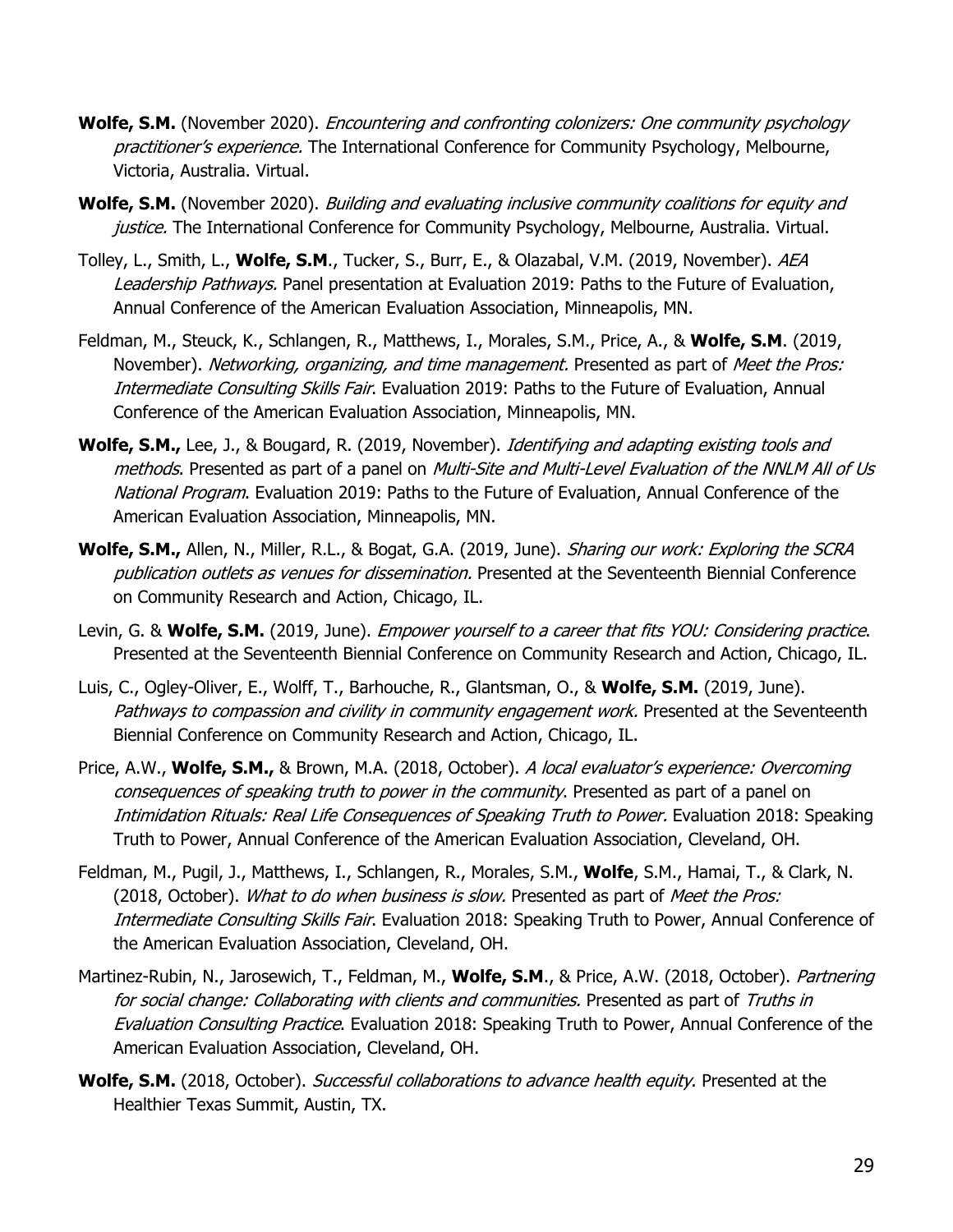**Wolfe, S.M.** (November 2020). *Encountering and confronting colonizers: One community psychology practitioner's experience.* The International Conference for Community Psychology, Melbourne, Victoria, Australia. Virtual.

**Wolfe, S.M.** (November 2020). *Building and evaluating inclusive community coalitions for equity and justice.* The International Conference for Community Psychology, Melbourne, Australia. Virtual.

Tolley, L., Smith, L., **Wolfe, S.M**., Tucker, S., Burr, E., & Olazabal, V.M. (2019, November). *AEA Leadership Pathways.* Panel presentation at Evaluation 2019: Paths to the Future of Evaluation, Annual Conference of the American Evaluation Association, Minneapolis, MN.

Feldman, M., Steuck, K., Schlangen, R., Matthews, I., Morales, S.M., Price, A., & **Wolfe, S.M**. (2019, November). *Networking, organizing, and time management.* Presented as part of *Meet the Pros: Intermediate Consulting Skills Fair*. Evaluation 2019: Paths to the Future of Evaluation, Annual Conference of the American Evaluation Association, Minneapolis, MN.

**Wolfe, S.M.,** Lee, J., & Bougard, R. (2019, November). *Identifying and adapting existing tools and methods*. Presented as part of a panel on *Multi-Site and Multi-Level Evaluation of the NNLM All of Us National Program*. Evaluation 2019: Paths to the Future of Evaluation, Annual Conference of the American Evaluation Association, Minneapolis, MN.

**Wolfe, S.M.,** Allen, N., Miller, R.L., & Bogat, G.A. (2019, June). *Sharing our work: Exploring the SCRA publication outlets as venues for dissemination.* Presented at the Seventeenth Biennial Conference on Community Research and Action, Chicago, IL.

Levin, G. & **Wolfe, S.M.** (2019, June). *Empower yourself to a career that fits YOU: Considering practice*. Presented at the Seventeenth Biennial Conference on Community Research and Action, Chicago, IL.

Luis, C., Ogley-Oliver, E., Wolff, T., Barhouche, R., Glantsman, O., & **Wolfe, S.M.** (2019, June). *Pathways to compassion and civility in community engagement work.* Presented at the Seventeenth Biennial Conference on Community Research and Action, Chicago, IL.

Price, A.W., **Wolfe, S.M.,** & Brown, M.A. (2018, October). *A local evaluator's experience: Overcoming consequences of speaking truth to power in the community*. Presented as part of a panel on *Intimidation Rituals: Real Life Consequences of Speaking Truth to Power.* Evaluation 2018: Speaking Truth to Power, Annual Conference of the American Evaluation Association, Cleveland, OH.

Feldman, M., Pugil, J., Matthews, I., Schlangen, R., Morales, S.M., **Wolfe**, S.M., Hamai, T., & Clark, N. (2018, October). *What to do when business is slow.* Presented as part of *Meet the Pros: Intermediate Consulting Skills Fair*. Evaluation 2018: Speaking Truth to Power, Annual Conference of the American Evaluation Association, Cleveland, OH.

Martinez-Rubin, N., Jarosewich, T., Feldman, M., **Wolfe, S.M**., & Price, A.W. (2018, October). *Partnering for social change: Collaborating with clients and communities.* Presented as part of *Truths in Evaluation Consulting Practice*. Evaluation 2018: Speaking Truth to Power, Annual Conference of the American Evaluation Association, Cleveland, OH.

**Wolfe, S.M.** (2018, October). *Successful collaborations to advance health equity*. Presented at the Healthier Texas Summit, Austin, TX.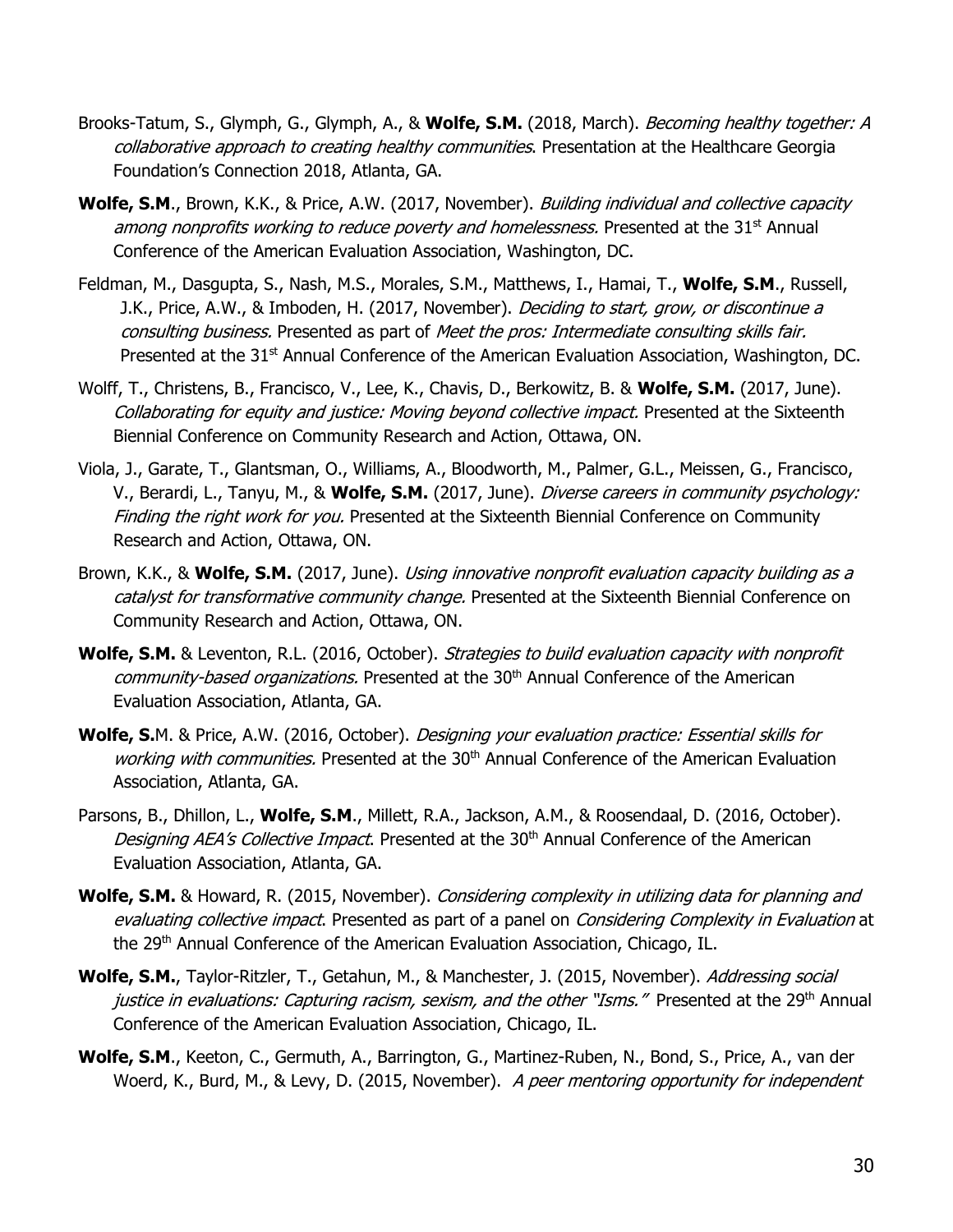Brooks-Tatum, S., Glymph, G., Glymph, A., & **Wolfe, S.M.** (2018, March). *Becoming healthy together: A collaborative approach to creating healthy communities*. Presentation at the Healthcare Georgia Foundation's Connection 2018, Atlanta, GA.

**Wolfe, S.M**., Brown, K.K., & Price, A.W. (2017, November). *Building individual and collective capacity among nonprofits working to reduce poverty and homelessness.* Presented at the 31st Annual Conference of the American Evaluation Association, Washington, DC.

Feldman, M., Dasgupta, S., Nash, M.S., Morales, S.M., Matthews, I., Hamai, T., **Wolfe, S.M**., Russell, J.K., Price, A.W., & Imboden, H. (2017, November). *Deciding to start, grow, or discontinue a consulting business.* Presented as part of *Meet the pros: Intermediate consulting skills fair.* Presented at the 31st Annual Conference of the American Evaluation Association, Washington, DC.

Wolff, T., Christens, B., Francisco, V., Lee, K., Chavis, D., Berkowitz, B. & **Wolfe, S.M.** (2017, June). *Collaborating for equity and justice: Moving beyond collective impact.* Presented at the Sixteenth Biennial Conference on Community Research and Action, Ottawa, ON.

Viola, J., Garate, T., Glantsman, O., Williams, A., Bloodworth, M., Palmer, G.L., Meissen, G., Francisco, V., Berardi, L., Tanyu, M., & **Wolfe, S.M.** (2017, June). *Diverse careers in community psychology: Finding the right work for you.* Presented at the Sixteenth Biennial Conference on Community Research and Action, Ottawa, ON.

Brown, K.K., & **Wolfe, S.M.** (2017, June). *Using innovative nonprofit evaluation capacity building as a catalyst for transformative community change.* Presented at the Sixteenth Biennial Conference on Community Research and Action, Ottawa, ON.

**Wolfe, S.M.** & Leventon, R.L. (2016, October). *Strategies to build evaluation capacity with nonprofit community-based organizations.* Presented at the 30th Annual Conference of the American Evaluation Association, Atlanta, GA.

**Wolfe, S.**M. & Price, A.W. (2016, October). *Designing your evaluation practice: Essential skills for working with communities.* Presented at the 30th Annual Conference of the American Evaluation Association, Atlanta, GA.

Parsons, B., Dhillon, L., **Wolfe, S.M**., Millett, R.A., Jackson, A.M., & Roosendaal, D. (2016, October). *Designing AEA's Collective Impact*. Presented at the 30th Annual Conference of the American Evaluation Association, Atlanta, GA.

**Wolfe, S.M.** & Howard, R. (2015, November). *Considering complexity in utilizing data for planning and evaluating collective impact*. Presented as part of a panel on *Considering Complexity in Evaluation* at the 29th Annual Conference of the American Evaluation Association, Chicago, IL.

**Wolfe, S.M.**, Taylor-Ritzler, T., Getahun, M., & Manchester, J. (2015, November). *Addressing social justice in evaluations: Capturing racism, sexism, and the other "Isms."* Presented at the 29th Annual Conference of the American Evaluation Association, Chicago, IL.

**Wolfe, S.M**., Keeton, C., Germuth, A., Barrington, G., Martinez-Ruben, N., Bond, S., Price, A., van der Woerd, K., Burd, M., & Levy, D. (2015, November). *A peer mentoring opportunity for independent*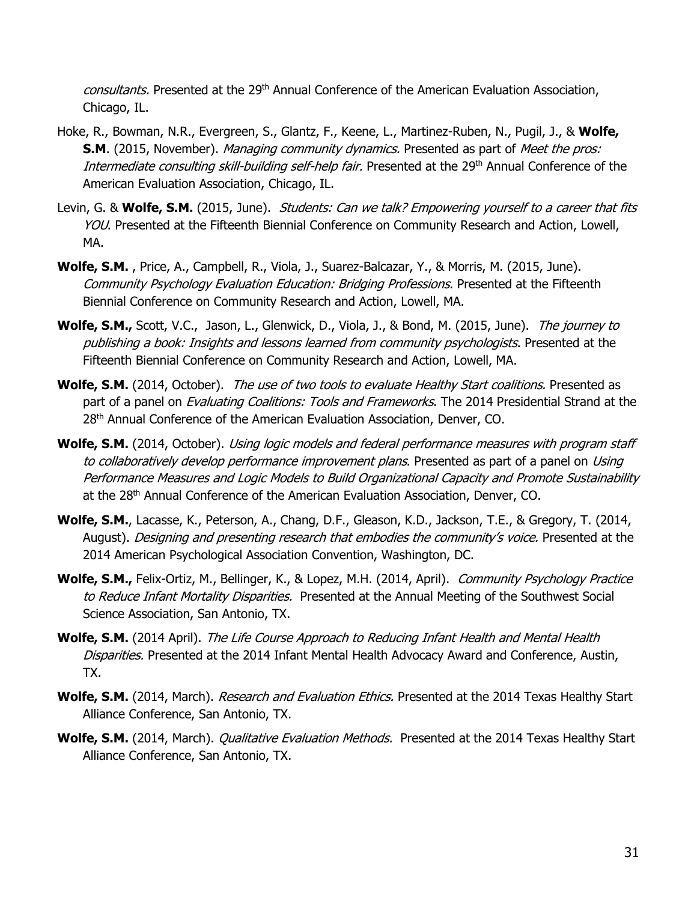*consultants.* Presented at the 29th Annual Conference of the American Evaluation Association, Chicago, IL.

Hoke, R., Bowman, N.R., Evergreen, S., Glantz, F., Keene, L., Martinez-Ruben, N., Pugil, J., & **Wolfe, S.M**. (2015, November). *Managing community dynamics.* Presented as part of *Meet the pros: Intermediate consulting skill-building self-help fair.* Presented at the 29th Annual Conference of the American Evaluation Association, Chicago, IL.

Levin, G. & **Wolfe, S.M.** (2015, June). *Students: Can we talk? Empowering yourself to a career that fits YOU.* Presented at the Fifteenth Biennial Conference on Community Research and Action, Lowell, MA.

**Wolfe, S.M.** , Price, A., Campbell, R., Viola, J., Suarez-Balcazar, Y., & Morris, M. (2015, June). *Community Psychology Evaluation Education: Bridging Professions*. Presented at the Fifteenth Biennial Conference on Community Research and Action, Lowell, MA.

**Wolfe, S.M.,** Scott, V.C., Jason, L., Glenwick, D., Viola, J., & Bond, M. (2015, June). *The journey to publishing a book: Insights and lessons learned from community psychologists*. Presented at the Fifteenth Biennial Conference on Community Research and Action, Lowell, MA.

**Wolfe, S.M.** (2014, October). *The use of two tools to evaluate Healthy Start coalitions.* Presented as part of a panel on *Evaluating Coalitions: Tools and Frameworks*. The 2014 Presidential Strand at the 28th Annual Conference of the American Evaluation Association, Denver, CO.

**Wolfe, S.M.** (2014, October). *Using logic models and federal performance measures with program staff to collaboratively develop performance improvement plans*. Presented as part of a panel on *Using Performance Measures and Logic Models to Build Organizational Capacity and Promote Sustainability* at the 28th Annual Conference of the American Evaluation Association, Denver, CO.

**Wolfe, S.M.**, Lacasse, K., Peterson, A., Chang, D.F., Gleason, K.D., Jackson, T.E., & Gregory, T. (2014, August). *Designing and presenting research that embodies the community's voice.* Presented at the 2014 American Psychological Association Convention, Washington, DC.

**Wolfe, S.M.,** Felix-Ortiz, M., Bellinger, K., & Lopez, M.H. (2014, April). *Community Psychology Practice to Reduce Infant Mortality Disparities.* Presented at the Annual Meeting of the Southwest Social Science Association, San Antonio, TX.

**Wolfe, S.M.** (2014 April). *The Life Course Approach to Reducing Infant Health and Mental Health Disparities.* Presented at the 2014 Infant Mental Health Advocacy Award and Conference, Austin, TX.

**Wolfe, S.M.** (2014, March). *Research and Evaluation Ethics.* Presented at the 2014 Texas Healthy Start Alliance Conference, San Antonio, TX.

**Wolfe, S.M.** (2014, March). *Qualitative Evaluation Methods.* Presented at the 2014 Texas Healthy Start Alliance Conference, San Antonio, TX.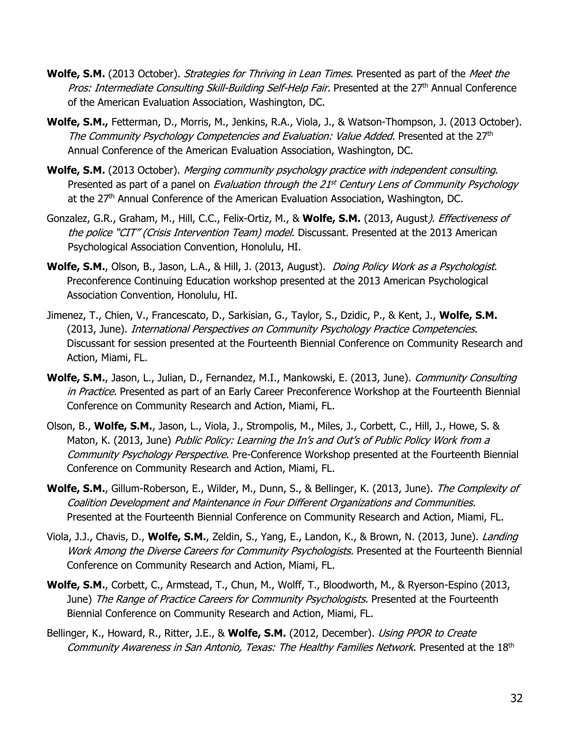**Wolfe, S.M.** (2013 October). *Strategies for Thriving in Lean Times*. Presented as part of the *Meet the Pros: Intermediate Consulting Skill-Building Self-Help Fair.* Presented at the 27th Annual Conference of the American Evaluation Association, Washington, DC.

**Wolfe, S.M.,** Fetterman, D., Morris, M., Jenkins, R.A., Viola, J., & Watson-Thompson, J. (2013 October). *The Community Psychology Competencies and Evaluation: Value Added.* Presented at the 27th Annual Conference of the American Evaluation Association, Washington, DC.

**Wolfe, S.M.** (2013 October). *Merging community psychology practice with independent consulting*. Presented as part of a panel on *Evaluation through the 21st Century Lens of Community Psychology* at the 27th Annual Conference of the American Evaluation Association, Washington, DC.

Gonzalez, G.R., Graham, M., Hill, C.C., Felix-Ortiz, M., & **Wolfe, S.M.** (2013, August*). Effectiveness of the police "CIT" (Crisis Intervention Team) model*. Discussant. Presented at the 2013 American Psychological Association Convention, Honolulu, HI.

**Wolfe, S.M.**, Olson, B., Jason, L.A., & Hill, J. (2013, August). *Doing Policy Work as a Psychologist*. Preconference Continuing Education workshop presented at the 2013 American Psychological Association Convention, Honolulu, HI.

Jimenez, T., Chien, V., Francescato, D., Sarkisian, G., Taylor, S., Dzidic, P., & Kent, J., **Wolfe, S.M.** (2013, June). *International Perspectives on Community Psychology Practice Competencies.* Discussant for session presented at the Fourteenth Biennial Conference on Community Research and Action, Miami, FL.

**Wolfe, S.M.**, Jason, L., Julian, D., Fernandez, M.I., Mankowski, E. (2013, June). *Community Consulting in Practice.* Presented as part of an Early Career Preconference Workshop at the Fourteenth Biennial Conference on Community Research and Action, Miami, FL.

Olson, B., **Wolfe, S.M.**, Jason, L., Viola, J., Strompolis, M., Miles, J., Corbett, C., Hill, J., Howe, S. & Maton, K. (2013, June) *Public Policy: Learning the In's and Out's of Public Policy Work from a Community Psychology Perspective.* Pre-Conference Workshop presented at the Fourteenth Biennial Conference on Community Research and Action, Miami, FL.

**Wolfe, S.M.**, Gillum-Roberson, E., Wilder, M., Dunn, S., & Bellinger, K. (2013, June). *The Complexity of Coalition Development and Maintenance in Four Different Organizations and Communities.* Presented at the Fourteenth Biennial Conference on Community Research and Action, Miami, FL.

Viola, J.J., Chavis, D., **Wolfe, S.M.**, Zeldin, S., Yang, E., Landon, K., & Brown, N. (2013, June). *Landing Work Among the Diverse Careers for Community Psychologists.* Presented at the Fourteenth Biennial Conference on Community Research and Action, Miami, FL.

**Wolfe, S.M.**, Corbett, C., Armstead, T., Chun, M., Wolff, T., Bloodworth, M., & Ryerson-Espino (2013, June) *The Range of Practice Careers for Community Psychologists.* Presented at the Fourteenth Biennial Conference on Community Research and Action, Miami, FL.

Bellinger, K., Howard, R., Ritter, J.E., & **Wolfe, S.M.** (2012, December). *Using PPOR to Create Community Awareness in San Antonio, Texas: The Healthy Families Network*. Presented at the 18th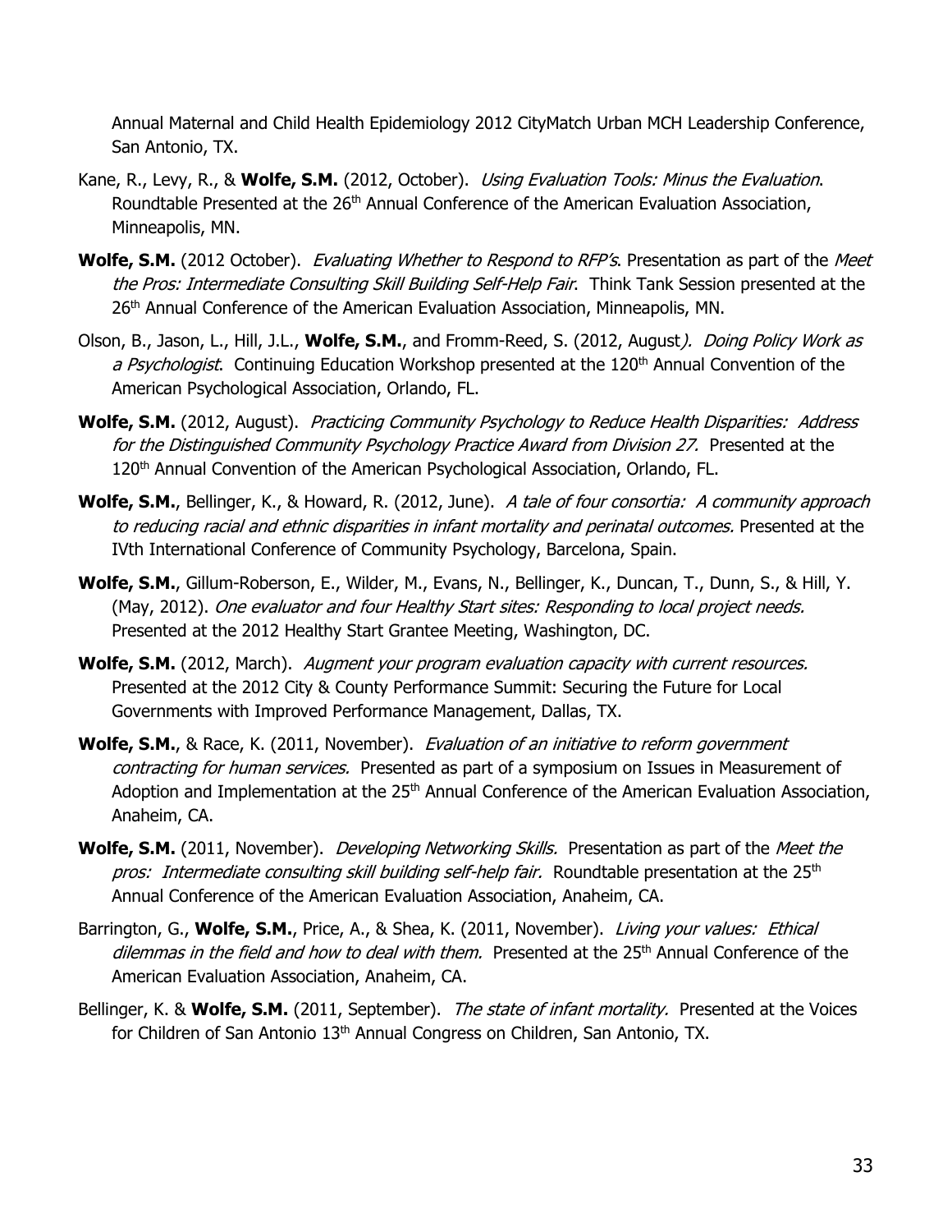Annual Maternal and Child Health Epidemiology 2012 CityMatch Urban MCH Leadership Conference, San Antonio, TX.

Kane, R., Levy, R., & **Wolfe, S.M.** (2012, October). *Using Evaluation Tools: Minus the Evaluation*. Roundtable Presented at the 26th Annual Conference of the American Evaluation Association, Minneapolis, MN.

**Wolfe, S.M.** (2012 October). *Evaluating Whether to Respond to RFP's*. Presentation as part of the *Meet the Pros: Intermediate Consulting Skill Building Self-Help Fair*. Think Tank Session presented at the 26th Annual Conference of the American Evaluation Association, Minneapolis, MN.

Olson, B., Jason, L., Hill, J.L., **Wolfe, S.M.**, and Fromm-Reed, S. (2012, August*). Doing Policy Work as a Psychologist*. Continuing Education Workshop presented at the 120th Annual Convention of the American Psychological Association, Orlando, FL.

**Wolfe, S.M.** (2012, August). *Practicing Community Psychology to Reduce Health Disparities: Address for the Distinguished Community Psychology Practice Award from Division 27.* Presented at the 120th Annual Convention of the American Psychological Association, Orlando, FL.

**Wolfe, S.M.**, Bellinger, K., & Howard, R. (2012, June). *A tale of four consortia: A community approach to reducing racial and ethnic disparities in infant mortality and perinatal outcomes.* Presented at the IVth International Conference of Community Psychology, Barcelona, Spain.

**Wolfe, S.M.**, Gillum-Roberson, E., Wilder, M., Evans, N., Bellinger, K., Duncan, T., Dunn, S., & Hill, Y. (May, 2012). *One evaluator and four Healthy Start sites: Responding to local project needs.* Presented at the 2012 Healthy Start Grantee Meeting, Washington, DC.

**Wolfe, S.M.** (2012, March). *Augment your program evaluation capacity with current resources.* Presented at the 2012 City & County Performance Summit: Securing the Future for Local Governments with Improved Performance Management, Dallas, TX.

**Wolfe, S.M.**, & Race, K. (2011, November). *Evaluation of an initiative to reform government contracting for human services.* Presented as part of a symposium on Issues in Measurement of Adoption and Implementation at the 25th Annual Conference of the American Evaluation Association, Anaheim, CA.

**Wolfe, S.M.** (2011, November). *Developing Networking Skills.* Presentation as part of the *Meet the pros: Intermediate consulting skill building self-help fair.* Roundtable presentation at the 25th Annual Conference of the American Evaluation Association, Anaheim, CA.

Barrington, G., **Wolfe, S.M.**, Price, A., & Shea, K. (2011, November). *Living your values: Ethical dilemmas in the field and how to deal with them.* Presented at the 25th Annual Conference of the American Evaluation Association, Anaheim, CA.

Bellinger, K. & **Wolfe, S.M.** (2011, September). *The state of infant mortality.* Presented at the Voices for Children of San Antonio 13th Annual Congress on Children, San Antonio, TX.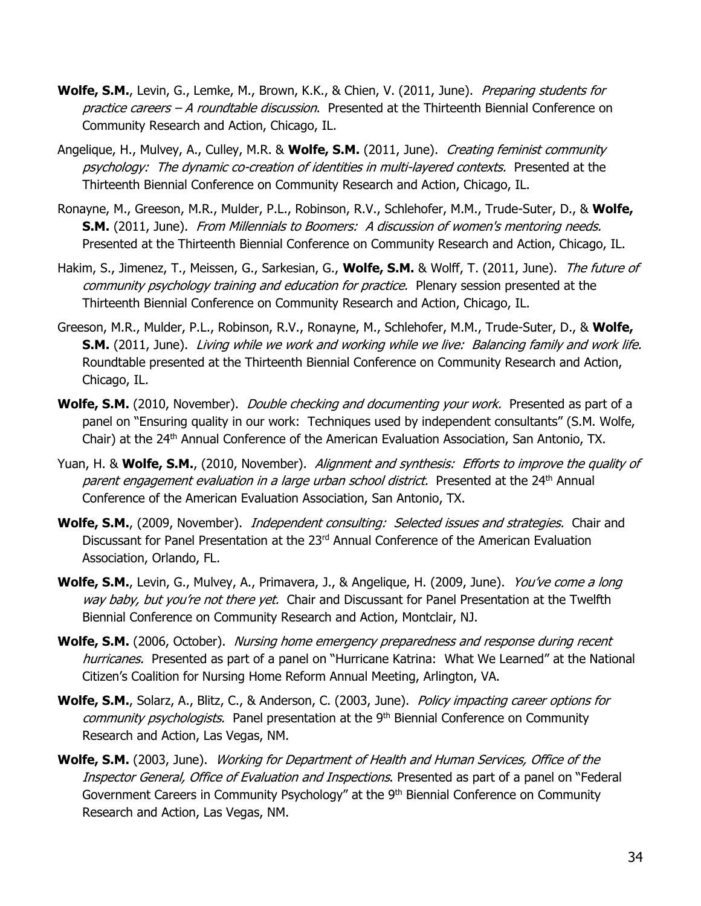**Wolfe, S.M.**, Levin, G., Lemke, M., Brown, K.K., & Chien, V. (2011, June). *Preparing students for practice careers – A roundtable discussion*. Presented at the Thirteenth Biennial Conference on Community Research and Action, Chicago, IL.

Angelique, H., Mulvey, A., Culley, M.R. & **Wolfe, S.M.** (2011, June). *Creating feminist community psychology: The dynamic co-creation of identities in multi-layered contexts.* Presented at the Thirteenth Biennial Conference on Community Research and Action, Chicago, IL.

Ronayne, M., Greeson, M.R., Mulder, P.L., Robinson, R.V., Schlehofer, M.M., Trude-Suter, D., & **Wolfe, S.M.** (2011, June). *From Millennials to Boomers: A discussion of women's mentoring needs.* Presented at the Thirteenth Biennial Conference on Community Research and Action, Chicago, IL.

Hakim, S., Jimenez, T., Meissen, G., Sarkesian, G., **Wolfe, S.M.** & Wolff, T. (2011, June). *The future of community psychology training and education for practice.* Plenary session presented at the Thirteenth Biennial Conference on Community Research and Action, Chicago, IL.

Greeson, M.R., Mulder, P.L., Robinson, R.V., Ronayne, M., Schlehofer, M.M., Trude-Suter, D., & **Wolfe, S.M.** (2011, June). *Living while we work and working while we live: Balancing family and work life.* Roundtable presented at the Thirteenth Biennial Conference on Community Research and Action, Chicago, IL.

**Wolfe, S.M.** (2010, November). *Double checking and documenting your work.* Presented as part of a panel on "Ensuring quality in our work: Techniques used by independent consultants" (S.M. Wolfe, Chair) at the 24th Annual Conference of the American Evaluation Association, San Antonio, TX.

Yuan, H. & **Wolfe, S.M.**, (2010, November). *Alignment and synthesis: Efforts to improve the quality of parent engagement evaluation in a large urban school district.* Presented at the 24th Annual Conference of the American Evaluation Association, San Antonio, TX.

**Wolfe, S.M.**, (2009, November). *Independent consulting: Selected issues and strategies.* Chair and Discussant for Panel Presentation at the 23rd Annual Conference of the American Evaluation Association, Orlando, FL.

**Wolfe, S.M.**, Levin, G., Mulvey, A., Primavera, J., & Angelique, H. (2009, June). *You've come a long way baby, but you're not there yet.* Chair and Discussant for Panel Presentation at the Twelfth Biennial Conference on Community Research and Action, Montclair, NJ.

**Wolfe, S.M.** (2006, October). *Nursing home emergency preparedness and response during recent hurricanes.* Presented as part of a panel on "Hurricane Katrina: What We Learned" at the National Citizen's Coalition for Nursing Home Reform Annual Meeting, Arlington, VA.

**Wolfe, S.M.**, Solarz, A., Blitz, C., & Anderson, C. (2003, June). *Policy impacting career options for community psychologists.* Panel presentation at the 9th Biennial Conference on Community Research and Action, Las Vegas, NM.

**Wolfe, S.M.** (2003, June). *Working for Department of Health and Human Services, Office of the Inspector General, Office of Evaluation and Inspections*. Presented as part of a panel on "Federal Government Careers in Community Psychology" at the 9th Biennial Conference on Community Research and Action, Las Vegas, NM.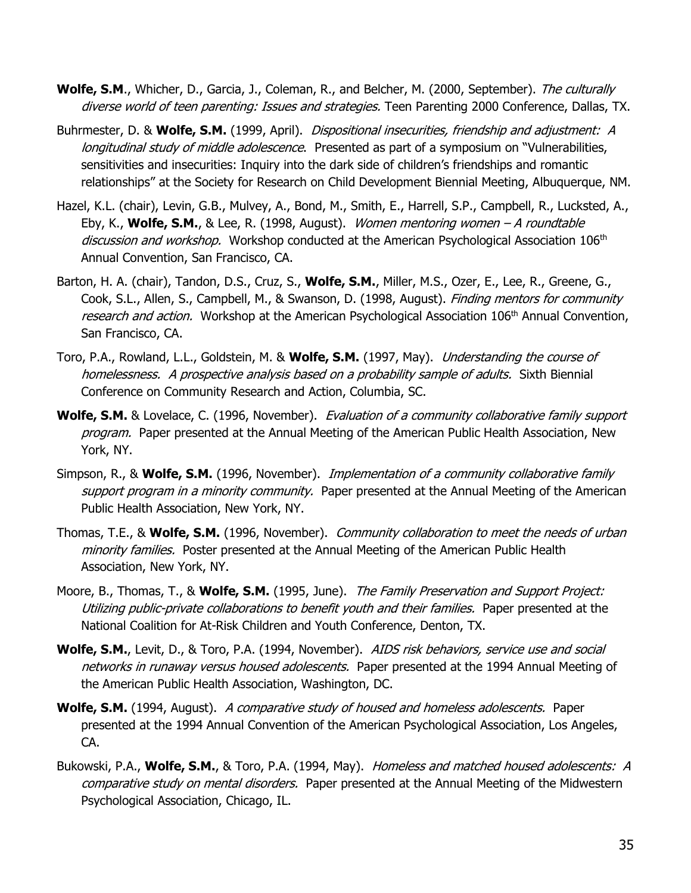**Wolfe, S.M**., Whicher, D., Garcia, J., Coleman, R., and Belcher, M. (2000, September). *The culturally diverse world of teen parenting: Issues and strategies.* Teen Parenting 2000 Conference, Dallas, TX.

Buhrmester, D. & **Wolfe, S.M.** (1999, April). *Dispositional insecurities, friendship and adjustment: A longitudinal study of middle adolescence*. Presented as part of a symposium on "Vulnerabilities, sensitivities and insecurities: Inquiry into the dark side of children's friendships and romantic relationships" at the Society for Research on Child Development Biennial Meeting, Albuquerque, NM.

Hazel, K.L. (chair), Levin, G.B., Mulvey, A., Bond, M., Smith, E., Harrell, S.P., Campbell, R., Lucksted, A., Eby, K., **Wolfe, S.M.**, & Lee, R. (1998, August). *Women mentoring women – A roundtable discussion and workshop.* Workshop conducted at the American Psychological Association 106th Annual Convention, San Francisco, CA.

Barton, H. A. (chair), Tandon, D.S., Cruz, S., **Wolfe, S.M.**, Miller, M.S., Ozer, E., Lee, R., Greene, G., Cook, S.L., Allen, S., Campbell, M., & Swanson, D. (1998, August). *Finding mentors for community research and action.* Workshop at the American Psychological Association 106th Annual Convention, San Francisco, CA.

Toro, P.A., Rowland, L.L., Goldstein, M. & **Wolfe, S.M.** (1997, May). *Understanding the course of homelessness. A prospective analysis based on a probability sample of adults.* Sixth Biennial Conference on Community Research and Action, Columbia, SC.

**Wolfe, S.M.** & Lovelace, C. (1996, November). *Evaluation of a community collaborative family support program.* Paper presented at the Annual Meeting of the American Public Health Association, New York, NY.

Simpson, R., & **Wolfe, S.M.** (1996, November). *Implementation of a community collaborative family support program in a minority community.* Paper presented at the Annual Meeting of the American Public Health Association, New York, NY.

Thomas, T.E., & **Wolfe, S.M.** (1996, November). *Community collaboration to meet the needs of urban minority families.* Poster presented at the Annual Meeting of the American Public Health Association, New York, NY.

Moore, B., Thomas, T., & **Wolfe, S.M.** (1995, June). *The Family Preservation and Support Project: Utilizing public-private collaborations to benefit youth and their families.* Paper presented at the National Coalition for At-Risk Children and Youth Conference, Denton, TX.

**Wolfe, S.M.**, Levit, D., & Toro, P.A. (1994, November). *AIDS risk behaviors, service use and social networks in runaway versus housed adolescents.* Paper presented at the 1994 Annual Meeting of the American Public Health Association, Washington, DC.

**Wolfe, S.M.** (1994, August). *A comparative study of housed and homeless adolescents.* Paper presented at the 1994 Annual Convention of the American Psychological Association, Los Angeles, CA.

Bukowski, P.A., **Wolfe, S.M.**, & Toro, P.A. (1994, May). *Homeless and matched housed adolescents: A comparative study on mental disorders.* Paper presented at the Annual Meeting of the Midwestern Psychological Association, Chicago, IL.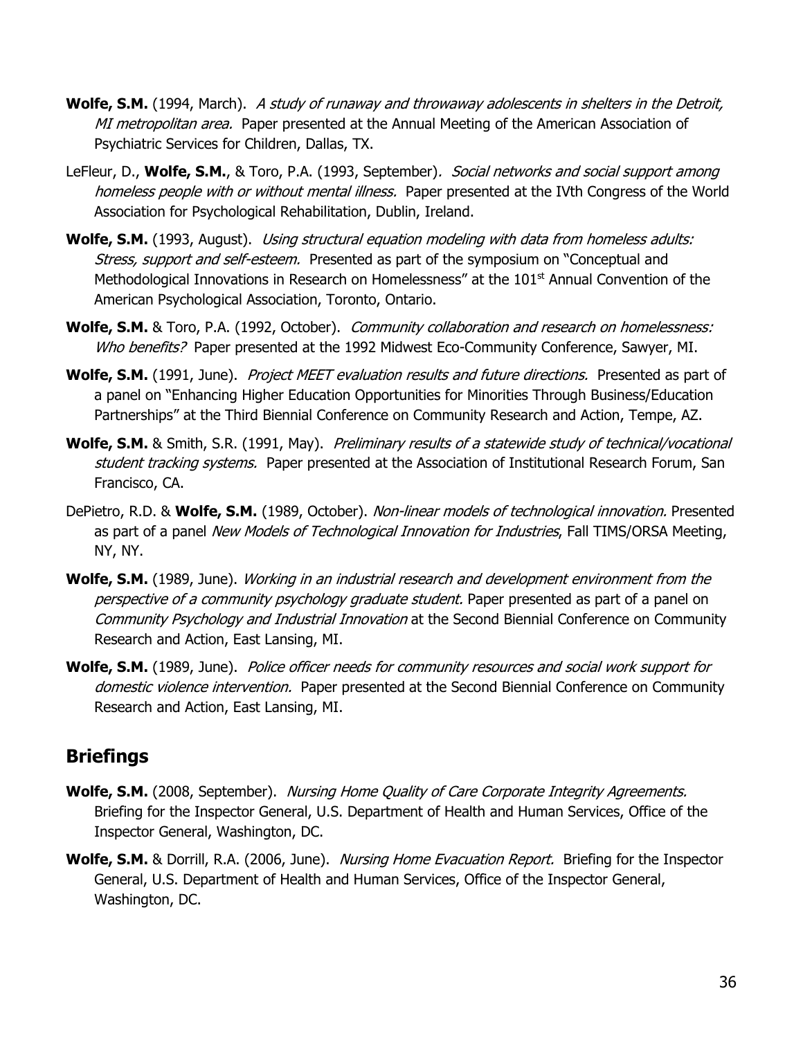**Wolfe, S.M.** (1994, March). *A study of runaway and throwaway adolescents in shelters in the Detroit, MI metropolitan area.* Paper presented at the Annual Meeting of the American Association of Psychiatric Services for Children, Dallas, TX.

LeFleur, D., **Wolfe, S.M.**, & Toro, P.A. (1993, September). *Social networks and social support among homeless people with or without mental illness.* Paper presented at the IVth Congress of the World Association for Psychological Rehabilitation, Dublin, Ireland.

**Wolfe, S.M.** (1993, August). *Using structural equation modeling with data from homeless adults: Stress, support and self-esteem.* Presented as part of the symposium on "Conceptual and Methodological Innovations in Research on Homelessness" at the 101st Annual Convention of the American Psychological Association, Toronto, Ontario.

**Wolfe, S.M.** & Toro, P.A. (1992, October). *Community collaboration and research on homelessness: Who benefits?* Paper presented at the 1992 Midwest Eco-Community Conference, Sawyer, MI.

**Wolfe, S.M.** (1991, June). *Project MEET evaluation results and future directions.* Presented as part of a panel on "Enhancing Higher Education Opportunities for Minorities Through Business/Education Partnerships" at the Third Biennial Conference on Community Research and Action, Tempe, AZ.

**Wolfe, S.M.** & Smith, S.R. (1991, May). *Preliminary results of a statewide study of technical/vocational student tracking systems.* Paper presented at the Association of Institutional Research Forum, San Francisco, CA.

DePietro, R.D. & **Wolfe, S.M.** (1989, October). *Non-linear models of technological innovation.* Presented as part of a panel *New Models of Technological Innovation for Industries*, Fall TIMS/ORSA Meeting, NY, NY.

**Wolfe, S.M.** (1989, June). *Working in an industrial research and development environment from the perspective of a community psychology graduate student.* Paper presented as part of a panel on *Community Psychology and Industrial Innovation* at the Second Biennial Conference on Community Research and Action, East Lansing, MI.

**Wolfe, S.M.** (1989, June). *Police officer needs for community resources and social work support for domestic violence intervention.* Paper presented at the Second Biennial Conference on Community Research and Action, East Lansing, MI.

## Briefings

**Wolfe, S.M.** (2008, September). *Nursing Home Quality of Care Corporate Integrity Agreements.* Briefing for the Inspector General, U.S. Department of Health and Human Services, Office of the Inspector General, Washington, DC.

**Wolfe, S.M.** & Dorrill, R.A. (2006, June). *Nursing Home Evacuation Report.* Briefing for the Inspector General, U.S. Department of Health and Human Services, Office of the Inspector General, Washington, DC.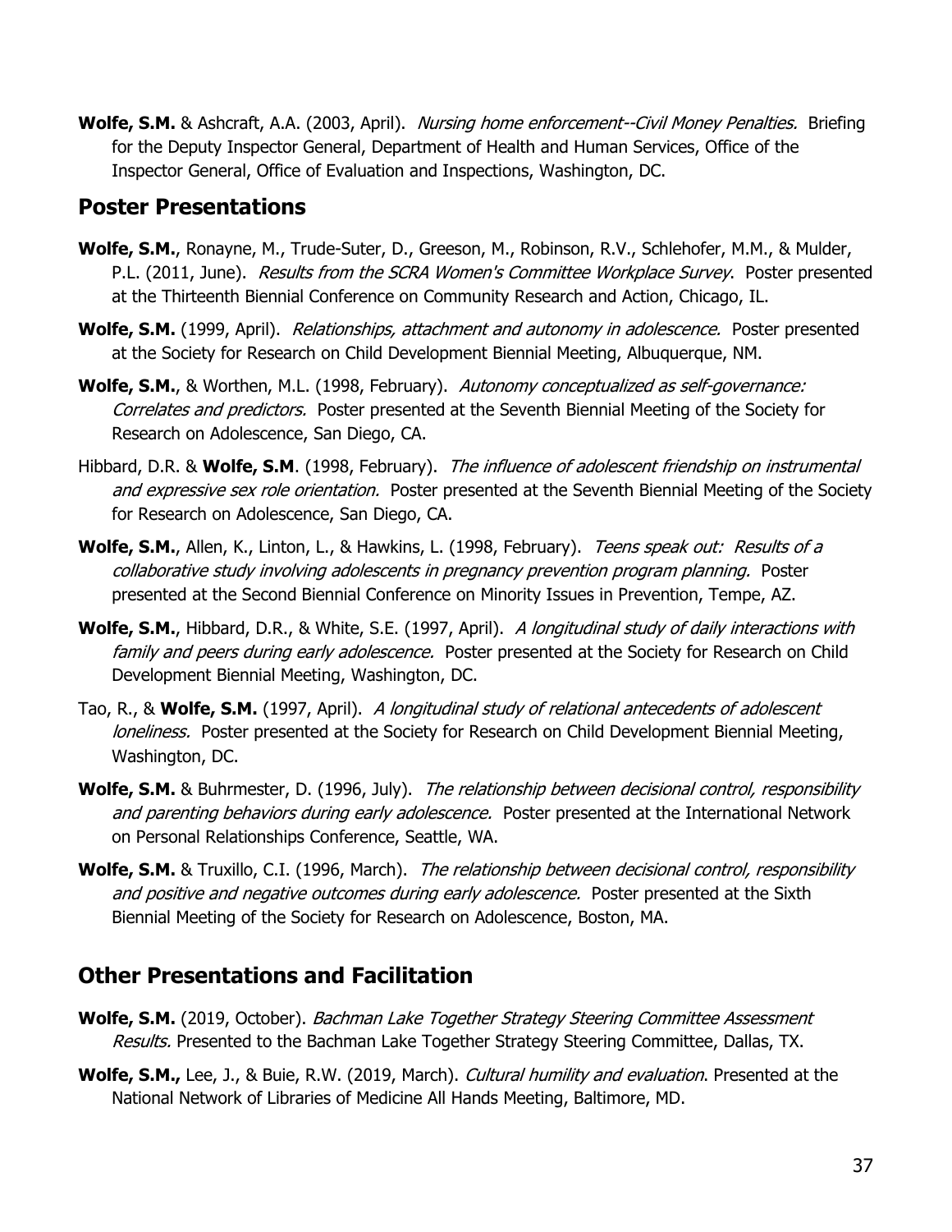**Wolfe, S.M.** & Ashcraft, A.A. (2003, April). *Nursing home enforcement--Civil Money Penalties.* Briefing for the Deputy Inspector General, Department of Health and Human Services, Office of the Inspector General, Office of Evaluation and Inspections, Washington, DC.

## Poster Presentations

**Wolfe, S.M.**, Ronayne, M., Trude-Suter, D., Greeson, M., Robinson, R.V., Schlehofer, M.M., & Mulder, P.L. (2011, June). *Results from the SCRA Women's Committee Workplace Survey*. Poster presented at the Thirteenth Biennial Conference on Community Research and Action, Chicago, IL.

**Wolfe, S.M.** (1999, April). *Relationships, attachment and autonomy in adolescence.* Poster presented at the Society for Research on Child Development Biennial Meeting, Albuquerque, NM.

**Wolfe, S.M.**, & Worthen, M.L. (1998, February). *Autonomy conceptualized as self-governance: Correlates and predictors.* Poster presented at the Seventh Biennial Meeting of the Society for Research on Adolescence, San Diego, CA.

Hibbard, D.R. & **Wolfe, S.M**. (1998, February). *The influence of adolescent friendship on instrumental and expressive sex role orientation.* Poster presented at the Seventh Biennial Meeting of the Society for Research on Adolescence, San Diego, CA.

**Wolfe, S.M.**, Allen, K., Linton, L., & Hawkins, L. (1998, February). *Teens speak out: Results of a collaborative study involving adolescents in pregnancy prevention program planning.* Poster presented at the Second Biennial Conference on Minority Issues in Prevention, Tempe, AZ.

**Wolfe, S.M.**, Hibbard, D.R., & White, S.E. (1997, April). *A longitudinal study of daily interactions with family and peers during early adolescence.* Poster presented at the Society for Research on Child Development Biennial Meeting, Washington, DC.

Tao, R., & **Wolfe, S.M.** (1997, April). *A longitudinal study of relational antecedents of adolescent loneliness.* Poster presented at the Society for Research on Child Development Biennial Meeting, Washington, DC.

**Wolfe, S.M.** & Buhrmester, D. (1996, July). *The relationship between decisional control, responsibility and parenting behaviors during early adolescence.* Poster presented at the International Network on Personal Relationships Conference, Seattle, WA.

**Wolfe, S.M.** & Truxillo, C.I. (1996, March). *The relationship between decisional control, responsibility and positive and negative outcomes during early adolescence.* Poster presented at the Sixth Biennial Meeting of the Society for Research on Adolescence, Boston, MA.

## Other Presentations and Facilitation

**Wolfe, S.M.** (2019, October). *Bachman Lake Together Strategy Steering Committee Assessment Results.* Presented to the Bachman Lake Together Strategy Steering Committee, Dallas, TX.

**Wolfe, S.M.,** Lee, J., & Buie, R.W. (2019, March). *Cultural humility and evaluation*. Presented at the National Network of Libraries of Medicine All Hands Meeting, Baltimore, MD.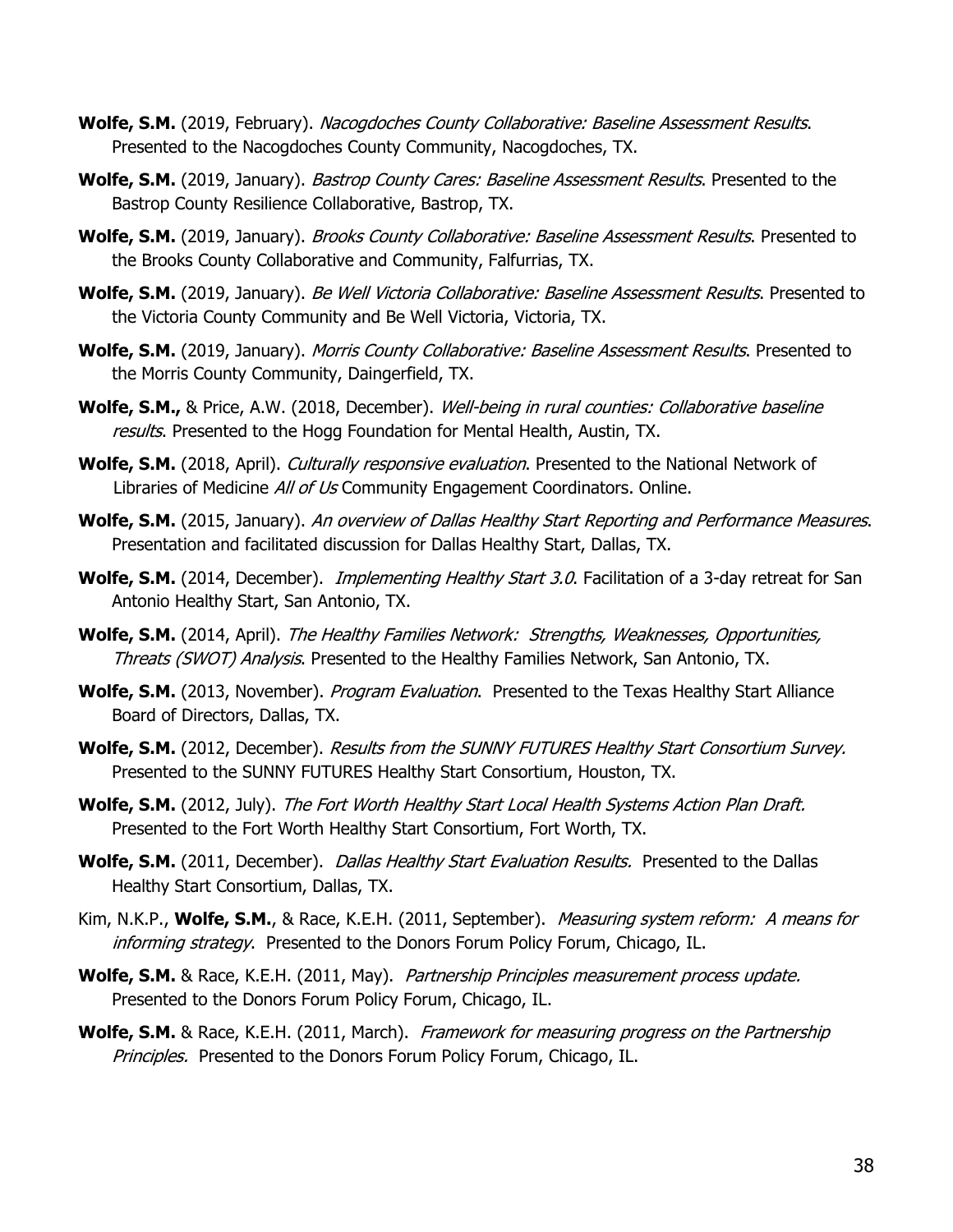**Wolfe, S.M.** (2019, February). *Nacogdoches County Collaborative: Baseline Assessment Results*. Presented to the Nacogdoches County Community, Nacogdoches, TX.

**Wolfe, S.M.** (2019, January). *Bastrop County Cares: Baseline Assessment Results*. Presented to the Bastrop County Resilience Collaborative, Bastrop, TX.

**Wolfe, S.M.** (2019, January). *Brooks County Collaborative: Baseline Assessment Results*. Presented to the Brooks County Collaborative and Community, Falfurrias, TX.

**Wolfe, S.M.** (2019, January). *Be Well Victoria Collaborative: Baseline Assessment Results*. Presented to the Victoria County Community and Be Well Victoria, Victoria, TX.

**Wolfe, S.M.** (2019, January). *Morris County Collaborative: Baseline Assessment Results*. Presented to the Morris County Community, Daingerfield, TX.

**Wolfe, S.M.,** & Price, A.W. (2018, December). *Well-being in rural counties: Collaborative baseline results*. Presented to the Hogg Foundation for Mental Health, Austin, TX.

**Wolfe, S.M.** (2018, April). *Culturally responsive evaluation*. Presented to the National Network of Libraries of Medicine *All of Us* Community Engagement Coordinators. Online.

**Wolfe, S.M.** (2015, January). *An overview of Dallas Healthy Start Reporting and Performance Measures*. Presentation and facilitated discussion for Dallas Healthy Start, Dallas, TX.

**Wolfe, S.M.** (2014, December). *Implementing Healthy Start 3.0*. Facilitation of a 3-day retreat for San Antonio Healthy Start, San Antonio, TX.

**Wolfe, S.M.** (2014, April). *The Healthy Families Network: Strengths, Weaknesses, Opportunities, Threats (SWOT) Analysis*. Presented to the Healthy Families Network, San Antonio, TX.

**Wolfe, S.M.** (2013, November). *Program Evaluation*. Presented to the Texas Healthy Start Alliance Board of Directors, Dallas, TX.

**Wolfe, S.M.** (2012, December). *Results from the SUNNY FUTURES Healthy Start Consortium Survey.* Presented to the SUNNY FUTURES Healthy Start Consortium, Houston, TX.

**Wolfe, S.M.** (2012, July). *The Fort Worth Healthy Start Local Health Systems Action Plan Draft.* Presented to the Fort Worth Healthy Start Consortium, Fort Worth, TX.

**Wolfe, S.M.** (2011, December). *Dallas Healthy Start Evaluation Results.* Presented to the Dallas Healthy Start Consortium, Dallas, TX.

Kim, N.K.P., **Wolfe, S.M.**, & Race, K.E.H. (2011, September). *Measuring system reform: A means for informing strategy*. Presented to the Donors Forum Policy Forum, Chicago, IL.

**Wolfe, S.M.** & Race, K.E.H. (2011, May). *Partnership Principles measurement process update.* Presented to the Donors Forum Policy Forum, Chicago, IL.

**Wolfe, S.M.** & Race, K.E.H. (2011, March). *Framework for measuring progress on the Partnership Principles.* Presented to the Donors Forum Policy Forum, Chicago, IL.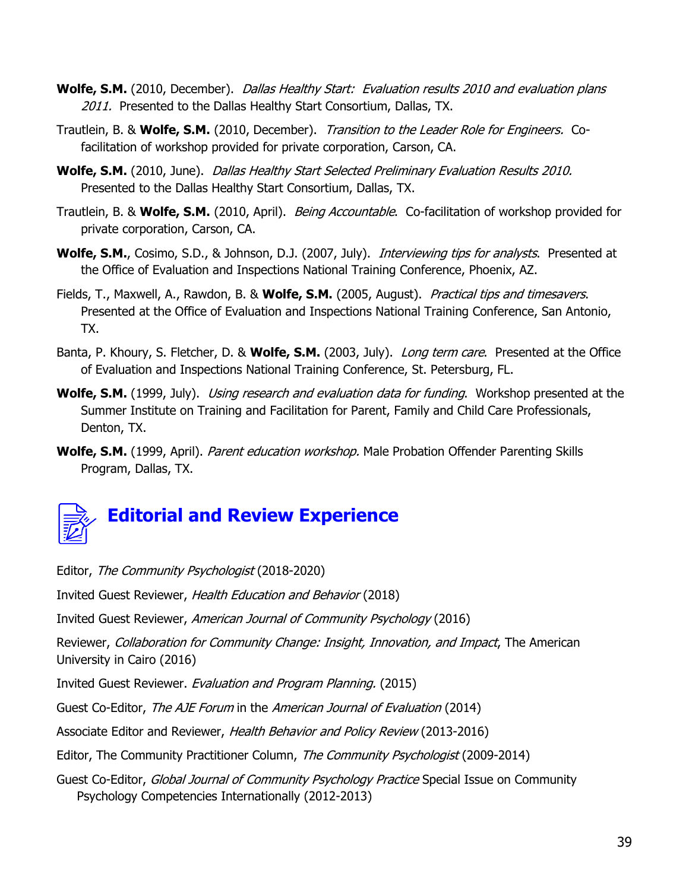**Wolfe, S.M.** (2010, December). *Dallas Healthy Start: Evaluation results 2010 and evaluation plans 2011.* Presented to the Dallas Healthy Start Consortium, Dallas, TX.

Trautlein, B. & **Wolfe, S.M.** (2010, December). *Transition to the Leader Role for Engineers.* Co-facilitation of workshop provided for private corporation, Carson, CA.

**Wolfe, S.M.** (2010, June). *Dallas Healthy Start Selected Preliminary Evaluation Results 2010.* Presented to the Dallas Healthy Start Consortium, Dallas, TX.

Trautlein, B. & **Wolfe, S.M.** (2010, April). *Being Accountable*. Co-facilitation of workshop provided for private corporation, Carson, CA.

**Wolfe, S.M.**, Cosimo, S.D., & Johnson, D.J. (2007, July). *Interviewing tips for analysts*. Presented at the Office of Evaluation and Inspections National Training Conference, Phoenix, AZ.

Fields, T., Maxwell, A., Rawdon, B. & **Wolfe, S.M.** (2005, August). *Practical tips and timesavers*. Presented at the Office of Evaluation and Inspections National Training Conference, San Antonio, TX.

Banta, P. Khoury, S. Fletcher, D. & **Wolfe, S.M.** (2003, July). *Long term care*. Presented at the Office of Evaluation and Inspections National Training Conference, St. Petersburg, FL.

**Wolfe, S.M.** (1999, July). *Using research and evaluation data for funding*. Workshop presented at the Summer Institute on Training and Facilitation for Parent, Family and Child Care Professionals, Denton, TX.

**Wolfe, S.M.** (1999, April). *Parent education workshop.* Male Probation Offender Parenting Skills Program, Dallas, TX.

## Editorial and Review Experience

Editor, *The Community Psychologist* (2018-2020)

Invited Guest Reviewer, *Health Education and Behavior* (2018)

Invited Guest Reviewer, *American Journal of Community Psychology* (2016)

Reviewer, *Collaboration for Community Change: Insight, Innovation, and Impact*, The American University in Cairo (2016)

Invited Guest Reviewer. *Evaluation and Program Planning.* (2015)

Guest Co-Editor, *The AJE Forum* in the *American Journal of Evaluation* (2014)

Associate Editor and Reviewer, *Health Behavior and Policy Review* (2013-2016)

Editor, The Community Practitioner Column, *The Community Psychologist* (2009-2014)

Guest Co-Editor, *Global Journal of Community Psychology Practice* Special Issue on Community Psychology Competencies Internationally (2012-2013)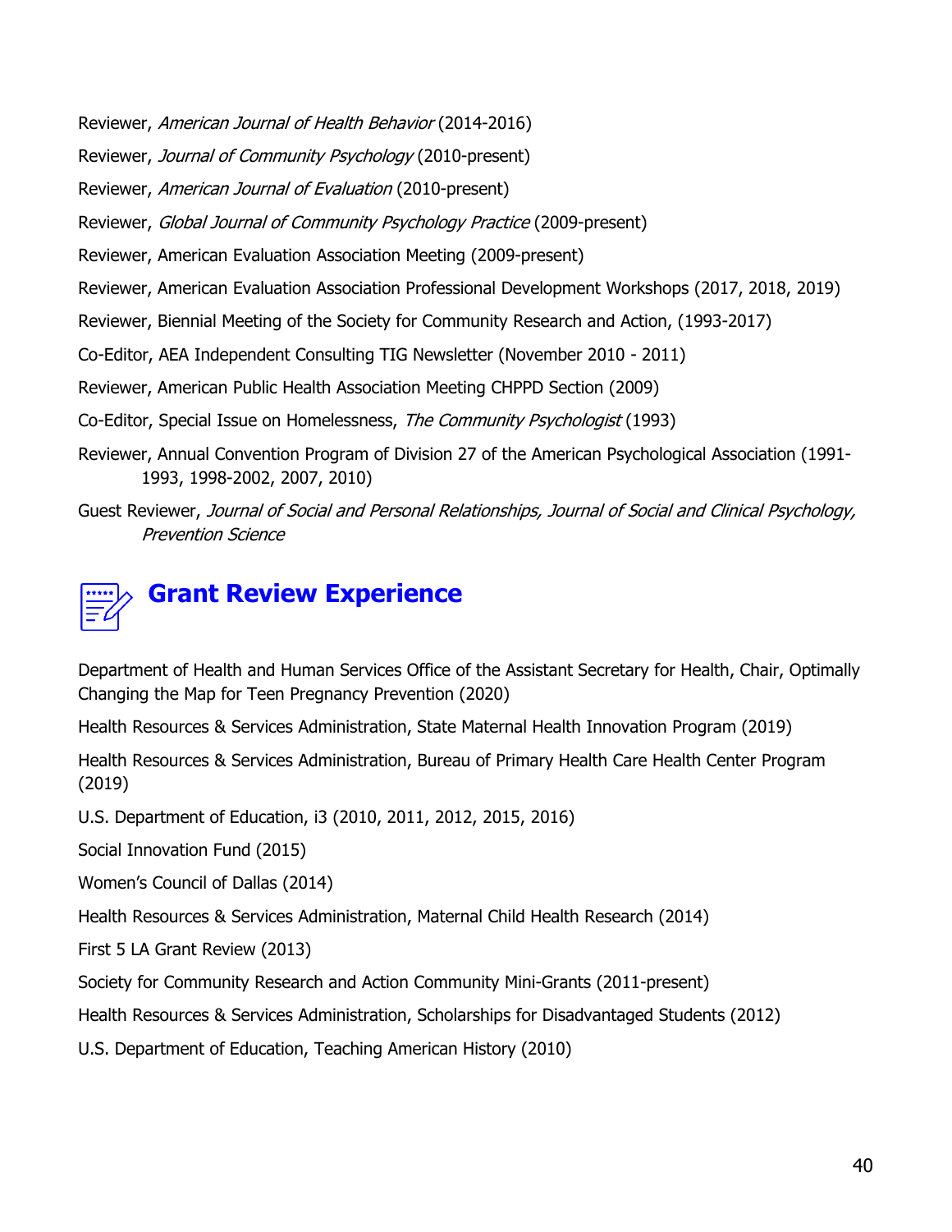Reviewer, *American Journal of Health Behavior* (2014-2016)

Reviewer, *Journal of Community Psychology* (2010-present)

Reviewer, *American Journal of Evaluation* (2010-present)

Reviewer, *Global Journal of Community Psychology Practice* (2009-present)

Reviewer, American Evaluation Association Meeting (2009-present)

Reviewer, American Evaluation Association Professional Development Workshops (2017, 2018, 2019)

Reviewer, Biennial Meeting of the Society for Community Research and Action, (1993-2017)

Co-Editor, AEA Independent Consulting TIG Newsletter (November 2010 - 2011)

Reviewer, American Public Health Association Meeting CHPPD Section (2009)

Co-Editor, Special Issue on Homelessness, *The Community Psychologist* (1993)

Reviewer, Annual Convention Program of Division 27 of the American Psychological Association (1991-1993, 1998-2002, 2007, 2010)

Guest Reviewer, *Journal of Social and Personal Relationships, Journal of Social and Clinical Psychology, Prevention Science*

## Grant Review Experience

Department of Health and Human Services Office of the Assistant Secretary for Health, Chair, Optimally Changing the Map for Teen Pregnancy Prevention (2020)

Health Resources & Services Administration, State Maternal Health Innovation Program (2019)

Health Resources & Services Administration, Bureau of Primary Health Care Health Center Program (2019)

U.S. Department of Education, i3 (2010, 2011, 2012, 2015, 2016)

Social Innovation Fund (2015)

Women's Council of Dallas (2014)

Health Resources & Services Administration, Maternal Child Health Research (2014)

First 5 LA Grant Review (2013)

Society for Community Research and Action Community Mini-Grants (2011-present)

Health Resources & Services Administration, Scholarships for Disadvantaged Students (2012)

U.S. Department of Education, Teaching American History (2010)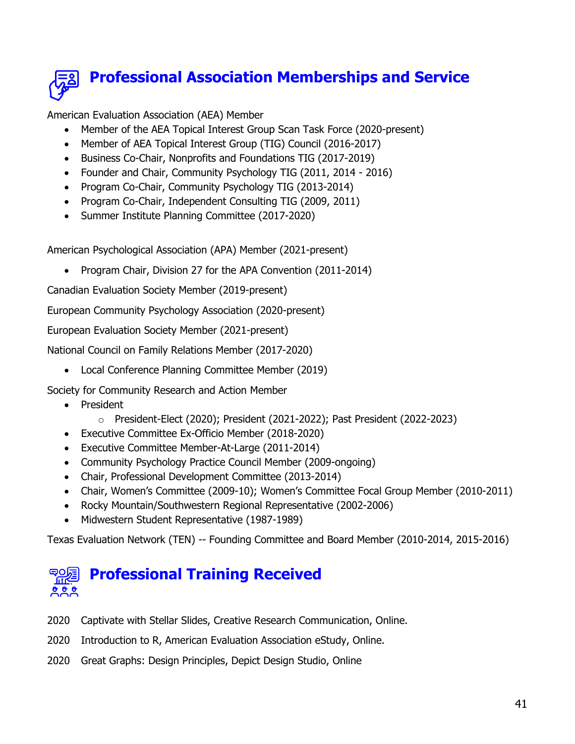## Professional Association Memberships and Service

American Evaluation Association (AEA) Member

- Member of the AEA Topical Interest Group Scan Task Force (2020-present)
- Member of AEA Topical Interest Group (TIG) Council (2016-2017)
- Business Co-Chair, Nonprofits and Foundations TIG (2017-2019)
- Founder and Chair, Community Psychology TIG (2011, 2014 - 2016)
- Program Co-Chair, Community Psychology TIG (2013-2014)
- Program Co-Chair, Independent Consulting TIG (2009, 2011)
- Summer Institute Planning Committee (2017-2020)

American Psychological Association (APA) Member (2021-present)

- Program Chair, Division 27 for the APA Convention (2011-2014)

Canadian Evaluation Society Member (2019-present)

European Community Psychology Association (2020-present)

European Evaluation Society Member (2021-present)

National Council on Family Relations Member (2017-2020)

- Local Conference Planning Committee Member (2019)

Society for Community Research and Action Member

- President
  - President-Elect (2020); President (2021-2022); Past President (2022-2023)
- Executive Committee Ex-Officio Member (2018-2020)
- Executive Committee Member-At-Large (2011-2014)
- Community Psychology Practice Council Member (2009-ongoing)
- Chair, Professional Development Committee (2013-2014)
- Chair, Women's Committee (2009-10); Women's Committee Focal Group Member (2010-2011)
- Rocky Mountain/Southwestern Regional Representative (2002-2006)
- Midwestern Student Representative (1987-1989)

Texas Evaluation Network (TEN) -- Founding Committee and Board Member (2010-2014, 2015-2016)

## Professional Training Received

2020 Captivate with Stellar Slides, Creative Research Communication, Online.

2020 Introduction to R, American Evaluation Association eStudy, Online.

2020 Great Graphs: Design Principles, Depict Design Studio, Online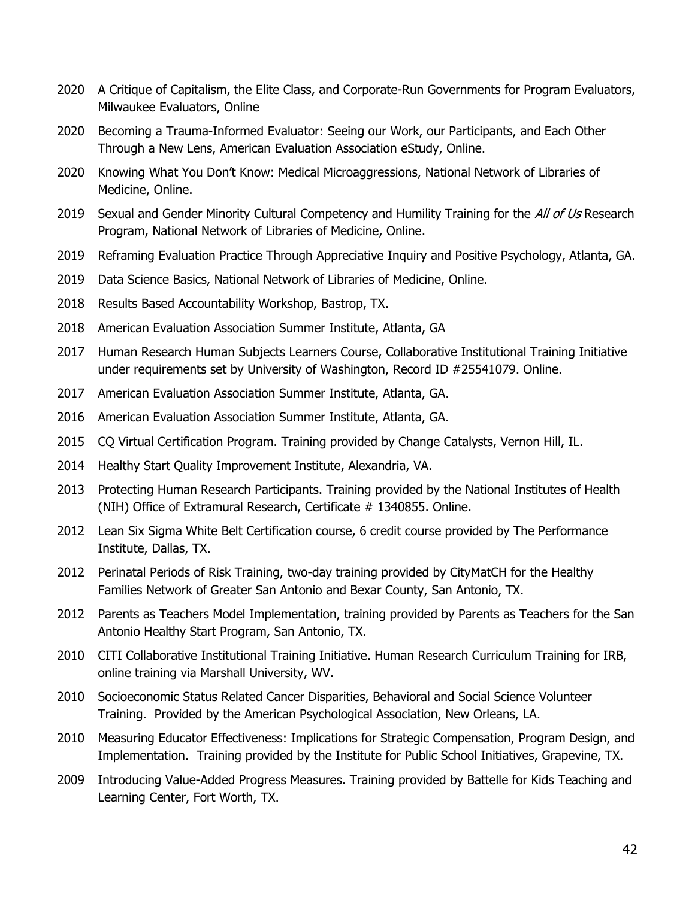2020 A Critique of Capitalism, the Elite Class, and Corporate-Run Governments for Program Evaluators, Milwaukee Evaluators, Online

2020 Becoming a Trauma-Informed Evaluator: Seeing our Work, our Participants, and Each Other Through a New Lens, American Evaluation Association eStudy, Online.

2020 Knowing What You Don't Know: Medical Microaggressions, National Network of Libraries of Medicine, Online.

2019 Sexual and Gender Minority Cultural Competency and Humility Training for the *All of Us* Research Program, National Network of Libraries of Medicine, Online.

2019 Reframing Evaluation Practice Through Appreciative Inquiry and Positive Psychology, Atlanta, GA.

2019 Data Science Basics, National Network of Libraries of Medicine, Online.

2018 Results Based Accountability Workshop, Bastrop, TX.

2018 American Evaluation Association Summer Institute, Atlanta, GA

2017 Human Research Human Subjects Learners Course, Collaborative Institutional Training Initiative under requirements set by University of Washington, Record ID #25541079. Online.

2017 American Evaluation Association Summer Institute, Atlanta, GA.

2016 American Evaluation Association Summer Institute, Atlanta, GA.

2015 CQ Virtual Certification Program. Training provided by Change Catalysts, Vernon Hill, IL.

2014 Healthy Start Quality Improvement Institute, Alexandria, VA.

2013 Protecting Human Research Participants. Training provided by the National Institutes of Health (NIH) Office of Extramural Research, Certificate # 1340855. Online.

2012 Lean Six Sigma White Belt Certification course, 6 credit course provided by The Performance Institute, Dallas, TX.

2012 Perinatal Periods of Risk Training, two-day training provided by CityMatCH for the Healthy Families Network of Greater San Antonio and Bexar County, San Antonio, TX.

2012 Parents as Teachers Model Implementation, training provided by Parents as Teachers for the San Antonio Healthy Start Program, San Antonio, TX.

2010 CITI Collaborative Institutional Training Initiative. Human Research Curriculum Training for IRB, online training via Marshall University, WV.

2010 Socioeconomic Status Related Cancer Disparities, Behavioral and Social Science Volunteer Training. Provided by the American Psychological Association, New Orleans, LA.

2010 Measuring Educator Effectiveness: Implications for Strategic Compensation, Program Design, and Implementation. Training provided by the Institute for Public School Initiatives, Grapevine, TX.

2009 Introducing Value-Added Progress Measures. Training provided by Battelle for Kids Teaching and Learning Center, Fort Worth, TX.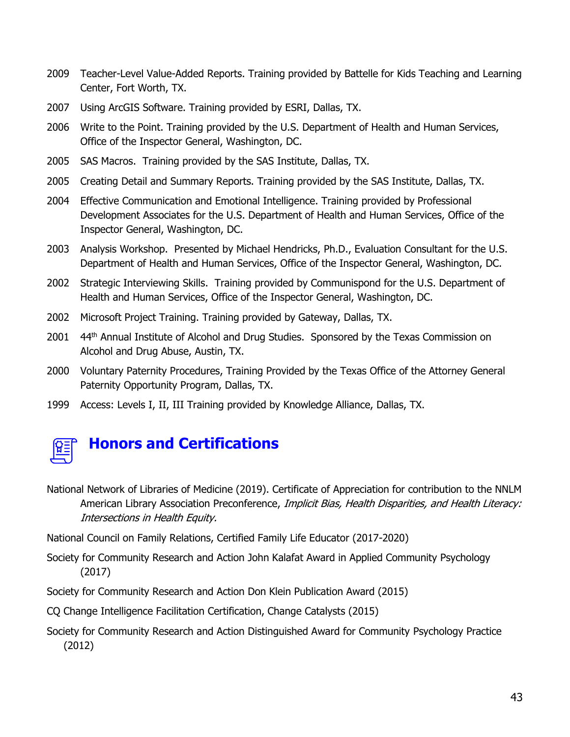2009 Teacher-Level Value-Added Reports. Training provided by Battelle for Kids Teaching and Learning Center, Fort Worth, TX.

2007 Using ArcGIS Software. Training provided by ESRI, Dallas, TX.

2006 Write to the Point. Training provided by the U.S. Department of Health and Human Services, Office of the Inspector General, Washington, DC.

2005 SAS Macros. Training provided by the SAS Institute, Dallas, TX.

2005 Creating Detail and Summary Reports. Training provided by the SAS Institute, Dallas, TX.

2004 Effective Communication and Emotional Intelligence. Training provided by Professional Development Associates for the U.S. Department of Health and Human Services, Office of the Inspector General, Washington, DC.

2003 Analysis Workshop. Presented by Michael Hendricks, Ph.D., Evaluation Consultant for the U.S. Department of Health and Human Services, Office of the Inspector General, Washington, DC.

2002 Strategic Interviewing Skills. Training provided by Communispond for the U.S. Department of Health and Human Services, Office of the Inspector General, Washington, DC.

2002 Microsoft Project Training. Training provided by Gateway, Dallas, TX.

2001 44th Annual Institute of Alcohol and Drug Studies. Sponsored by the Texas Commission on Alcohol and Drug Abuse, Austin, TX.

2000 Voluntary Paternity Procedures, Training Provided by the Texas Office of the Attorney General Paternity Opportunity Program, Dallas, TX.

1999 Access: Levels I, II, III Training provided by Knowledge Alliance, Dallas, TX.

## Honors and Certifications

National Network of Libraries of Medicine (2019). Certificate of Appreciation for contribution to the NNLM American Library Association Preconference, *Implicit Bias, Health Disparities, and Health Literacy: Intersections in Health Equity.*

National Council on Family Relations, Certified Family Life Educator (2017-2020)

Society for Community Research and Action John Kalafat Award in Applied Community Psychology (2017)

Society for Community Research and Action Don Klein Publication Award (2015)

CQ Change Intelligence Facilitation Certification, Change Catalysts (2015)

Society for Community Research and Action Distinguished Award for Community Psychology Practice (2012)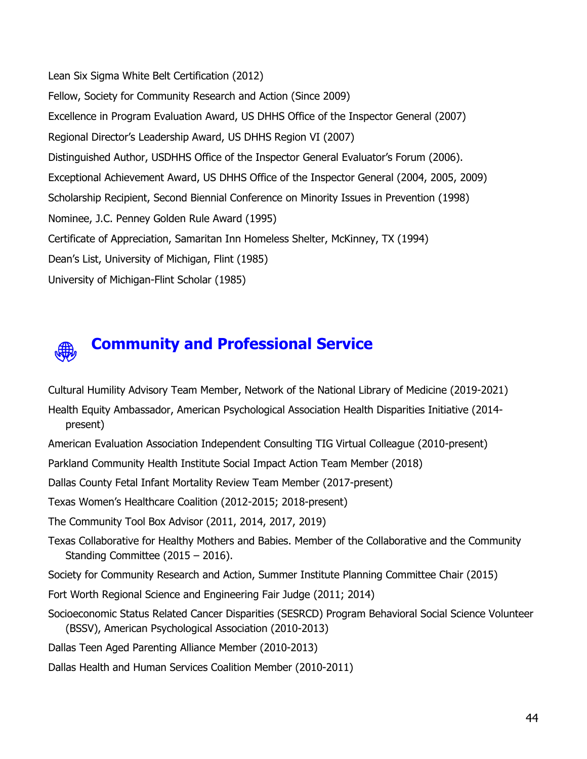Lean Six Sigma White Belt Certification (2012)

Fellow, Society for Community Research and Action (Since 2009)

Excellence in Program Evaluation Award, US DHHS Office of the Inspector General (2007)

Regional Director's Leadership Award, US DHHS Region VI (2007)

Distinguished Author, USDHHS Office of the Inspector General Evaluator's Forum (2006).

Exceptional Achievement Award, US DHHS Office of the Inspector General (2004, 2005, 2009)

Scholarship Recipient, Second Biennial Conference on Minority Issues in Prevention (1998)

Nominee, J.C. Penney Golden Rule Award (1995)

Certificate of Appreciation, Samaritan Inn Homeless Shelter, McKinney, TX (1994)

Dean's List, University of Michigan, Flint (1985)

University of Michigan-Flint Scholar (1985)

## Community and Professional Service

Cultural Humility Advisory Team Member, Network of the National Library of Medicine (2019-2021)

Health Equity Ambassador, American Psychological Association Health Disparities Initiative (2014-present)

American Evaluation Association Independent Consulting TIG Virtual Colleague (2010-present)

Parkland Community Health Institute Social Impact Action Team Member (2018)

Dallas County Fetal Infant Mortality Review Team Member (2017-present)

Texas Women's Healthcare Coalition (2012-2015; 2018-present)

The Community Tool Box Advisor (2011, 2014, 2017, 2019)

Texas Collaborative for Healthy Mothers and Babies. Member of the Collaborative and the Community Standing Committee (2015 – 2016).

Society for Community Research and Action, Summer Institute Planning Committee Chair (2015)

Fort Worth Regional Science and Engineering Fair Judge (2011; 2014)

Socioeconomic Status Related Cancer Disparities (SESRCD) Program Behavioral Social Science Volunteer (BSSV), American Psychological Association (2010-2013)

Dallas Teen Aged Parenting Alliance Member (2010-2013)

Dallas Health and Human Services Coalition Member (2010-2011)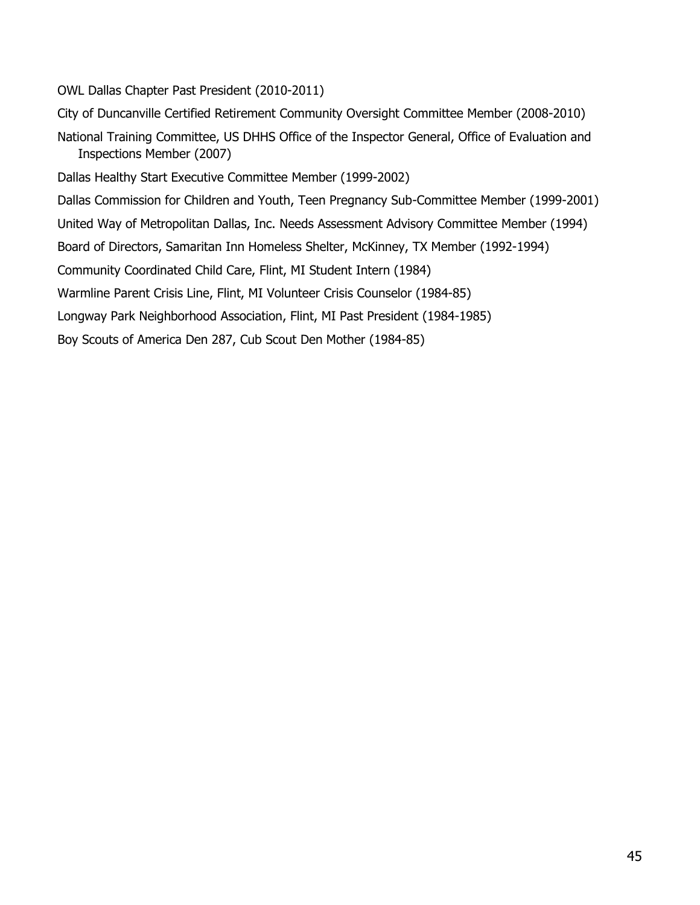OWL Dallas Chapter Past President (2010-2011)

City of Duncanville Certified Retirement Community Oversight Committee Member (2008-2010)

National Training Committee, US DHHS Office of the Inspector General, Office of Evaluation and Inspections Member (2007)

Dallas Healthy Start Executive Committee Member (1999-2002)

Dallas Commission for Children and Youth, Teen Pregnancy Sub-Committee Member (1999-2001)

United Way of Metropolitan Dallas, Inc. Needs Assessment Advisory Committee Member (1994)

Board of Directors, Samaritan Inn Homeless Shelter, McKinney, TX Member (1992-1994)

Community Coordinated Child Care, Flint, MI Student Intern (1984)

Warmline Parent Crisis Line, Flint, MI Volunteer Crisis Counselor (1984-85)

Longway Park Neighborhood Association, Flint, MI Past President (1984-1985)

Boy Scouts of America Den 287, Cub Scout Den Mother (1984-85)